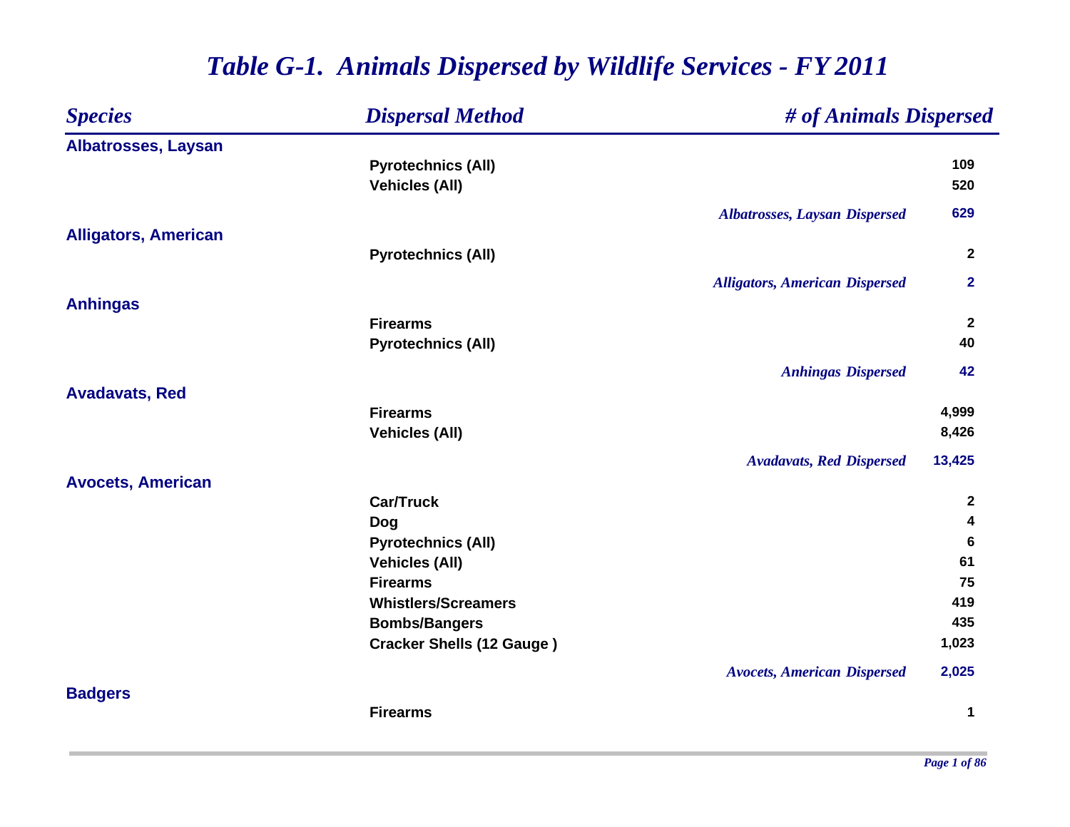# *Table G-1. Animals Dispersed by Wildlife Services - FY 2011*

| *Species* | *Dispersal Method* | *# of Animals Dispersed* |
|---|---|---|
| **Albatrosses, Laysan** | | |
| | **Pyrotechnics (All)** | **109** |
| | **Vehicles (All)** | **520** |
| | *Albatrosses, Laysan Dispersed* | **629** |
| **Alligators, American** | | |
| | **Pyrotechnics (All)** | **2** |
| | *Alligators, American Dispersed* | **2** |
| **Anhingas** | | |
| | **Firearms** | **2** |
| | **Pyrotechnics (All)** | **40** |
| | *Anhingas Dispersed* | **42** |
| **Avadavats, Red** | | |
| | **Firearms** | **4,999** |
| | **Vehicles (All)** | **8,426** |
| | *Avadavats, Red Dispersed* | **13,425** |
| **Avocets, American** | | |
| | **Car/Truck** | **2** |
| | **Dog** | **4** |
| | **Pyrotechnics (All)** | **6** |
| | **Vehicles (All)** | **61** |
| | **Firearms** | **75** |
| | **Whistlers/Screamers** | **419** |
| | **Bombs/Bangers** | **435** |
| | **Cracker Shells (12 Gauge )** | **1,023** |
| | *Avocets, American Dispersed* | **2,025** |
| **Badgers** | | |
| | **Firearms** | **1** |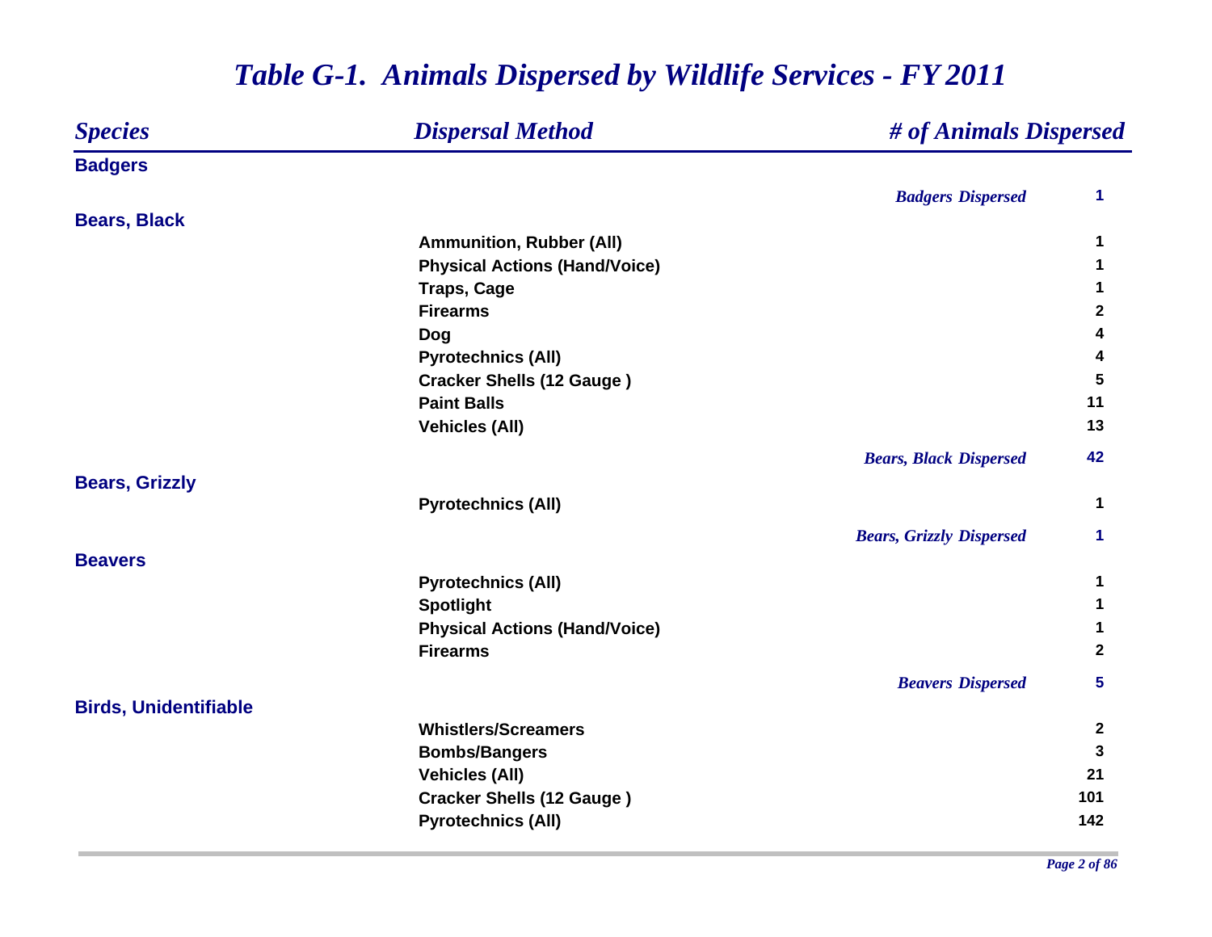# *Table G-1. Animals Dispersed by Wildlife Services - FY 2011*

| *Species* | *Dispersal Method* | *# of Animals Dispersed* |
|---|---|---|
| **Badgers** | | |
| | *Badgers Dispersed* | **1** |
| **Bears, Black** | | |
| | **Ammunition, Rubber (All)** | **1** |
| | **Physical Actions (Hand/Voice)** | **1** |
| | **Traps, Cage** | **1** |
| | **Firearms** | **2** |
| | **Dog** | **4** |
| | **Pyrotechnics (All)** | **4** |
| | **Cracker Shells (12 Gauge )** | **5** |
| | **Paint Balls** | **11** |
| | **Vehicles (All)** | **13** |
| | *Bears, Black Dispersed* | **42** |
| **Bears, Grizzly** | | |
| | **Pyrotechnics (All)** | **1** |
| | *Bears, Grizzly Dispersed* | **1** |
| **Beavers** | | |
| | **Pyrotechnics (All)** | **1** |
| | **Spotlight** | **1** |
| | **Physical Actions (Hand/Voice)** | **1** |
| | **Firearms** | **2** |
| | *Beavers Dispersed* | **5** |
| **Birds, Unidentifiable** | | |
| | **Whistlers/Screamers** | **2** |
| | **Bombs/Bangers** | **3** |
| | **Vehicles (All)** | **21** |
| | **Cracker Shells (12 Gauge )** | **101** |
| | **Pyrotechnics (All)** | **142** |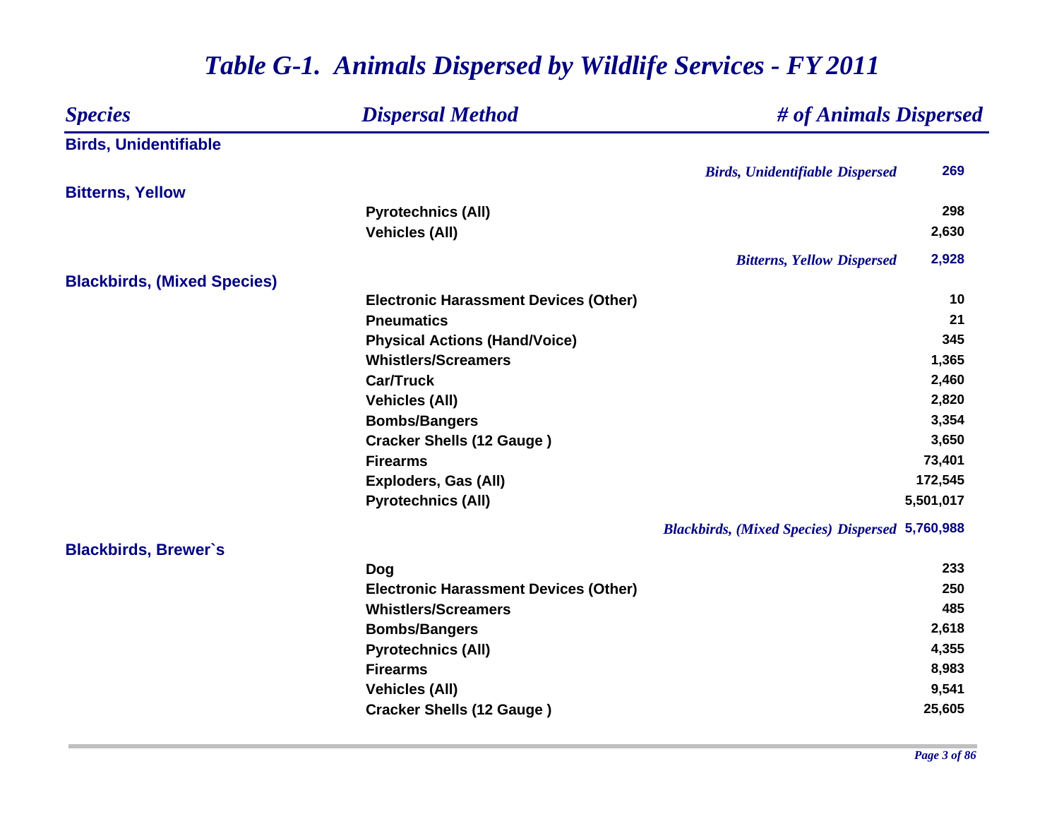# Table G-1. Animals Dispersed by Wildlife Services - FY 2011

| Species | Dispersal Method | # of Animals Dispersed |
|---|---|---|
| **Birds, Unidentifiable** | | |
| | *Birds, Unidentifiable Dispersed* | 269 |
| **Bitterns, Yellow** | | |
| | Pyrotechnics (All) | 298 |
| | Vehicles (All) | 2,630 |
| | *Bitterns, Yellow Dispersed* | 2,928 |
| **Blackbirds, (Mixed Species)** | | |
| | Electronic Harassment Devices (Other) | 10 |
| | Pneumatics | 21 |
| | Physical Actions (Hand/Voice) | 345 |
| | Whistlers/Screamers | 1,365 |
| | Car/Truck | 2,460 |
| | Vehicles (All) | 2,820 |
| | Bombs/Bangers | 3,354 |
| | Cracker Shells (12 Gauge ) | 3,650 |
| | Firearms | 73,401 |
| | Exploders, Gas (All) | 172,545 |
| | Pyrotechnics (All) | 5,501,017 |
| | *Blackbirds, (Mixed Species) Dispersed* | 5,760,988 |
| **Blackbirds, Brewer`s** | | |
| | Dog | 233 |
| | Electronic Harassment Devices (Other) | 250 |
| | Whistlers/Screamers | 485 |
| | Bombs/Bangers | 2,618 |
| | Pyrotechnics (All) | 4,355 |
| | Firearms | 8,983 |
| | Vehicles (All) | 9,541 |
| | Cracker Shells (12 Gauge ) | 25,605 |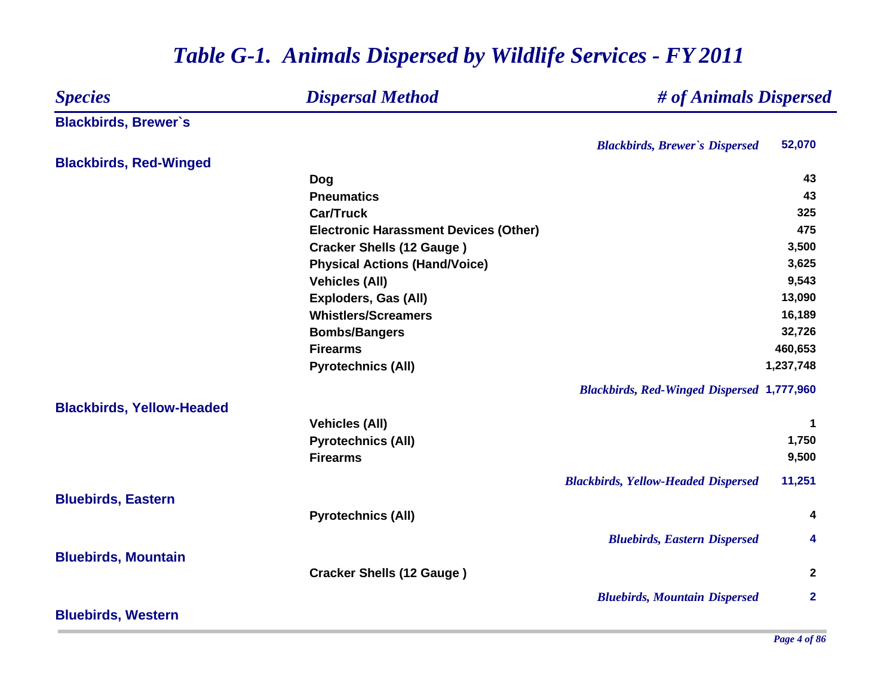# *Table G-1. Animals Dispersed by Wildlife Services - FY 2011*

| *Species* | *Dispersal Method* | *# of Animals Dispersed* |
|---|---|---|
| **Blackbirds, Brewer`s** | | |
| | *Blackbirds, Brewer`s Dispersed* | **52,070** |
| **Blackbirds, Red-Winged** | | |
| | Dog | 43 |
| | Pneumatics | 43 |
| | Car/Truck | 325 |
| | Electronic Harassment Devices (Other) | 475 |
| | Cracker Shells (12 Gauge ) | 3,500 |
| | Physical Actions (Hand/Voice) | 3,625 |
| | Vehicles (All) | 9,543 |
| | Exploders, Gas (All) | 13,090 |
| | Whistlers/Screamers | 16,189 |
| | Bombs/Bangers | 32,726 |
| | Firearms | 460,653 |
| | Pyrotechnics (All) | 1,237,748 |
| | *Blackbirds, Red-Winged Dispersed* | **1,777,960** |
| **Blackbirds, Yellow-Headed** | | |
| | Vehicles (All) | 1 |
| | Pyrotechnics (All) | 1,750 |
| | Firearms | 9,500 |
| | *Blackbirds, Yellow-Headed Dispersed* | **11,251** |
| **Bluebirds, Eastern** | | |
| | Pyrotechnics (All) | 4 |
| | *Bluebirds, Eastern Dispersed* | **4** |
| **Bluebirds, Mountain** | | |
| | Cracker Shells (12 Gauge ) | 2 |
| | *Bluebirds, Mountain Dispersed* | **2** |
| **Bluebirds, Western** | | |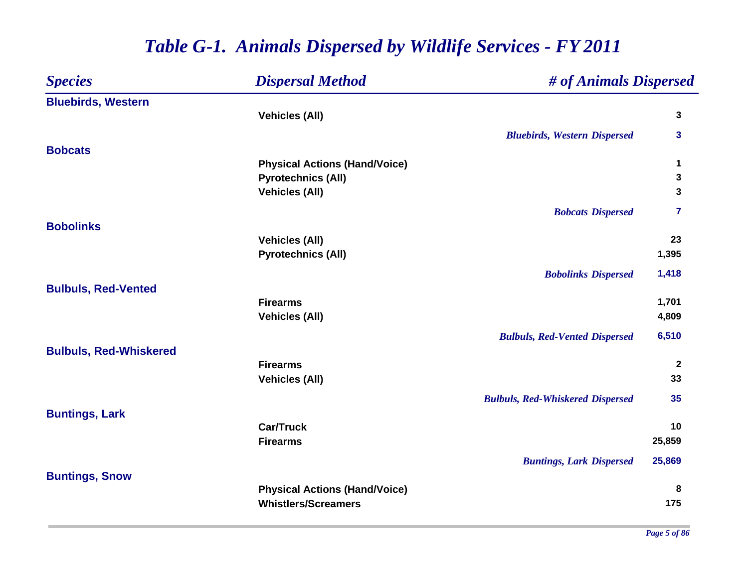# *Table G-1. Animals Dispersed by Wildlife Services - FY 2011*

| *Species* | *Dispersal Method* | *# of Animals Dispersed* |
|---|---|---|
| **Bluebirds, Western** | | |
| | **Vehicles (All)** | **3** |
| | ***Bluebirds, Western Dispersed*** | **3** |
| **Bobcats** | | |
| | **Physical Actions (Hand/Voice)** | **1** |
| | **Pyrotechnics (All)** | **3** |
| | **Vehicles (All)** | **3** |
| | ***Bobcats Dispersed*** | **7** |
| **Bobolinks** | | |
| | **Vehicles (All)** | **23** |
| | **Pyrotechnics (All)** | **1,395** |
| | ***Bobolinks Dispersed*** | **1,418** |
| **Bulbuls, Red-Vented** | | |
| | **Firearms** | **1,701** |
| | **Vehicles (All)** | **4,809** |
| | ***Bulbuls, Red-Vented Dispersed*** | **6,510** |
| **Bulbuls, Red-Whiskered** | | |
| | **Firearms** | **2** |
| | **Vehicles (All)** | **33** |
| | ***Bulbuls, Red-Whiskered Dispersed*** | **35** |
| **Buntings, Lark** | | |
| | **Car/Truck** | **10** |
| | **Firearms** | **25,859** |
| | ***Buntings, Lark Dispersed*** | **25,869** |
| **Buntings, Snow** | | |
| | **Physical Actions (Hand/Voice)** | **8** |
| | **Whistlers/Screamers** | **175** |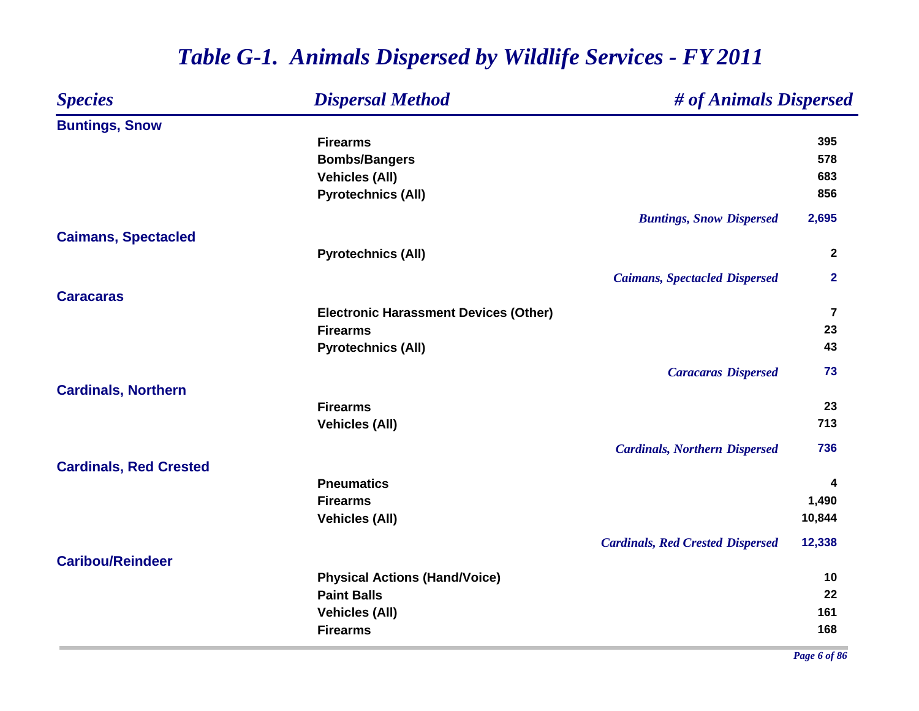# *Table G-1. Animals Dispersed by Wildlife Services - FY 2011*

| *Species* | *Dispersal Method* | *# of Animals Dispersed* |
|---|---|---|
| **Buntings, Snow** | | |
| | **Firearms** | **395** |
| | **Bombs/Bangers** | **578** |
| | **Vehicles (All)** | **683** |
| | **Pyrotechnics (All)** | **856** |
| | ***Buntings, Snow Dispersed*** | **2,695** |
| **Caimans, Spectacled** | | |
| | **Pyrotechnics (All)** | **2** |
| | ***Caimans, Spectacled Dispersed*** | **2** |
| **Caracaras** | | |
| | **Electronic Harassment Devices (Other)** | **7** |
| | **Firearms** | **23** |
| | **Pyrotechnics (All)** | **43** |
| | ***Caracaras Dispersed*** | **73** |
| **Cardinals, Northern** | | |
| | **Firearms** | **23** |
| | **Vehicles (All)** | **713** |
| | ***Cardinals, Northern Dispersed*** | **736** |
| **Cardinals, Red Crested** | | |
| | **Pneumatics** | **4** |
| | **Firearms** | **1,490** |
| | **Vehicles (All)** | **10,844** |
| | ***Cardinals, Red Crested Dispersed*** | **12,338** |
| **Caribou/Reindeer** | | |
| | **Physical Actions (Hand/Voice)** | **10** |
| | **Paint Balls** | **22** |
| | **Vehicles (All)** | **161** |
| | **Firearms** | **168** |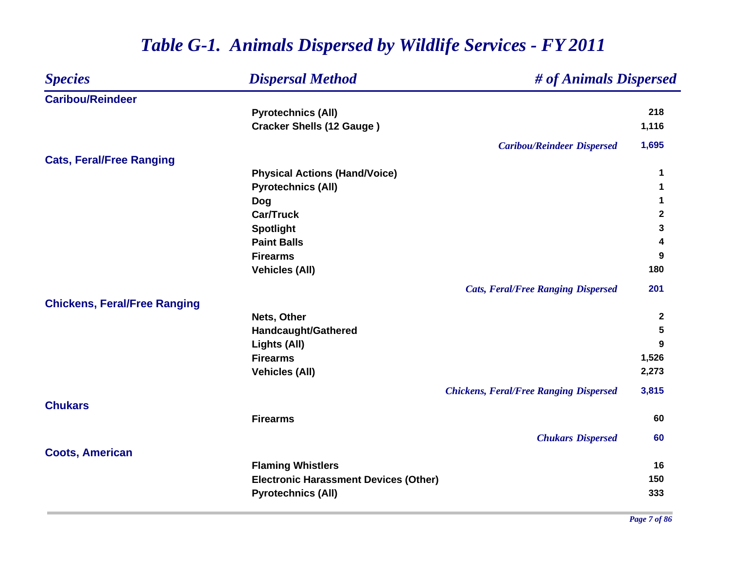# *Table G-1. Animals Dispersed by Wildlife Services - FY 2011*

| *Species* | *Dispersal Method* | *# of Animals Dispersed* |
|---|---|---|
| **Caribou/Reindeer** | | |
| | **Pyrotechnics (All)** | **218** |
| | **Cracker Shells (12 Gauge )** | **1,116** |
| | ***Caribou/Reindeer Dispersed*** | **1,695** |
| **Cats, Feral/Free Ranging** | | |
| | **Physical Actions (Hand/Voice)** | **1** |
| | **Pyrotechnics (All)** | **1** |
| | **Dog** | **1** |
| | **Car/Truck** | **2** |
| | **Spotlight** | **3** |
| | **Paint Balls** | **4** |
| | **Firearms** | **9** |
| | **Vehicles (All)** | **180** |
| | ***Cats, Feral/Free Ranging Dispersed*** | **201** |
| **Chickens, Feral/Free Ranging** | | |
| | **Nets, Other** | **2** |
| | **Handcaught/Gathered** | **5** |
| | **Lights (All)** | **9** |
| | **Firearms** | **1,526** |
| | **Vehicles (All)** | **2,273** |
| | ***Chickens, Feral/Free Ranging Dispersed*** | **3,815** |
| **Chukars** | | |
| | **Firearms** | **60** |
| | ***Chukars Dispersed*** | **60** |
| **Coots, American** | | |
| | **Flaming Whistlers** | **16** |
| | **Electronic Harassment Devices (Other)** | **150** |
| | **Pyrotechnics (All)** | **333** |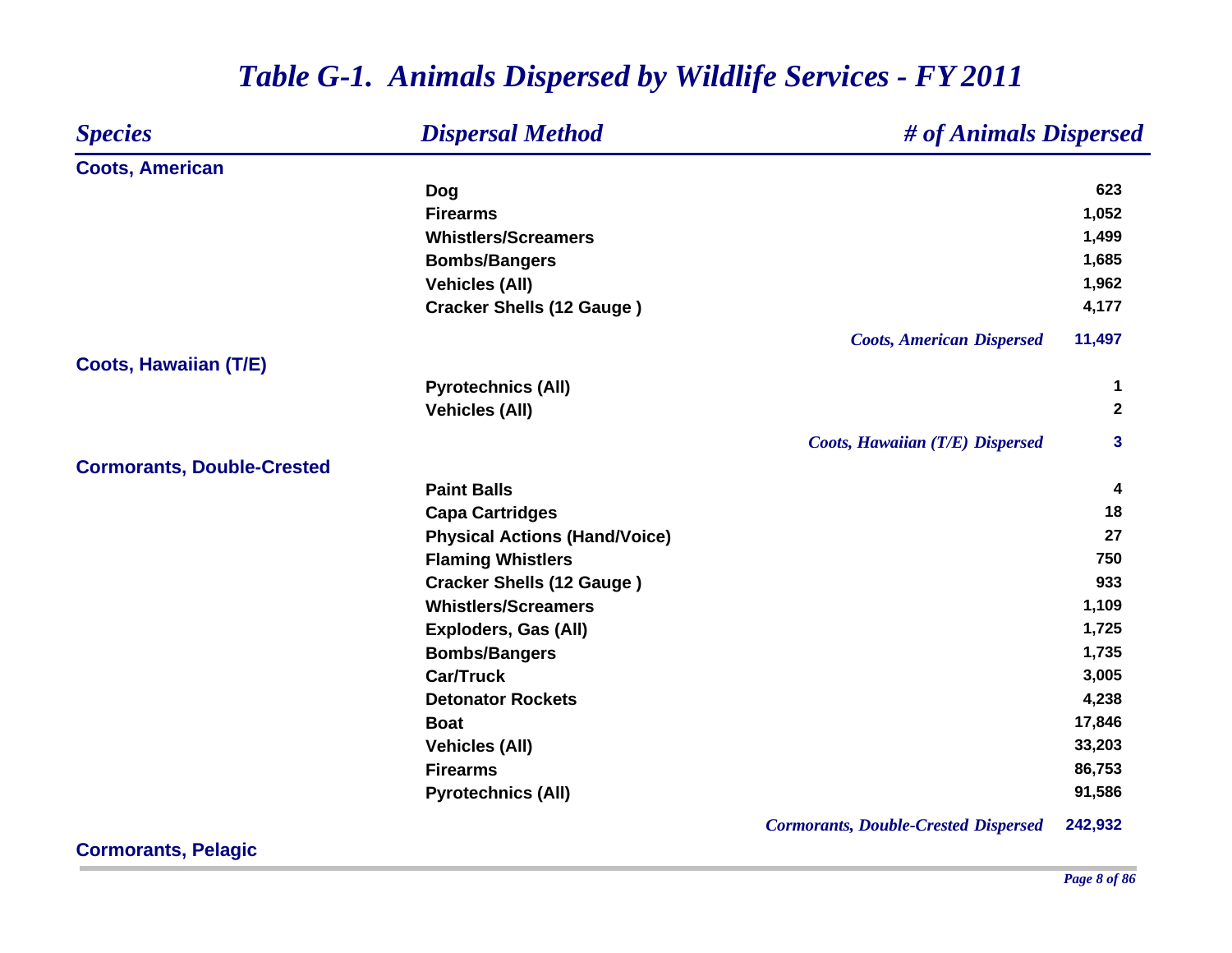# *Table G-1. Animals Dispersed by Wildlife Services - FY 2011*

| *Species* | *Dispersal Method* | *# of Animals Dispersed* |
|---|---|---|
| **Coots, American** | | |
| | **Dog** | **623** |
| | **Firearms** | **1,052** |
| | **Whistlers/Screamers** | **1,499** |
| | **Bombs/Bangers** | **1,685** |
| | **Vehicles (All)** | **1,962** |
| | **Cracker Shells (12 Gauge )** | **4,177** |
| | ***Coots, American Dispersed*** | **11,497** |
| **Coots, Hawaiian (T/E)** | | |
| | **Pyrotechnics (All)** | **1** |
| | **Vehicles (All)** | **2** |
| | ***Coots, Hawaiian (T/E) Dispersed*** | **3** |
| **Cormorants, Double-Crested** | | |
| | **Paint Balls** | **4** |
| | **Capa Cartridges** | **18** |
| | **Physical Actions (Hand/Voice)** | **27** |
| | **Flaming Whistlers** | **750** |
| | **Cracker Shells (12 Gauge )** | **933** |
| | **Whistlers/Screamers** | **1,109** |
| | **Exploders, Gas (All)** | **1,725** |
| | **Bombs/Bangers** | **1,735** |
| | **Car/Truck** | **3,005** |
| | **Detonator Rockets** | **4,238** |
| | **Boat** | **17,846** |
| | **Vehicles (All)** | **33,203** |
| | **Firearms** | **86,753** |
| | **Pyrotechnics (All)** | **91,586** |
| | ***Cormorants, Double-Crested Dispersed*** | **242,932** |
| **Cormorants, Pelagic** | | |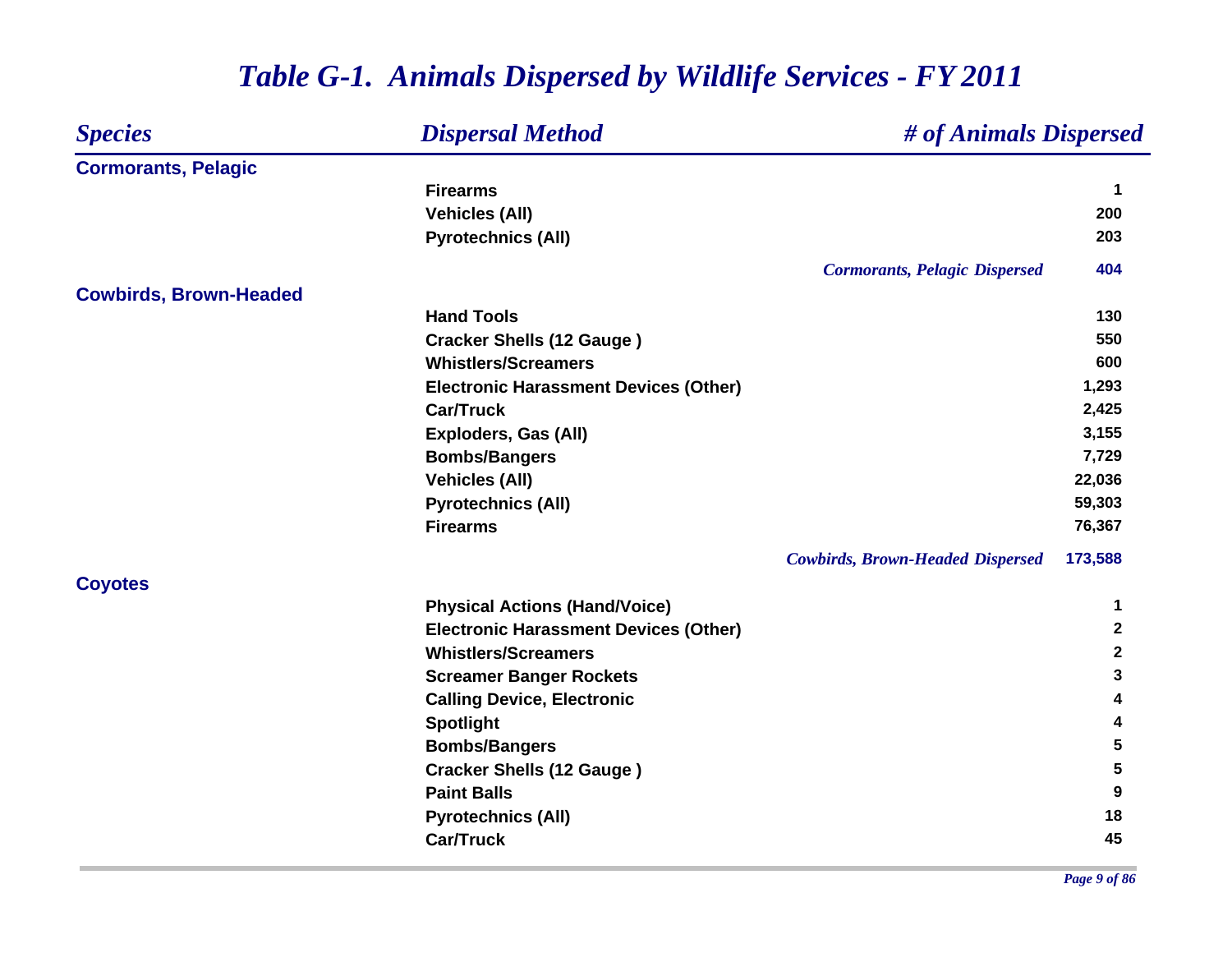# *Table G-1. Animals Dispersed by Wildlife Services - FY 2011*

| *Species* | *Dispersal Method* | *# of Animals Dispersed* |
|---|---|---|
| **Cormorants, Pelagic** | | |
| | **Firearms** | **1** |
| | **Vehicles (All)** | **200** |
| | **Pyrotechnics (All)** | **203** |
| | ***Cormorants, Pelagic Dispersed*** | **404** |
| **Cowbirds, Brown-Headed** | | |
| | **Hand Tools** | **130** |
| | **Cracker Shells (12 Gauge )** | **550** |
| | **Whistlers/Screamers** | **600** |
| | **Electronic Harassment Devices (Other)** | **1,293** |
| | **Car/Truck** | **2,425** |
| | **Exploders, Gas (All)** | **3,155** |
| | **Bombs/Bangers** | **7,729** |
| | **Vehicles (All)** | **22,036** |
| | **Pyrotechnics (All)** | **59,303** |
| | **Firearms** | **76,367** |
| | ***Cowbirds, Brown-Headed Dispersed*** | **173,588** |
| **Coyotes** | | |
| | **Physical Actions (Hand/Voice)** | **1** |
| | **Electronic Harassment Devices (Other)** | **2** |
| | **Whistlers/Screamers** | **2** |
| | **Screamer Banger Rockets** | **3** |
| | **Calling Device, Electronic** | **4** |
| | **Spotlight** | **4** |
| | **Bombs/Bangers** | **5** |
| | **Cracker Shells (12 Gauge )** | **5** |
| | **Paint Balls** | **9** |
| | **Pyrotechnics (All)** | **18** |
| | **Car/Truck** | **45** |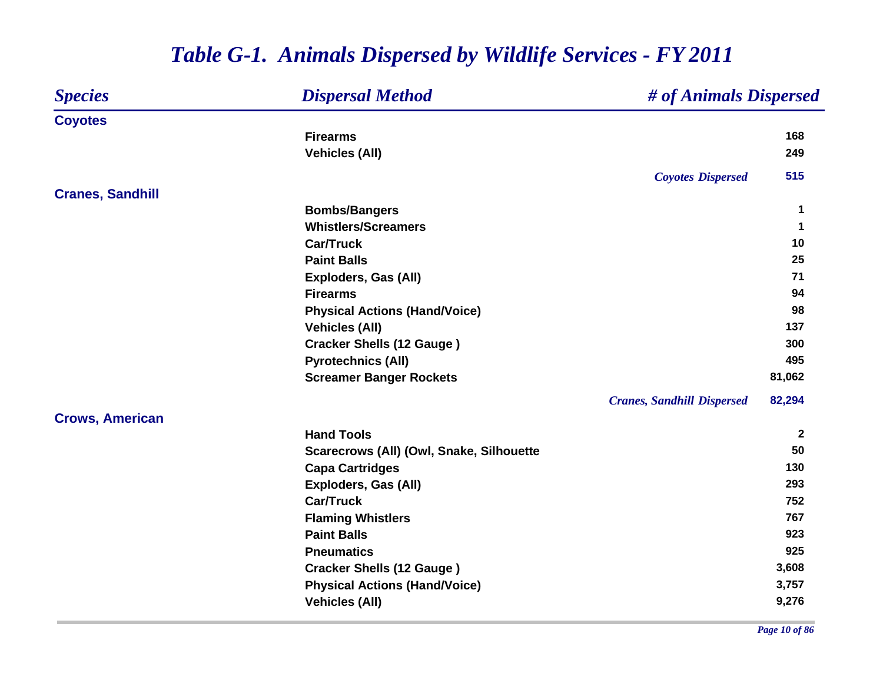# *Table G-1. Animals Dispersed by Wildlife Services - FY 2011*

| *Species* | *Dispersal Method* | *# of Animals Dispersed* |
|---|---|---|
| **Coyotes** | | |
| | **Firearms** | **168** |
| | **Vehicles (All)** | **249** |
| | *Coyotes Dispersed* | **515** |
| **Cranes, Sandhill** | | |
| | **Bombs/Bangers** | **1** |
| | **Whistlers/Screamers** | **1** |
| | **Car/Truck** | **10** |
| | **Paint Balls** | **25** |
| | **Exploders, Gas (All)** | **71** |
| | **Firearms** | **94** |
| | **Physical Actions (Hand/Voice)** | **98** |
| | **Vehicles (All)** | **137** |
| | **Cracker Shells (12 Gauge )** | **300** |
| | **Pyrotechnics (All)** | **495** |
| | **Screamer Banger Rockets** | **81,062** |
| | *Cranes, Sandhill Dispersed* | **82,294** |
| **Crows, American** | | |
| | **Hand Tools** | **2** |
| | **Scarecrows (All) (Owl, Snake, Silhouette** | **50** |
| | **Capa Cartridges** | **130** |
| | **Exploders, Gas (All)** | **293** |
| | **Car/Truck** | **752** |
| | **Flaming Whistlers** | **767** |
| | **Paint Balls** | **923** |
| | **Pneumatics** | **925** |
| | **Cracker Shells (12 Gauge )** | **3,608** |
| | **Physical Actions (Hand/Voice)** | **3,757** |
| | **Vehicles (All)** | **9,276** |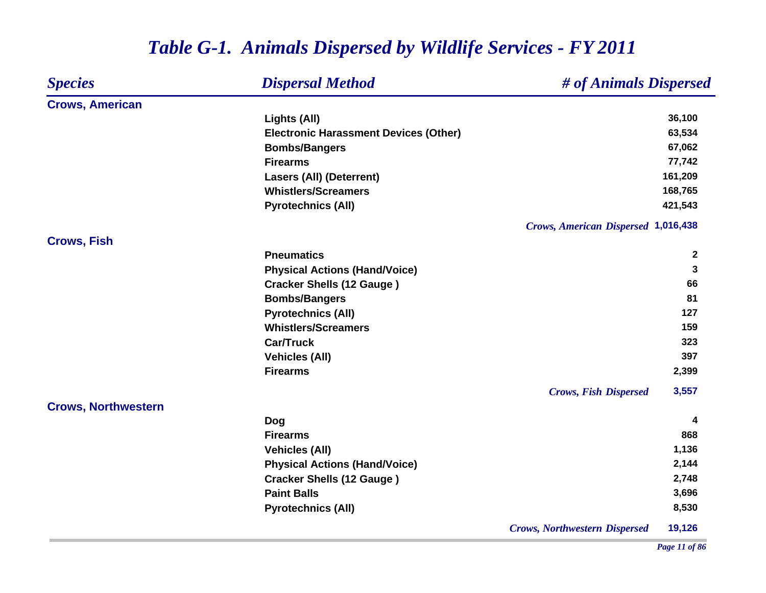# *Table G-1. Animals Dispersed by Wildlife Services - FY 2011*

| *Species* | *Dispersal Method* | *# of Animals Dispersed* |
|---|---|---|
| **Crows, American** | | |
| | **Lights (All)** | **36,100** |
| | **Electronic Harassment Devices (Other)** | **63,534** |
| | **Bombs/Bangers** | **67,062** |
| | **Firearms** | **77,742** |
| | **Lasers (All) (Deterrent)** | **161,209** |
| | **Whistlers/Screamers** | **168,765** |
| | **Pyrotechnics (All)** | **421,543** |
| | *Crows, American Dispersed* | **1,016,438** |
| **Crows, Fish** | | |
| | **Pneumatics** | **2** |
| | **Physical Actions (Hand/Voice)** | **3** |
| | **Cracker Shells (12 Gauge )** | **66** |
| | **Bombs/Bangers** | **81** |
| | **Pyrotechnics (All)** | **127** |
| | **Whistlers/Screamers** | **159** |
| | **Car/Truck** | **323** |
| | **Vehicles (All)** | **397** |
| | **Firearms** | **2,399** |
| | *Crows, Fish Dispersed* | **3,557** |
| **Crows, Northwestern** | | |
| | **Dog** | **4** |
| | **Firearms** | **868** |
| | **Vehicles (All)** | **1,136** |
| | **Physical Actions (Hand/Voice)** | **2,144** |
| | **Cracker Shells (12 Gauge )** | **2,748** |
| | **Paint Balls** | **3,696** |
| | **Pyrotechnics (All)** | **8,530** |
| | *Crows, Northwestern Dispersed* | **19,126** |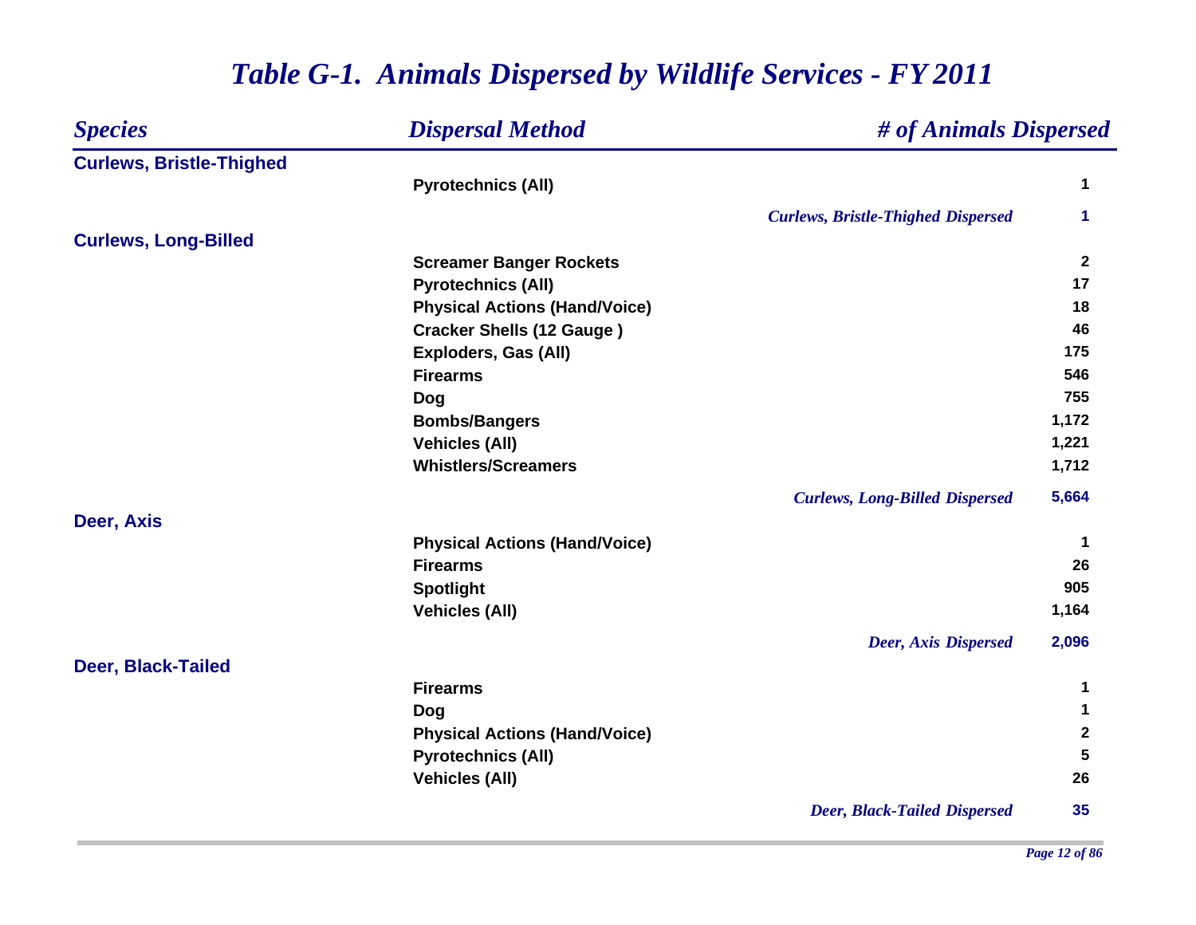# *Table G-1. Animals Dispersed by Wildlife Services - FY 2011*

| *Species* | *Dispersal Method* | *# of Animals Dispersed* |
|---|---|---|
| **Curlews, Bristle-Thighed** | | |
| | **Pyrotechnics (All)** | **1** |
| | *Curlews, Bristle-Thighed Dispersed* | **1** |
| **Curlews, Long-Billed** | | |
| | **Screamer Banger Rockets** | **2** |
| | **Pyrotechnics (All)** | **17** |
| | **Physical Actions (Hand/Voice)** | **18** |
| | **Cracker Shells (12 Gauge )** | **46** |
| | **Exploders, Gas (All)** | **175** |
| | **Firearms** | **546** |
| | **Dog** | **755** |
| | **Bombs/Bangers** | **1,172** |
| | **Vehicles (All)** | **1,221** |
| | **Whistlers/Screamers** | **1,712** |
| | *Curlews, Long-Billed Dispersed* | **5,664** |
| **Deer, Axis** | | |
| | **Physical Actions (Hand/Voice)** | **1** |
| | **Firearms** | **26** |
| | **Spotlight** | **905** |
| | **Vehicles (All)** | **1,164** |
| | *Deer, Axis Dispersed* | **2,096** |
| **Deer, Black-Tailed** | | |
| | **Firearms** | **1** |
| | **Dog** | **1** |
| | **Physical Actions (Hand/Voice)** | **2** |
| | **Pyrotechnics (All)** | **5** |
| | **Vehicles (All)** | **26** |
| | *Deer, Black-Tailed Dispersed* | **35** |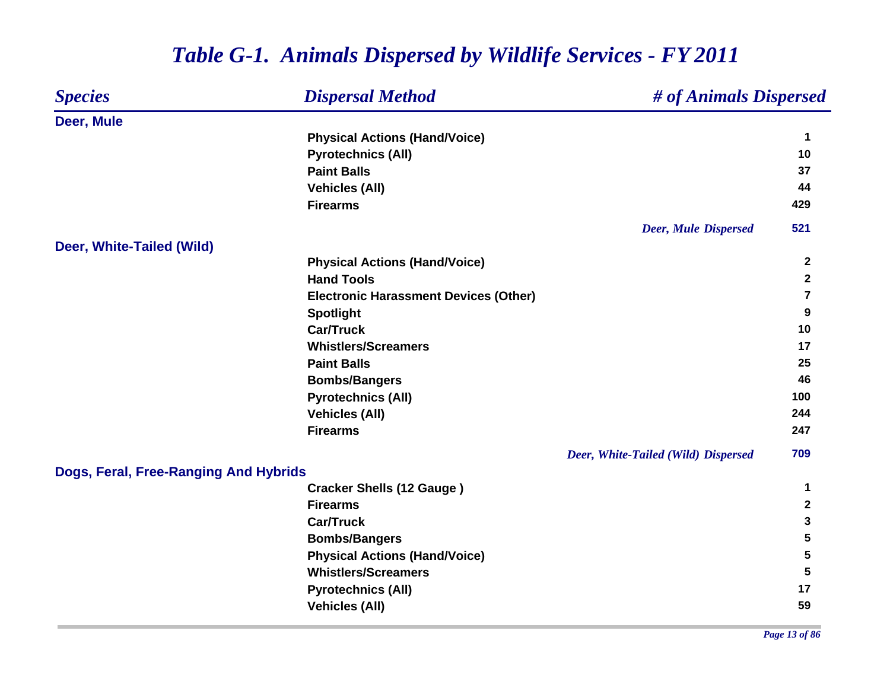# *Table G-1. Animals Dispersed by Wildlife Services - FY 2011*

| *Species* | *Dispersal Method* | *# of Animals Dispersed* |
|---|---|---|
| **Deer, Mule** | | |
| | **Physical Actions (Hand/Voice)** | **1** |
| | **Pyrotechnics (All)** | **10** |
| | **Paint Balls** | **37** |
| | **Vehicles (All)** | **44** |
| | **Firearms** | **429** |
| | ***Deer, Mule Dispersed*** | **521** |
| **Deer, White-Tailed (Wild)** | | |
| | **Physical Actions (Hand/Voice)** | **2** |
| | **Hand Tools** | **2** |
| | **Electronic Harassment Devices (Other)** | **7** |
| | **Spotlight** | **9** |
| | **Car/Truck** | **10** |
| | **Whistlers/Screamers** | **17** |
| | **Paint Balls** | **25** |
| | **Bombs/Bangers** | **46** |
| | **Pyrotechnics (All)** | **100** |
| | **Vehicles (All)** | **244** |
| | **Firearms** | **247** |
| | ***Deer, White-Tailed (Wild) Dispersed*** | **709** |
| **Dogs, Feral, Free-Ranging And Hybrids** | | |
| | **Cracker Shells (12 Gauge )** | **1** |
| | **Firearms** | **2** |
| | **Car/Truck** | **3** |
| | **Bombs/Bangers** | **5** |
| | **Physical Actions (Hand/Voice)** | **5** |
| | **Whistlers/Screamers** | **5** |
| | **Pyrotechnics (All)** | **17** |
| | **Vehicles (All)** | **59** |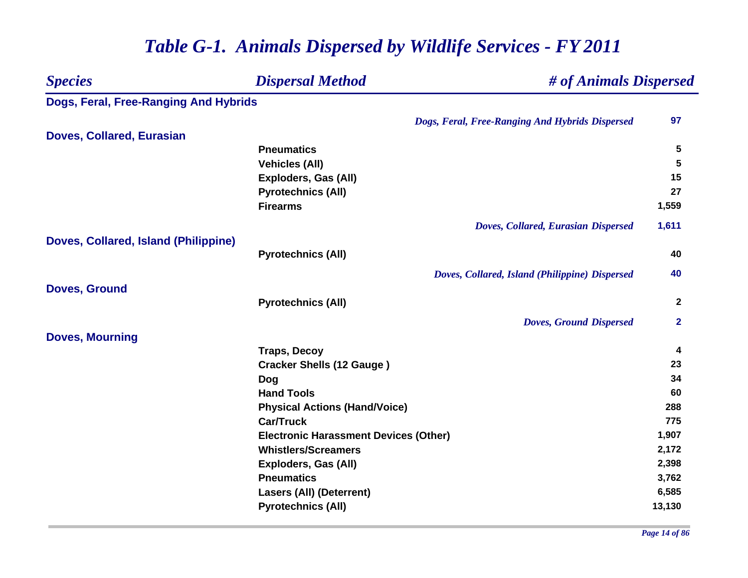# *Table G-1. Animals Dispersed by Wildlife Services - FY 2011*

| *Species* | *Dispersal Method* | *# of Animals Dispersed* |
|---|---|---|
| **Dogs, Feral, Free-Ranging And Hybrids** | | |
| | *Dogs, Feral, Free-Ranging And Hybrids Dispersed* | **97** |
| **Doves, Collared, Eurasian** | | |
| | **Pneumatics** | **5** |
| | **Vehicles (All)** | **5** |
| | **Exploders, Gas (All)** | **15** |
| | **Pyrotechnics (All)** | **27** |
| | **Firearms** | **1,559** |
| | *Doves, Collared, Eurasian Dispersed* | **1,611** |
| **Doves, Collared, Island (Philippine)** | | |
| | **Pyrotechnics (All)** | **40** |
| | *Doves, Collared, Island (Philippine) Dispersed* | **40** |
| **Doves, Ground** | | |
| | **Pyrotechnics (All)** | **2** |
| | *Doves, Ground Dispersed* | **2** |
| **Doves, Mourning** | | |
| | **Traps, Decoy** | **4** |
| | **Cracker Shells (12 Gauge )** | **23** |
| | **Dog** | **34** |
| | **Hand Tools** | **60** |
| | **Physical Actions (Hand/Voice)** | **288** |
| | **Car/Truck** | **775** |
| | **Electronic Harassment Devices (Other)** | **1,907** |
| | **Whistlers/Screamers** | **2,172** |
| | **Exploders, Gas (All)** | **2,398** |
| | **Pneumatics** | **3,762** |
| | **Lasers (All) (Deterrent)** | **6,585** |
| | **Pyrotechnics (All)** | **13,130** |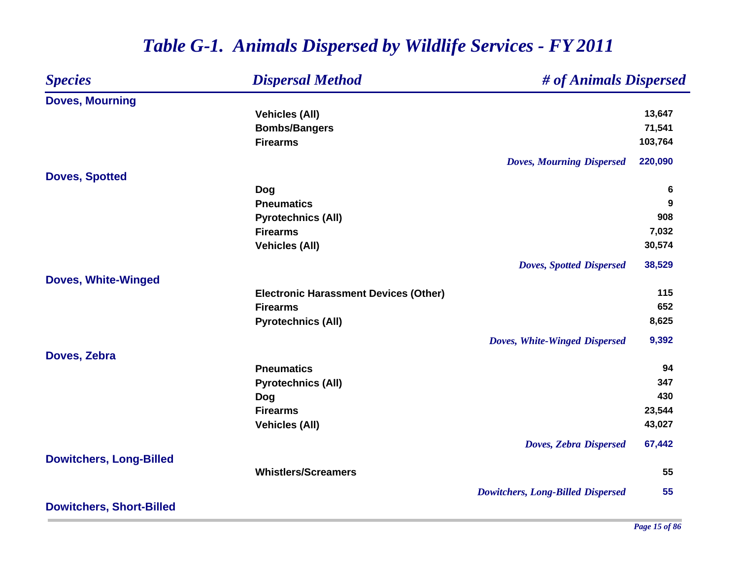# *Table G-1. Animals Dispersed by Wildlife Services - FY 2011*

| *Species* | *Dispersal Method* | *# of Animals Dispersed* |
|---|---|---|
| **Doves, Mourning** | | |
| | **Vehicles (All)** | **13,647** |
| | **Bombs/Bangers** | **71,541** |
| | **Firearms** | **103,764** |
| | ***Doves, Mourning Dispersed*** | **220,090** |
| **Doves, Spotted** | | |
| | **Dog** | **6** |
| | **Pneumatics** | **9** |
| | **Pyrotechnics (All)** | **908** |
| | **Firearms** | **7,032** |
| | **Vehicles (All)** | **30,574** |
| | ***Doves, Spotted Dispersed*** | **38,529** |
| **Doves, White-Winged** | | |
| | **Electronic Harassment Devices (Other)** | **115** |
| | **Firearms** | **652** |
| | **Pyrotechnics (All)** | **8,625** |
| | ***Doves, White-Winged Dispersed*** | **9,392** |
| **Doves, Zebra** | | |
| | **Pneumatics** | **94** |
| | **Pyrotechnics (All)** | **347** |
| | **Dog** | **430** |
| | **Firearms** | **23,544** |
| | **Vehicles (All)** | **43,027** |
| | ***Doves, Zebra Dispersed*** | **67,442** |
| **Dowitchers, Long-Billed** | | |
| | **Whistlers/Screamers** | **55** |
| | ***Dowitchers, Long-Billed Dispersed*** | **55** |
| **Dowitchers, Short-Billed** | | |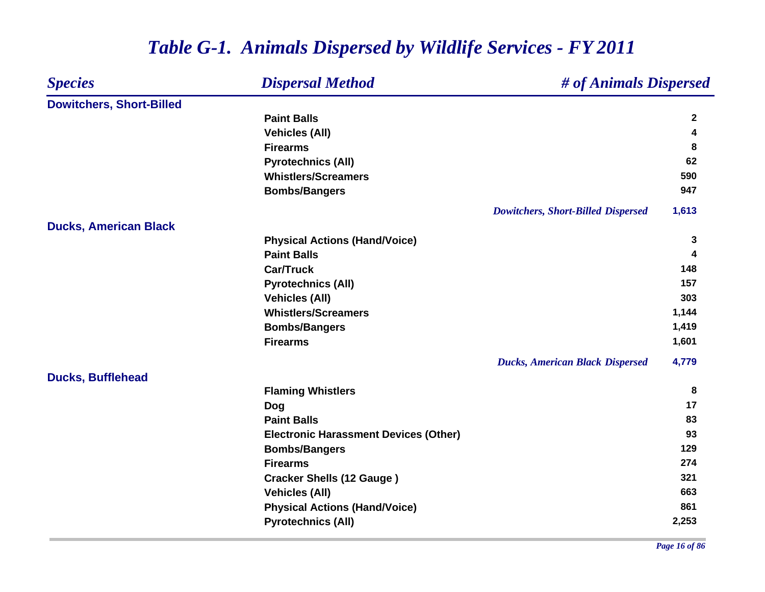# *Table G-1. Animals Dispersed by Wildlife Services - FY 2011*

| *Species* | *Dispersal Method* | *# of Animals Dispersed* |
|---|---|---|
| **Dowitchers, Short-Billed** | | |
| | **Paint Balls** | **2** |
| | **Vehicles (All)** | **4** |
| | **Firearms** | **8** |
| | **Pyrotechnics (All)** | **62** |
| | **Whistlers/Screamers** | **590** |
| | **Bombs/Bangers** | **947** |
| | *Dowitchers, Short-Billed Dispersed* | **1,613** |
| **Ducks, American Black** | | |
| | **Physical Actions (Hand/Voice)** | **3** |
| | **Paint Balls** | **4** |
| | **Car/Truck** | **148** |
| | **Pyrotechnics (All)** | **157** |
| | **Vehicles (All)** | **303** |
| | **Whistlers/Screamers** | **1,144** |
| | **Bombs/Bangers** | **1,419** |
| | **Firearms** | **1,601** |
| | *Ducks, American Black Dispersed* | **4,779** |
| **Ducks, Bufflehead** | | |
| | **Flaming Whistlers** | **8** |
| | **Dog** | **17** |
| | **Paint Balls** | **83** |
| | **Electronic Harassment Devices (Other)** | **93** |
| | **Bombs/Bangers** | **129** |
| | **Firearms** | **274** |
| | **Cracker Shells (12 Gauge )** | **321** |
| | **Vehicles (All)** | **663** |
| | **Physical Actions (Hand/Voice)** | **861** |
| | **Pyrotechnics (All)** | **2,253** |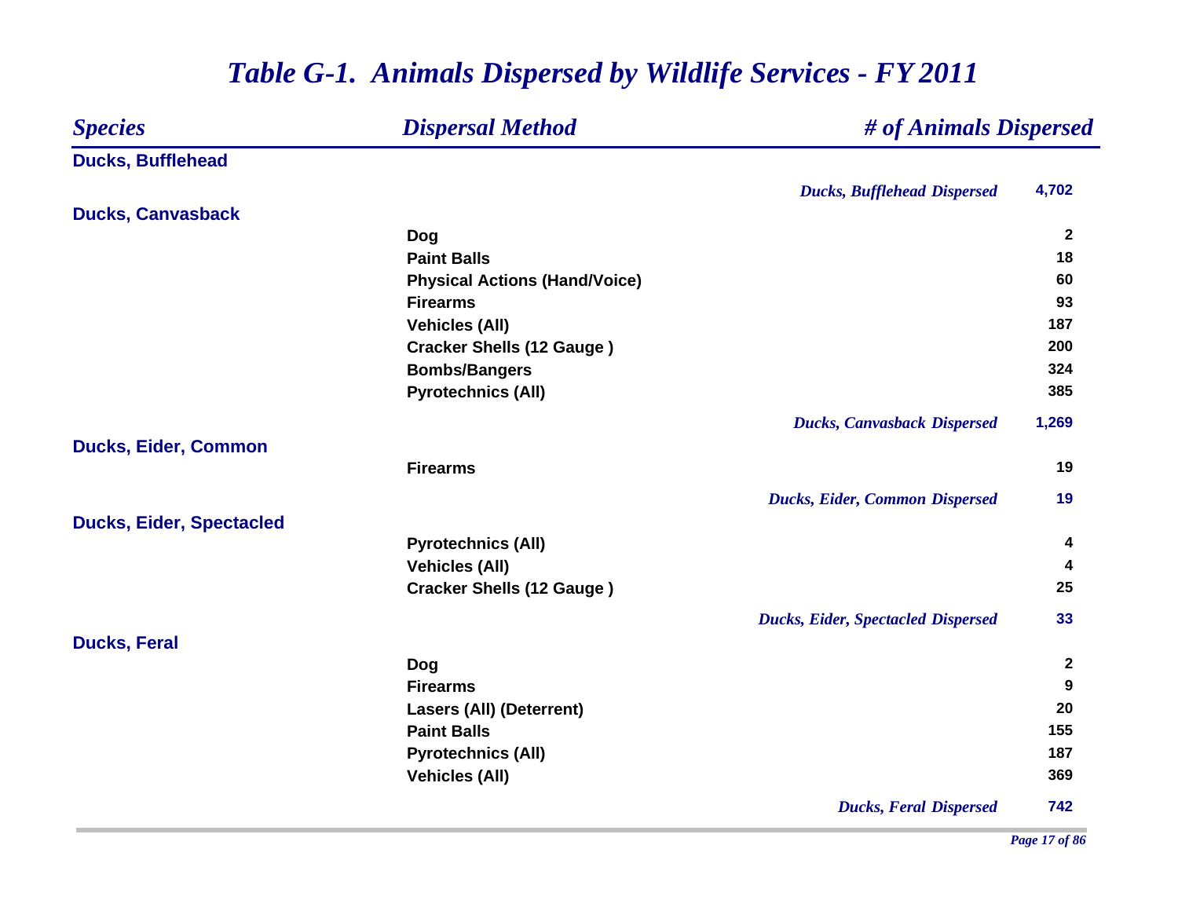# *Table G-1. Animals Dispersed by Wildlife Services - FY 2011*

| *Species* | *Dispersal Method* | *# of Animals Dispersed* |
|---|---|---|
| **Ducks, Bufflehead** | | |
| | *Ducks, Bufflehead Dispersed* | **4,702** |
| **Ducks, Canvasback** | | |
| | Dog | 2 |
| | Paint Balls | 18 |
| | Physical Actions (Hand/Voice) | 60 |
| | Firearms | 93 |
| | Vehicles (All) | 187 |
| | Cracker Shells (12 Gauge ) | 200 |
| | Bombs/Bangers | 324 |
| | Pyrotechnics (All) | 385 |
| | *Ducks, Canvasback Dispersed* | **1,269** |
| **Ducks, Eider, Common** | | |
| | Firearms | 19 |
| | *Ducks, Eider, Common Dispersed* | **19** |
| **Ducks, Eider, Spectacled** | | |
| | Pyrotechnics (All) | 4 |
| | Vehicles (All) | 4 |
| | Cracker Shells (12 Gauge ) | 25 |
| | *Ducks, Eider, Spectacled Dispersed* | **33** |
| **Ducks, Feral** | | |
| | Dog | 2 |
| | Firearms | 9 |
| | Lasers (All) (Deterrent) | 20 |
| | Paint Balls | 155 |
| | Pyrotechnics (All) | 187 |
| | Vehicles (All) | 369 |
| | *Ducks, Feral Dispersed* | **742** |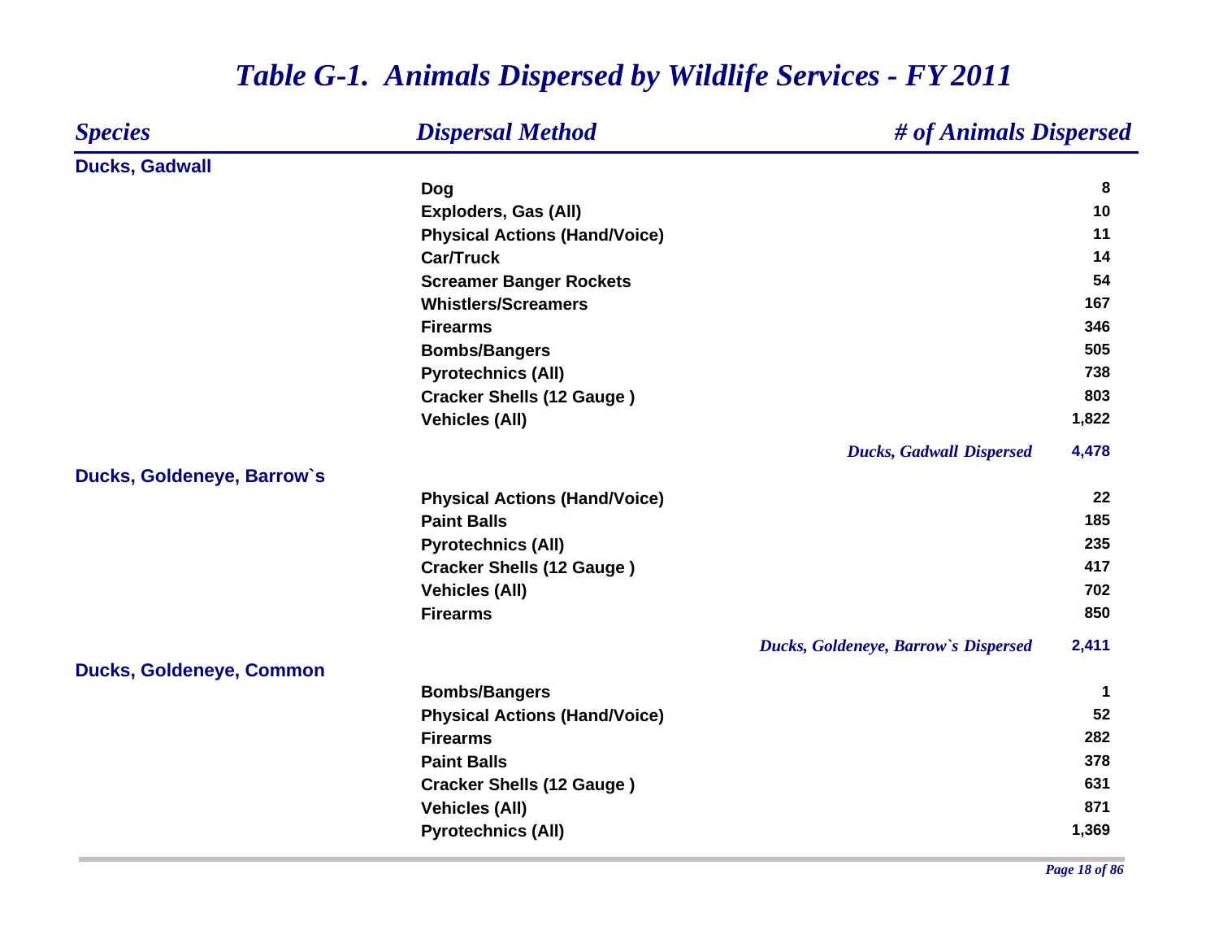# *Table G-1. Animals Dispersed by Wildlife Services - FY 2011*

| *Species* | *Dispersal Method* | *# of Animals Dispersed* |
|---|---|---|
| **Ducks, Gadwall** | | |
| | Dog | 8 |
| | Exploders, Gas (All) | 10 |
| | Physical Actions (Hand/Voice) | 11 |
| | Car/Truck | 14 |
| | Screamer Banger Rockets | 54 |
| | Whistlers/Screamers | 167 |
| | Firearms | 346 |
| | Bombs/Bangers | 505 |
| | Pyrotechnics (All) | 738 |
| | Cracker Shells (12 Gauge ) | 803 |
| | Vehicles (All) | 1,822 |
| | *Ducks, Gadwall Dispersed* | 4,478 |
| **Ducks, Goldeneye, Barrow`s** | | |
| | Physical Actions (Hand/Voice) | 22 |
| | Paint Balls | 185 |
| | Pyrotechnics (All) | 235 |
| | Cracker Shells (12 Gauge ) | 417 |
| | Vehicles (All) | 702 |
| | Firearms | 850 |
| | *Ducks, Goldeneye, Barrow`s Dispersed* | 2,411 |
| **Ducks, Goldeneye, Common** | | |
| | Bombs/Bangers | 1 |
| | Physical Actions (Hand/Voice) | 52 |
| | Firearms | 282 |
| | Paint Balls | 378 |
| | Cracker Shells (12 Gauge ) | 631 |
| | Vehicles (All) | 871 |
| | Pyrotechnics (All) | 1,369 |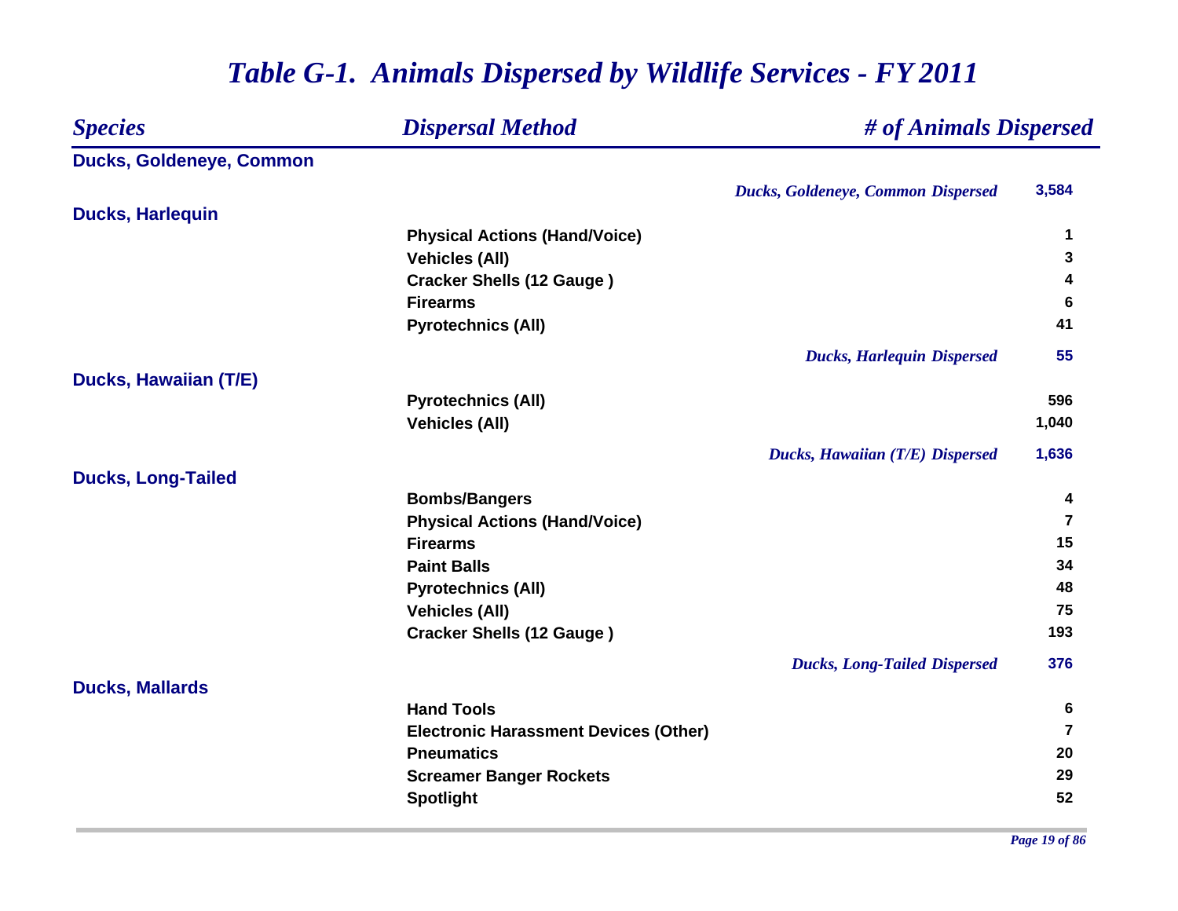# *Table G-1. Animals Dispersed by Wildlife Services - FY 2011*

| *Species* | *Dispersal Method* | *# of Animals Dispersed* |
|---|---|---|
| **Ducks, Goldeneye, Common** | | |
| | *Ducks, Goldeneye, Common Dispersed* | **3,584** |
| **Ducks, Harlequin** | | |
| | **Physical Actions (Hand/Voice)** | **1** |
| | **Vehicles (All)** | **3** |
| | **Cracker Shells (12 Gauge )** | **4** |
| | **Firearms** | **6** |
| | **Pyrotechnics (All)** | **41** |
| | *Ducks, Harlequin Dispersed* | **55** |
| **Ducks, Hawaiian (T/E)** | | |
| | **Pyrotechnics (All)** | **596** |
| | **Vehicles (All)** | **1,040** |
| | *Ducks, Hawaiian (T/E) Dispersed* | **1,636** |
| **Ducks, Long-Tailed** | | |
| | **Bombs/Bangers** | **4** |
| | **Physical Actions (Hand/Voice)** | **7** |
| | **Firearms** | **15** |
| | **Paint Balls** | **34** |
| | **Pyrotechnics (All)** | **48** |
| | **Vehicles (All)** | **75** |
| | **Cracker Shells (12 Gauge )** | **193** |
| | *Ducks, Long-Tailed Dispersed* | **376** |
| **Ducks, Mallards** | | |
| | **Hand Tools** | **6** |
| | **Electronic Harassment Devices (Other)** | **7** |
| | **Pneumatics** | **20** |
| | **Screamer Banger Rockets** | **29** |
| | **Spotlight** | **52** |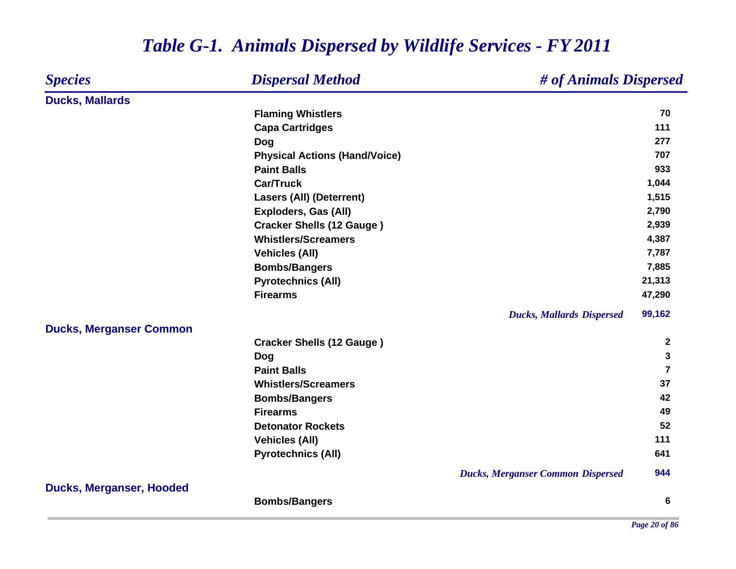# *Table G-1. Animals Dispersed by Wildlife Services - FY 2011*

| *Species* | *Dispersal Method* | *# of Animals Dispersed* |
|---|---|---|
| **Ducks, Mallards** | | |
| | **Flaming Whistlers** | **70** |
| | **Capa Cartridges** | **111** |
| | **Dog** | **277** |
| | **Physical Actions (Hand/Voice)** | **707** |
| | **Paint Balls** | **933** |
| | **Car/Truck** | **1,044** |
| | **Lasers (All) (Deterrent)** | **1,515** |
| | **Exploders, Gas (All)** | **2,790** |
| | **Cracker Shells (12 Gauge )** | **2,939** |
| | **Whistlers/Screamers** | **4,387** |
| | **Vehicles (All)** | **7,787** |
| | **Bombs/Bangers** | **7,885** |
| | **Pyrotechnics (All)** | **21,313** |
| | **Firearms** | **47,290** |
| | *Ducks, Mallards Dispersed* | **99,162** |
| **Ducks, Merganser Common** | | |
| | **Cracker Shells (12 Gauge )** | **2** |
| | **Dog** | **3** |
| | **Paint Balls** | **7** |
| | **Whistlers/Screamers** | **37** |
| | **Bombs/Bangers** | **42** |
| | **Firearms** | **49** |
| | **Detonator Rockets** | **52** |
| | **Vehicles (All)** | **111** |
| | **Pyrotechnics (All)** | **641** |
| | *Ducks, Merganser Common Dispersed* | **944** |
| **Ducks, Merganser, Hooded** | | |
| | **Bombs/Bangers** | **6** |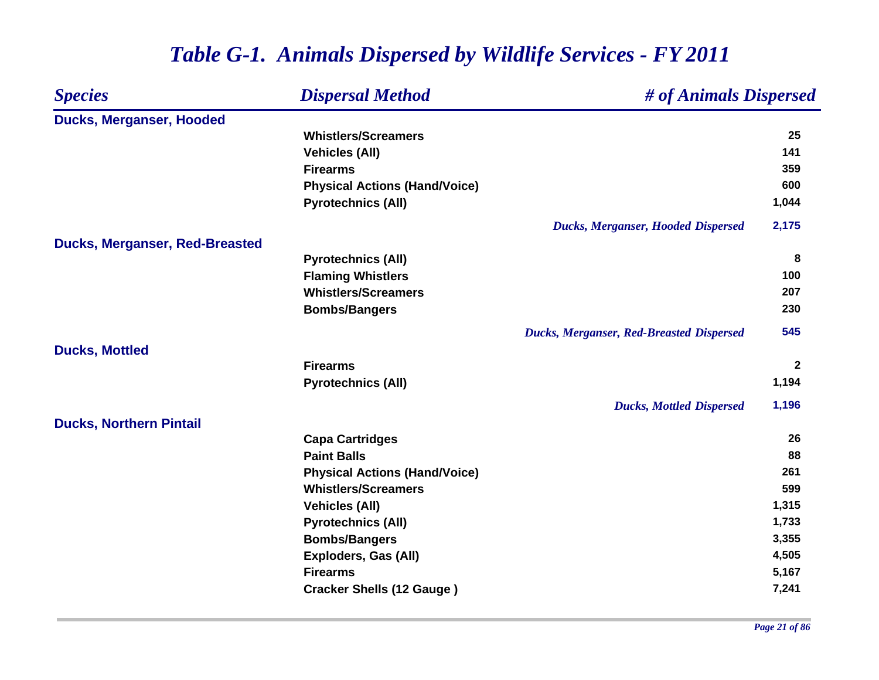# *Table G-1. Animals Dispersed by Wildlife Services - FY 2011*

| *Species* | *Dispersal Method* | *# of Animals Dispersed* |
|---|---|---|
| **Ducks, Merganser, Hooded** | | |
| | **Whistlers/Screamers** | **25** |
| | **Vehicles (All)** | **141** |
| | **Firearms** | **359** |
| | **Physical Actions (Hand/Voice)** | **600** |
| | **Pyrotechnics (All)** | **1,044** |
| | ***Ducks, Merganser, Hooded Dispersed*** | **2,175** |
| **Ducks, Merganser, Red-Breasted** | | |
| | **Pyrotechnics (All)** | **8** |
| | **Flaming Whistlers** | **100** |
| | **Whistlers/Screamers** | **207** |
| | **Bombs/Bangers** | **230** |
| | ***Ducks, Merganser, Red-Breasted Dispersed*** | **545** |
| **Ducks, Mottled** | | |
| | **Firearms** | **2** |
| | **Pyrotechnics (All)** | **1,194** |
| | ***Ducks, Mottled Dispersed*** | **1,196** |
| **Ducks, Northern Pintail** | | |
| | **Capa Cartridges** | **26** |
| | **Paint Balls** | **88** |
| | **Physical Actions (Hand/Voice)** | **261** |
| | **Whistlers/Screamers** | **599** |
| | **Vehicles (All)** | **1,315** |
| | **Pyrotechnics (All)** | **1,733** |
| | **Bombs/Bangers** | **3,355** |
| | **Exploders, Gas (All)** | **4,505** |
| | **Firearms** | **5,167** |
| | **Cracker Shells (12 Gauge )** | **7,241** |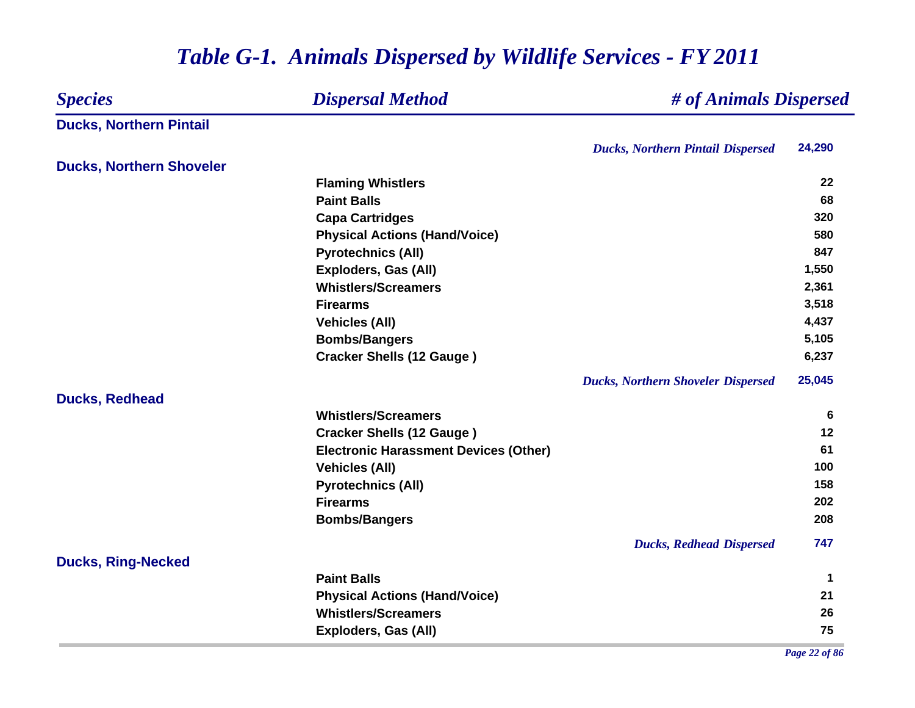# *Table G-1. Animals Dispersed by Wildlife Services - FY 2011*

| *Species* | *Dispersal Method* | *# of Animals Dispersed* |
|---|---|---|
| **Ducks, Northern Pintail** | | |
| | *Ducks, Northern Pintail Dispersed* | **24,290** |
| **Ducks, Northern Shoveler** | | |
| | Flaming Whistlers | 22 |
| | Paint Balls | 68 |
| | Capa Cartridges | 320 |
| | Physical Actions (Hand/Voice) | 580 |
| | Pyrotechnics (All) | 847 |
| | Exploders, Gas (All) | 1,550 |
| | Whistlers/Screamers | 2,361 |
| | Firearms | 3,518 |
| | Vehicles (All) | 4,437 |
| | Bombs/Bangers | 5,105 |
| | Cracker Shells (12 Gauge ) | 6,237 |
| | *Ducks, Northern Shoveler Dispersed* | **25,045** |
| **Ducks, Redhead** | | |
| | Whistlers/Screamers | 6 |
| | Cracker Shells (12 Gauge ) | 12 |
| | Electronic Harassment Devices (Other) | 61 |
| | Vehicles (All) | 100 |
| | Pyrotechnics (All) | 158 |
| | Firearms | 202 |
| | Bombs/Bangers | 208 |
| | *Ducks, Redhead Dispersed* | **747** |
| **Ducks, Ring-Necked** | | |
| | Paint Balls | 1 |
| | Physical Actions (Hand/Voice) | 21 |
| | Whistlers/Screamers | 26 |
| | Exploders, Gas (All) | 75 |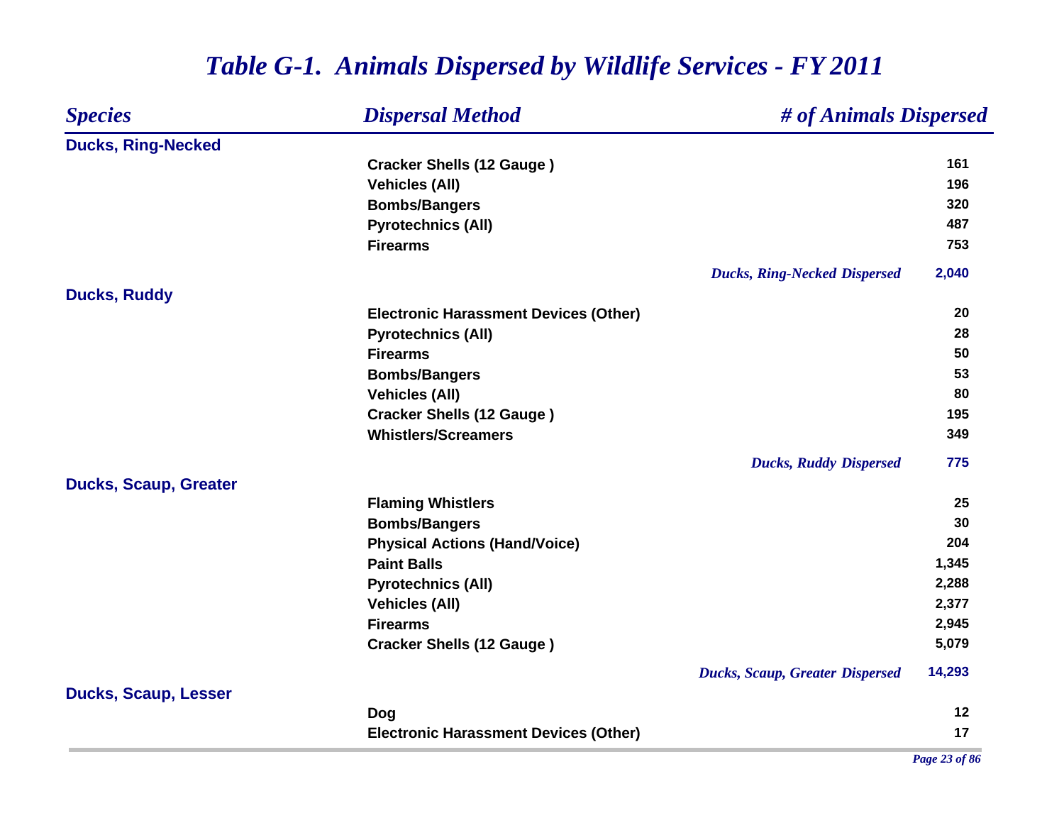# *Table G-1. Animals Dispersed by Wildlife Services - FY 2011*

| *Species* | *Dispersal Method* | *# of Animals Dispersed* |
|---|---|---|
| **Ducks, Ring-Necked** | | |
| | **Cracker Shells (12 Gauge )** | **161** |
| | **Vehicles (All)** | **196** |
| | **Bombs/Bangers** | **320** |
| | **Pyrotechnics (All)** | **487** |
| | **Firearms** | **753** |
| | ***Ducks, Ring-Necked Dispersed*** | **2,040** |
| **Ducks, Ruddy** | | |
| | **Electronic Harassment Devices (Other)** | **20** |
| | **Pyrotechnics (All)** | **28** |
| | **Firearms** | **50** |
| | **Bombs/Bangers** | **53** |
| | **Vehicles (All)** | **80** |
| | **Cracker Shells (12 Gauge )** | **195** |
| | **Whistlers/Screamers** | **349** |
| | ***Ducks, Ruddy Dispersed*** | **775** |
| **Ducks, Scaup, Greater** | | |
| | **Flaming Whistlers** | **25** |
| | **Bombs/Bangers** | **30** |
| | **Physical Actions (Hand/Voice)** | **204** |
| | **Paint Balls** | **1,345** |
| | **Pyrotechnics (All)** | **2,288** |
| | **Vehicles (All)** | **2,377** |
| | **Firearms** | **2,945** |
| | **Cracker Shells (12 Gauge )** | **5,079** |
| | ***Ducks, Scaup, Greater Dispersed*** | **14,293** |
| **Ducks, Scaup, Lesser** | | |
| | **Dog** | **12** |
| | **Electronic Harassment Devices (Other)** | **17** |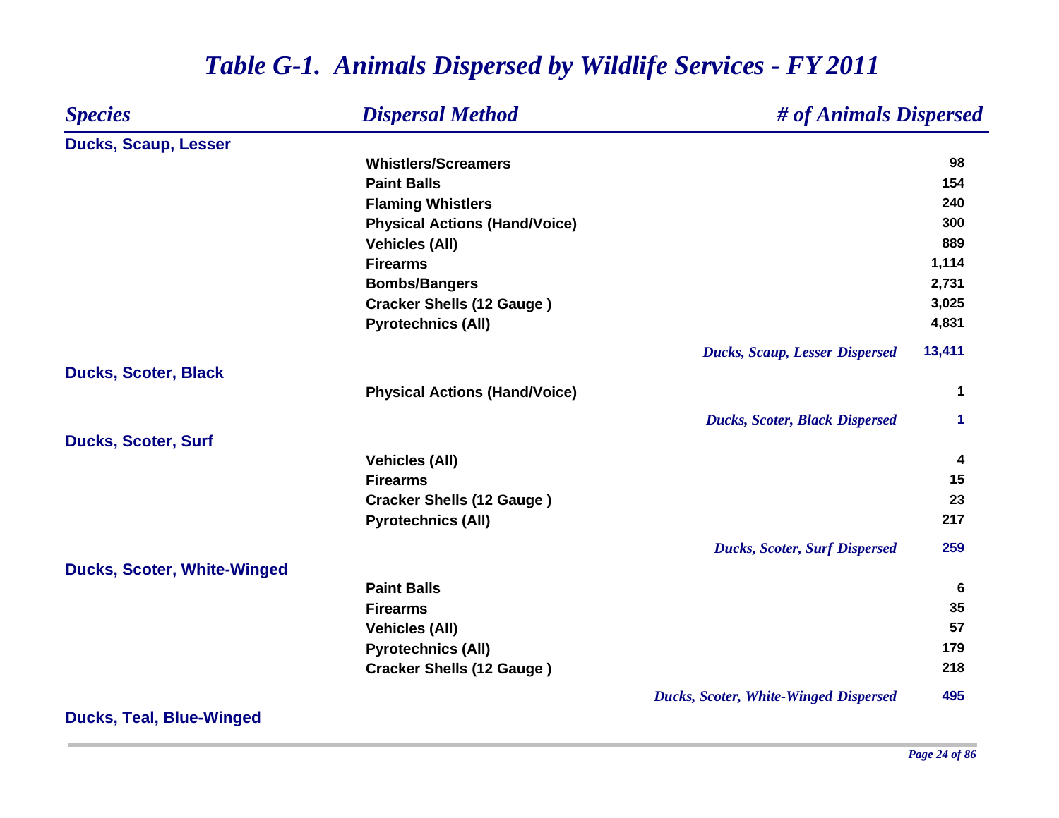# *Table G-1. Animals Dispersed by Wildlife Services - FY 2011*

| *Species* | *Dispersal Method* | *# of Animals Dispersed* |
|---|---|---|
| **Ducks, Scaup, Lesser** | | |
| | **Whistlers/Screamers** | **98** |
| | **Paint Balls** | **154** |
| | **Flaming Whistlers** | **240** |
| | **Physical Actions (Hand/Voice)** | **300** |
| | **Vehicles (All)** | **889** |
| | **Firearms** | **1,114** |
| | **Bombs/Bangers** | **2,731** |
| | **Cracker Shells (12 Gauge )** | **3,025** |
| | **Pyrotechnics (All)** | **4,831** |
| | *Ducks, Scaup, Lesser Dispersed* | **13,411** |
| **Ducks, Scoter, Black** | | |
| | **Physical Actions (Hand/Voice)** | **1** |
| | *Ducks, Scoter, Black Dispersed* | **1** |
| **Ducks, Scoter, Surf** | | |
| | **Vehicles (All)** | **4** |
| | **Firearms** | **15** |
| | **Cracker Shells (12 Gauge )** | **23** |
| | **Pyrotechnics (All)** | **217** |
| | *Ducks, Scoter, Surf Dispersed* | **259** |
| **Ducks, Scoter, White-Winged** | | |
| | **Paint Balls** | **6** |
| | **Firearms** | **35** |
| | **Vehicles (All)** | **57** |
| | **Pyrotechnics (All)** | **179** |
| | **Cracker Shells (12 Gauge )** | **218** |
| | *Ducks, Scoter, White-Winged Dispersed* | **495** |
| **Ducks, Teal, Blue-Winged** | | |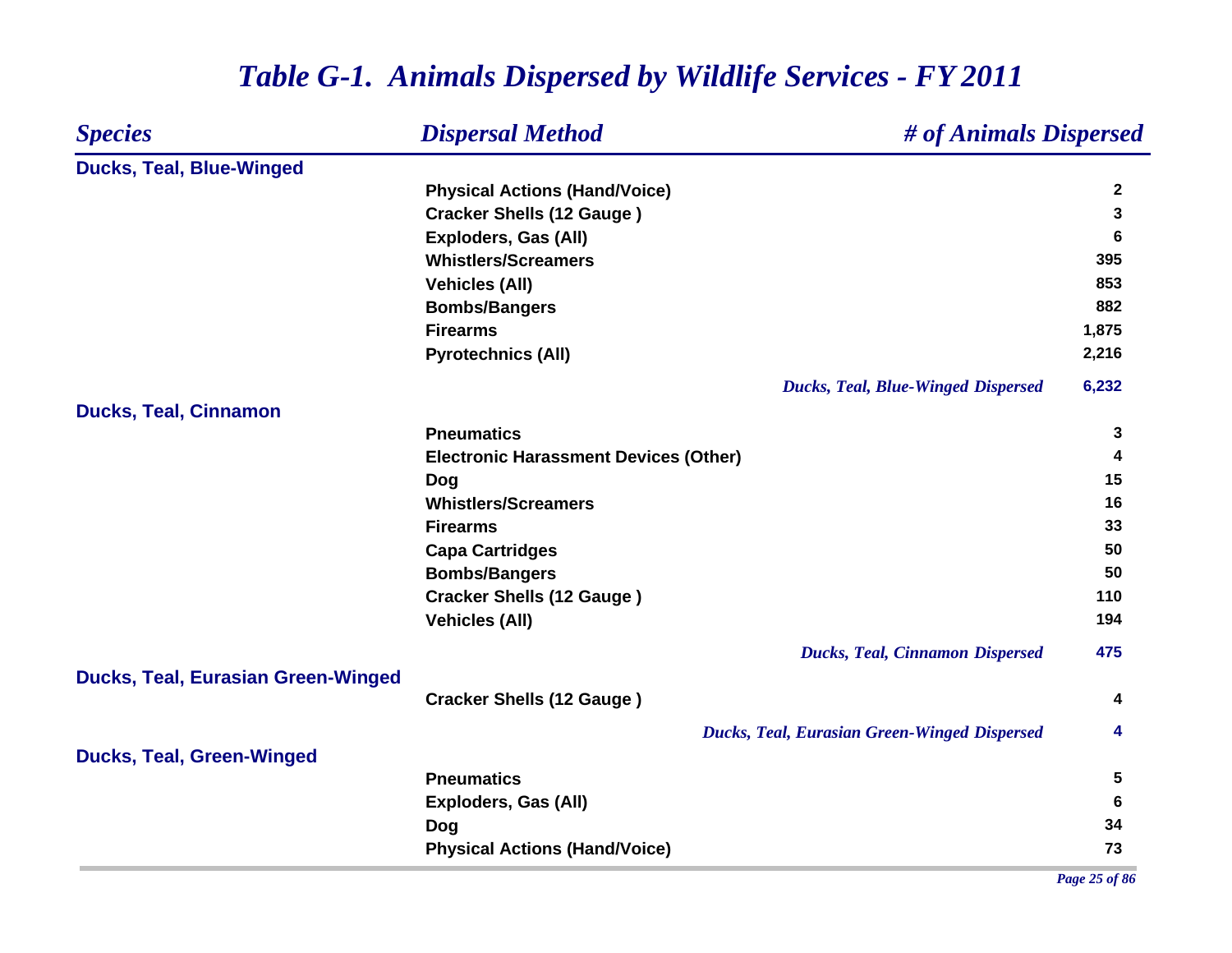# *Table G-1. Animals Dispersed by Wildlife Services - FY 2011*

| *Species* | *Dispersal Method* | *# of Animals Dispersed* |
|---|---|---|
| **Ducks, Teal, Blue-Winged** | | |
| | **Physical Actions (Hand/Voice)** | **2** |
| | **Cracker Shells (12 Gauge )** | **3** |
| | **Exploders, Gas (All)** | **6** |
| | **Whistlers/Screamers** | **395** |
| | **Vehicles (All)** | **853** |
| | **Bombs/Bangers** | **882** |
| | **Firearms** | **1,875** |
| | **Pyrotechnics (All)** | **2,216** |
| | ***Ducks, Teal, Blue-Winged Dispersed*** | **6,232** |
| **Ducks, Teal, Cinnamon** | | |
| | **Pneumatics** | **3** |
| | **Electronic Harassment Devices (Other)** | **4** |
| | **Dog** | **15** |
| | **Whistlers/Screamers** | **16** |
| | **Firearms** | **33** |
| | **Capa Cartridges** | **50** |
| | **Bombs/Bangers** | **50** |
| | **Cracker Shells (12 Gauge )** | **110** |
| | **Vehicles (All)** | **194** |
| | ***Ducks, Teal, Cinnamon Dispersed*** | **475** |
| **Ducks, Teal, Eurasian Green-Winged** | | |
| | **Cracker Shells (12 Gauge )** | **4** |
| | ***Ducks, Teal, Eurasian Green-Winged Dispersed*** | **4** |
| **Ducks, Teal, Green-Winged** | | |
| | **Pneumatics** | **5** |
| | **Exploders, Gas (All)** | **6** |
| | **Dog** | **34** |
| | **Physical Actions (Hand/Voice)** | **73** |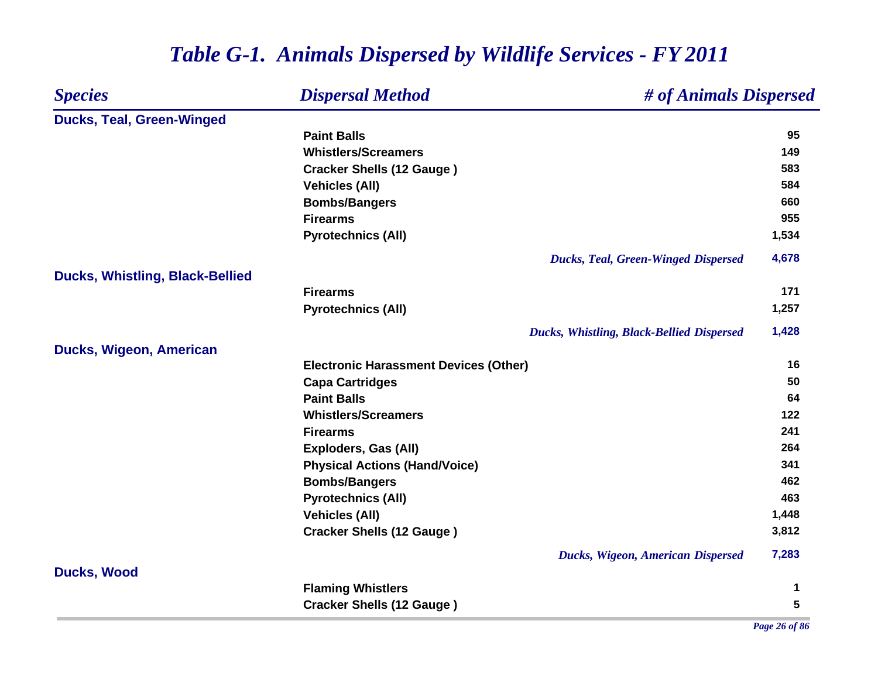# *Table G-1. Animals Dispersed by Wildlife Services - FY 2011*

| *Species* | *Dispersal Method* | *# of Animals Dispersed* |
|---|---|---|
| **Ducks, Teal, Green-Winged** | | |
| | **Paint Balls** | **95** |
| | **Whistlers/Screamers** | **149** |
| | **Cracker Shells (12 Gauge )** | **583** |
| | **Vehicles (All)** | **584** |
| | **Bombs/Bangers** | **660** |
| | **Firearms** | **955** |
| | **Pyrotechnics (All)** | **1,534** |
| | *Ducks, Teal, Green-Winged Dispersed* | **4,678** |
| **Ducks, Whistling, Black-Bellied** | | |
| | **Firearms** | **171** |
| | **Pyrotechnics (All)** | **1,257** |
| | *Ducks, Whistling, Black-Bellied Dispersed* | **1,428** |
| **Ducks, Wigeon, American** | | |
| | **Electronic Harassment Devices (Other)** | **16** |
| | **Capa Cartridges** | **50** |
| | **Paint Balls** | **64** |
| | **Whistlers/Screamers** | **122** |
| | **Firearms** | **241** |
| | **Exploders, Gas (All)** | **264** |
| | **Physical Actions (Hand/Voice)** | **341** |
| | **Bombs/Bangers** | **462** |
| | **Pyrotechnics (All)** | **463** |
| | **Vehicles (All)** | **1,448** |
| | **Cracker Shells (12 Gauge )** | **3,812** |
| | *Ducks, Wigeon, American Dispersed* | **7,283** |
| **Ducks, Wood** | | |
| | **Flaming Whistlers** | **1** |
| | **Cracker Shells (12 Gauge )** | **5** |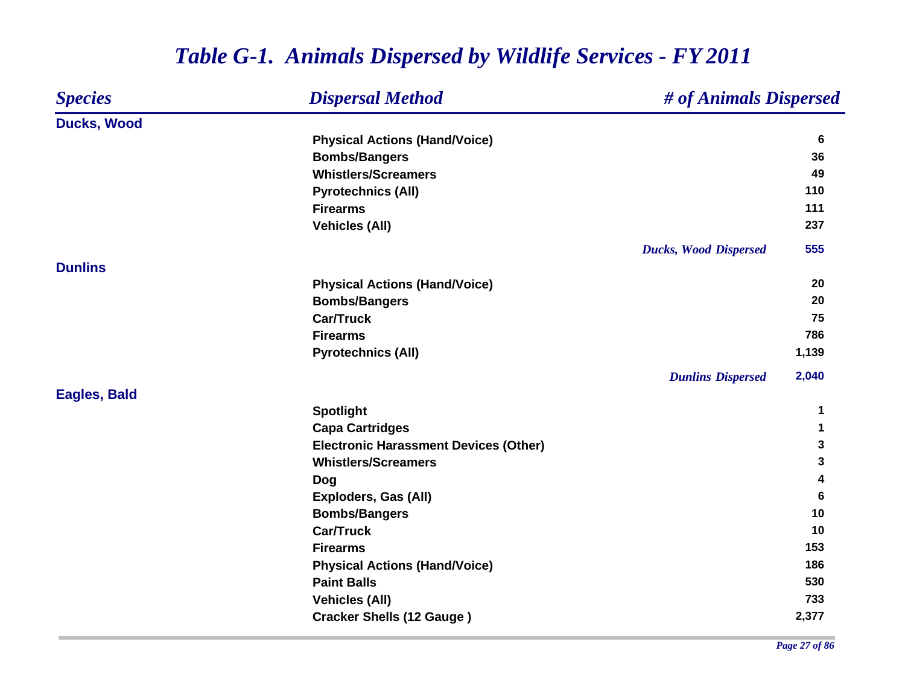# Table G-1. Animals Dispersed by Wildlife Services - FY 2011

| Species | Dispersal Method | # of Animals Dispersed |
|---|---|---|
| **Ducks, Wood** | | |
| | Physical Actions (Hand/Voice) | 6 |
| | Bombs/Bangers | 36 |
| | Whistlers/Screamers | 49 |
| | Pyrotechnics (All) | 110 |
| | Firearms | 111 |
| | Vehicles (All) | 237 |
| | *Ducks, Wood Dispersed* | 555 |
| **Dunlins** | | |
| | Physical Actions (Hand/Voice) | 20 |
| | Bombs/Bangers | 20 |
| | Car/Truck | 75 |
| | Firearms | 786 |
| | Pyrotechnics (All) | 1,139 |
| | *Dunlins Dispersed* | 2,040 |
| **Eagles, Bald** | | |
| | Spotlight | 1 |
| | Capa Cartridges | 1 |
| | Electronic Harassment Devices (Other) | 3 |
| | Whistlers/Screamers | 3 |
| | Dog | 4 |
| | Exploders, Gas (All) | 6 |
| | Bombs/Bangers | 10 |
| | Car/Truck | 10 |
| | Firearms | 153 |
| | Physical Actions (Hand/Voice) | 186 |
| | Paint Balls | 530 |
| | Vehicles (All) | 733 |
| | Cracker Shells (12 Gauge ) | 2,377 |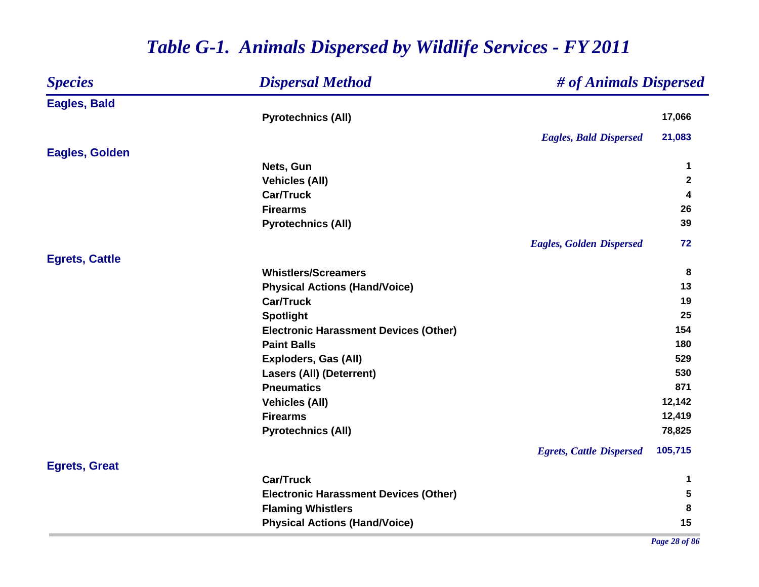# Table G-1. Animals Dispersed by Wildlife Services - FY 2011

| Species | Dispersal Method | # of Animals Dispersed |
|---|---|---|
| **Eagles, Bald** | | |
| | Pyrotechnics (All) | 17,066 |
| | *Eagles, Bald Dispersed* | 21,083 |
| **Eagles, Golden** | | |
| | Nets, Gun | 1 |
| | Vehicles (All) | 2 |
| | Car/Truck | 4 |
| | Firearms | 26 |
| | Pyrotechnics (All) | 39 |
| | *Eagles, Golden Dispersed* | 72 |
| **Egrets, Cattle** | | |
| | Whistlers/Screamers | 8 |
| | Physical Actions (Hand/Voice) | 13 |
| | Car/Truck | 19 |
| | Spotlight | 25 |
| | Electronic Harassment Devices (Other) | 154 |
| | Paint Balls | 180 |
| | Exploders, Gas (All) | 529 |
| | Lasers (All) (Deterrent) | 530 |
| | Pneumatics | 871 |
| | Vehicles (All) | 12,142 |
| | Firearms | 12,419 |
| | Pyrotechnics (All) | 78,825 |
| | *Egrets, Cattle Dispersed* | 105,715 |
| **Egrets, Great** | | |
| | Car/Truck | 1 |
| | Electronic Harassment Devices (Other) | 5 |
| | Flaming Whistlers | 8 |
| | Physical Actions (Hand/Voice) | 15 |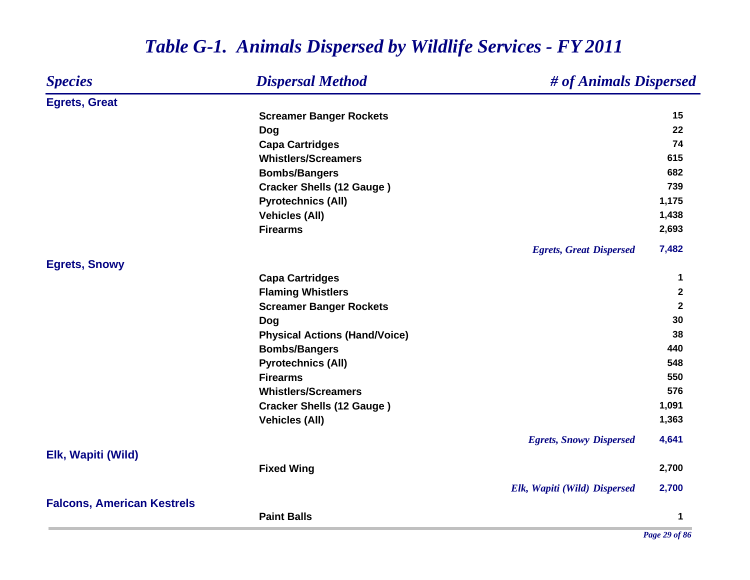# Table G-1. Animals Dispersed by Wildlife Services - FY 2011

| Species | Dispersal Method | # of Animals Dispersed |
|---|---|---|
| **Egrets, Great** | | |
| | Screamer Banger Rockets | 15 |
| | Dog | 22 |
| | Capa Cartridges | 74 |
| | Whistlers/Screamers | 615 |
| | Bombs/Bangers | 682 |
| | Cracker Shells (12 Gauge ) | 739 |
| | Pyrotechnics (All) | 1,175 |
| | Vehicles (All) | 1,438 |
| | Firearms | 2,693 |
| | *Egrets, Great Dispersed* | 7,482 |
| **Egrets, Snowy** | | |
| | Capa Cartridges | 1 |
| | Flaming Whistlers | 2 |
| | Screamer Banger Rockets | 2 |
| | Dog | 30 |
| | Physical Actions (Hand/Voice) | 38 |
| | Bombs/Bangers | 440 |
| | Pyrotechnics (All) | 548 |
| | Firearms | 550 |
| | Whistlers/Screamers | 576 |
| | Cracker Shells (12 Gauge ) | 1,091 |
| | Vehicles (All) | 1,363 |
| | *Egrets, Snowy Dispersed* | 4,641 |
| **Elk, Wapiti (Wild)** | | |
| | Fixed Wing | 2,700 |
| | *Elk, Wapiti (Wild) Dispersed* | 2,700 |
| **Falcons, American Kestrels** | | |
| | Paint Balls | 1 |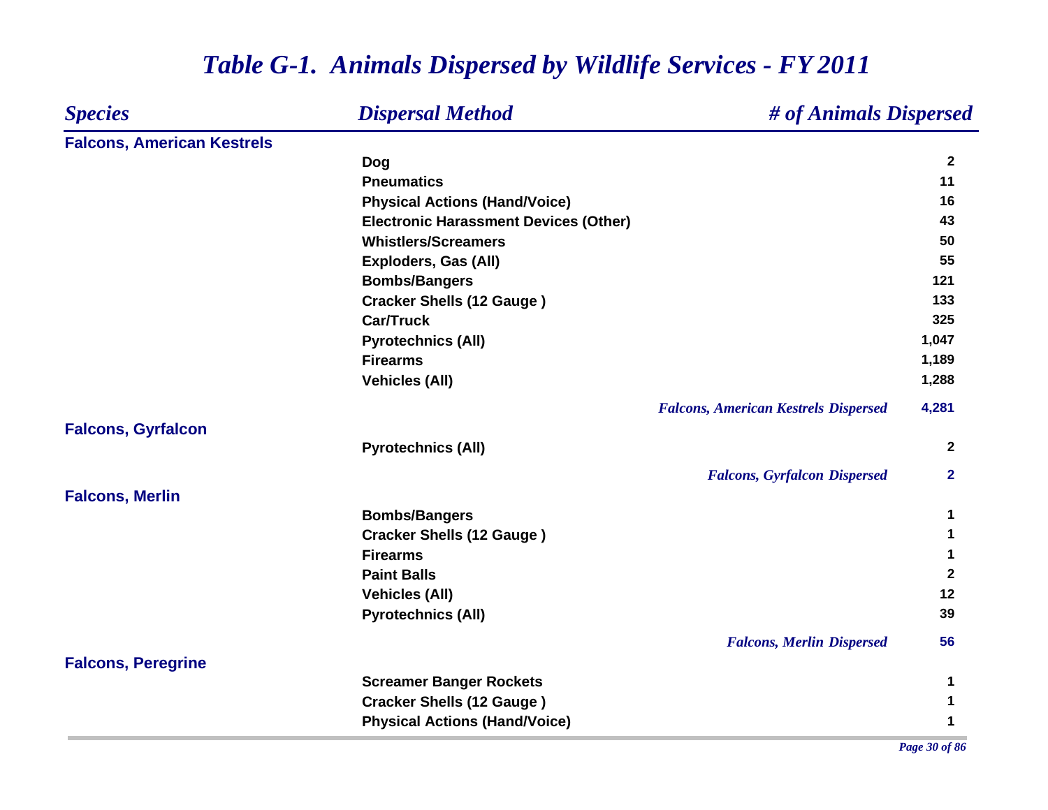# *Table G-1. Animals Dispersed by Wildlife Services - FY 2011*

| *Species* | *Dispersal Method* | *# of Animals Dispersed* |
|---|---|---|
| **Falcons, American Kestrels** | | |
| | Dog | 2 |
| | Pneumatics | 11 |
| | Physical Actions (Hand/Voice) | 16 |
| | Electronic Harassment Devices (Other) | 43 |
| | Whistlers/Screamers | 50 |
| | Exploders, Gas (All) | 55 |
| | Bombs/Bangers | 121 |
| | Cracker Shells (12 Gauge ) | 133 |
| | Car/Truck | 325 |
| | Pyrotechnics (All) | 1,047 |
| | Firearms | 1,189 |
| | Vehicles (All) | 1,288 |
| | *Falcons, American Kestrels Dispersed* | **4,281** |
| **Falcons, Gyrfalcon** | | |
| | Pyrotechnics (All) | 2 |
| | *Falcons, Gyrfalcon Dispersed* | **2** |
| **Falcons, Merlin** | | |
| | Bombs/Bangers | 1 |
| | Cracker Shells (12 Gauge ) | 1 |
| | Firearms | 1 |
| | Paint Balls | 2 |
| | Vehicles (All) | 12 |
| | Pyrotechnics (All) | 39 |
| | *Falcons, Merlin Dispersed* | **56** |
| **Falcons, Peregrine** | | |
| | Screamer Banger Rockets | 1 |
| | Cracker Shells (12 Gauge ) | 1 |
| | Physical Actions (Hand/Voice) | 1 |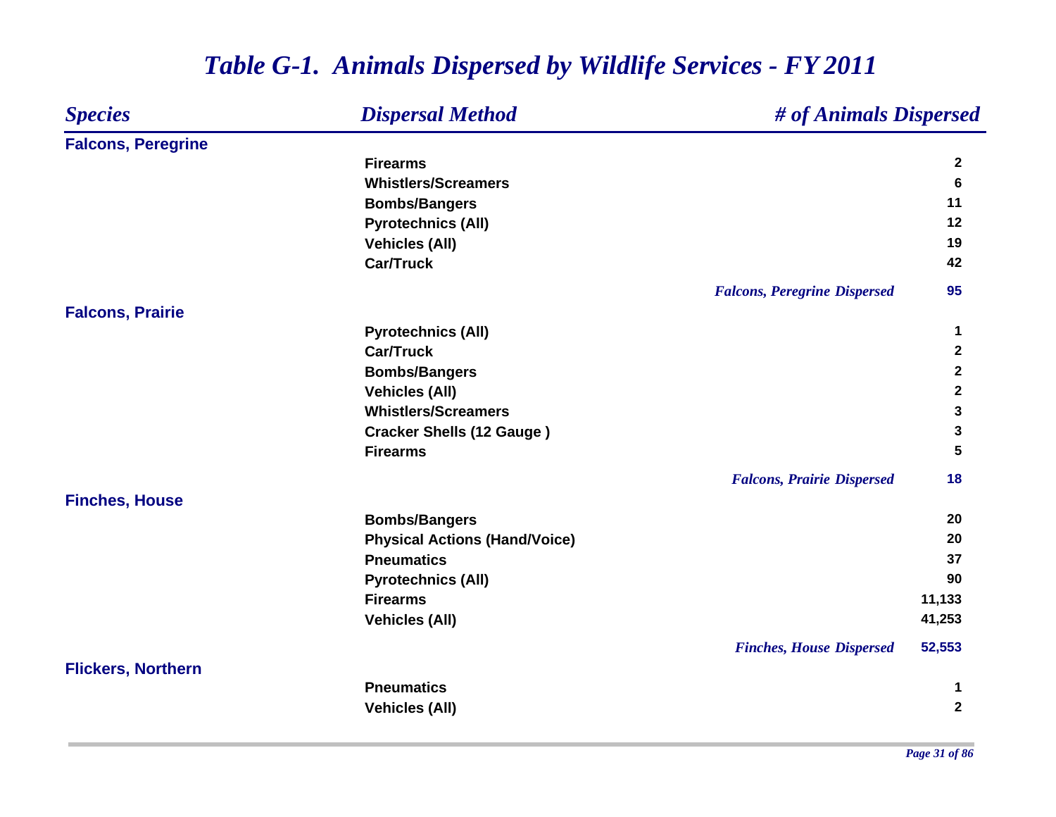# *Table G-1. Animals Dispersed by Wildlife Services - FY 2011*

| *Species* | *Dispersal Method* | *# of Animals Dispersed* |
|---|---|---|
| **Falcons, Peregrine** | | |
| | **Firearms** | **2** |
| | **Whistlers/Screamers** | **6** |
| | **Bombs/Bangers** | **11** |
| | **Pyrotechnics (All)** | **12** |
| | **Vehicles (All)** | **19** |
| | **Car/Truck** | **42** |
| | ***Falcons, Peregrine Dispersed*** | **95** |
| **Falcons, Prairie** | | |
| | **Pyrotechnics (All)** | **1** |
| | **Car/Truck** | **2** |
| | **Bombs/Bangers** | **2** |
| | **Vehicles (All)** | **2** |
| | **Whistlers/Screamers** | **3** |
| | **Cracker Shells (12 Gauge )** | **3** |
| | **Firearms** | **5** |
| | ***Falcons, Prairie Dispersed*** | **18** |
| **Finches, House** | | |
| | **Bombs/Bangers** | **20** |
| | **Physical Actions (Hand/Voice)** | **20** |
| | **Pneumatics** | **37** |
| | **Pyrotechnics (All)** | **90** |
| | **Firearms** | **11,133** |
| | **Vehicles (All)** | **41,253** |
| | ***Finches, House Dispersed*** | **52,553** |
| **Flickers, Northern** | | |
| | **Pneumatics** | **1** |
| | **Vehicles (All)** | **2** |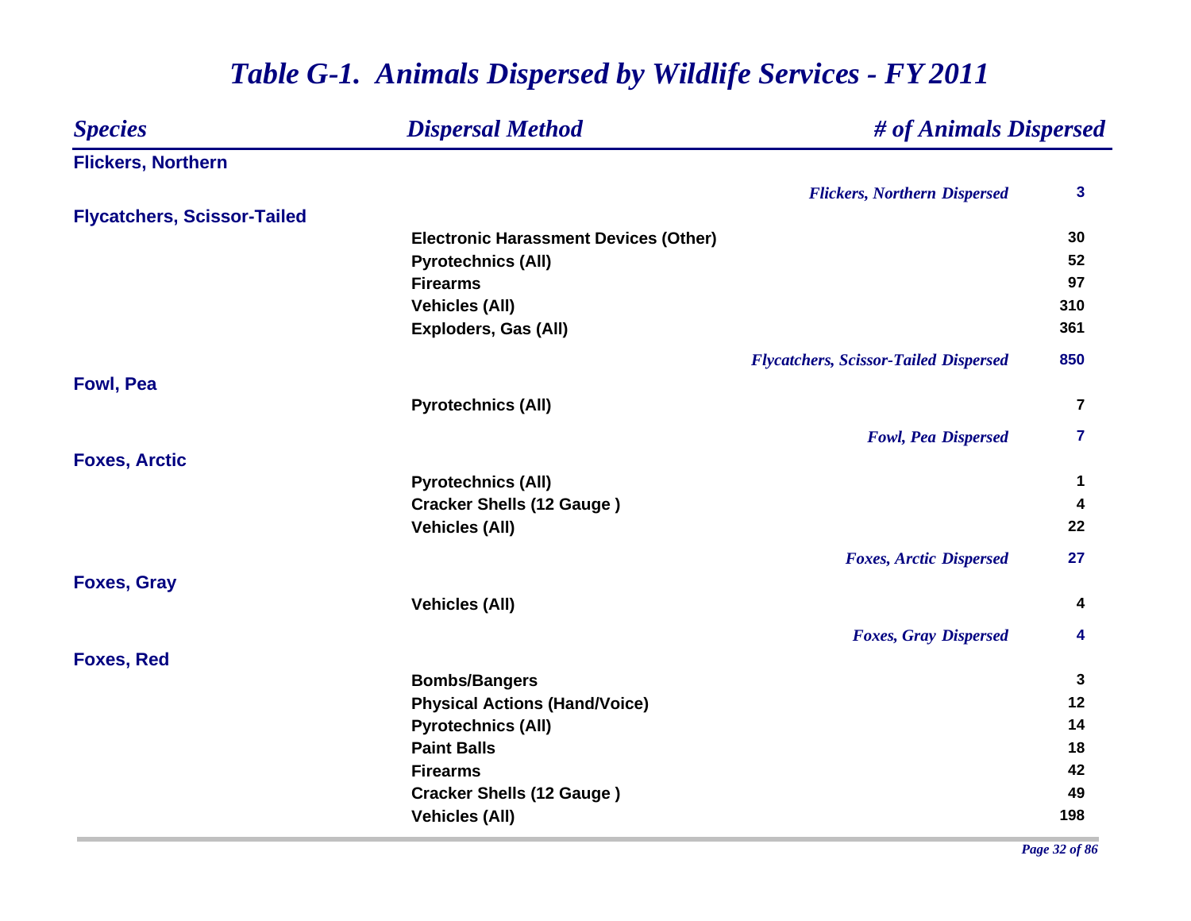# Table G-1. Animals Dispersed by Wildlife Services - FY 2011

| Species | Dispersal Method | # of Animals Dispersed |
|---|---|---|
| **Flickers, Northern** | | |
| | *Flickers, Northern Dispersed* | **3** |
| **Flycatchers, Scissor-Tailed** | | |
| | Electronic Harassment Devices (Other) | 30 |
| | Pyrotechnics (All) | 52 |
| | Firearms | 97 |
| | Vehicles (All) | 310 |
| | Exploders, Gas (All) | 361 |
| | *Flycatchers, Scissor-Tailed Dispersed* | **850** |
| **Fowl, Pea** | | |
| | Pyrotechnics (All) | 7 |
| | *Fowl, Pea Dispersed* | **7** |
| **Foxes, Arctic** | | |
| | Pyrotechnics (All) | 1 |
| | Cracker Shells (12 Gauge ) | 4 |
| | Vehicles (All) | 22 |
| | *Foxes, Arctic Dispersed* | **27** |
| **Foxes, Gray** | | |
| | Vehicles (All) | 4 |
| | *Foxes, Gray Dispersed* | **4** |
| **Foxes, Red** | | |
| | Bombs/Bangers | 3 |
| | Physical Actions (Hand/Voice) | 12 |
| | Pyrotechnics (All) | 14 |
| | Paint Balls | 18 |
| | Firearms | 42 |
| | Cracker Shells (12 Gauge ) | 49 |
| | Vehicles (All) | 198 |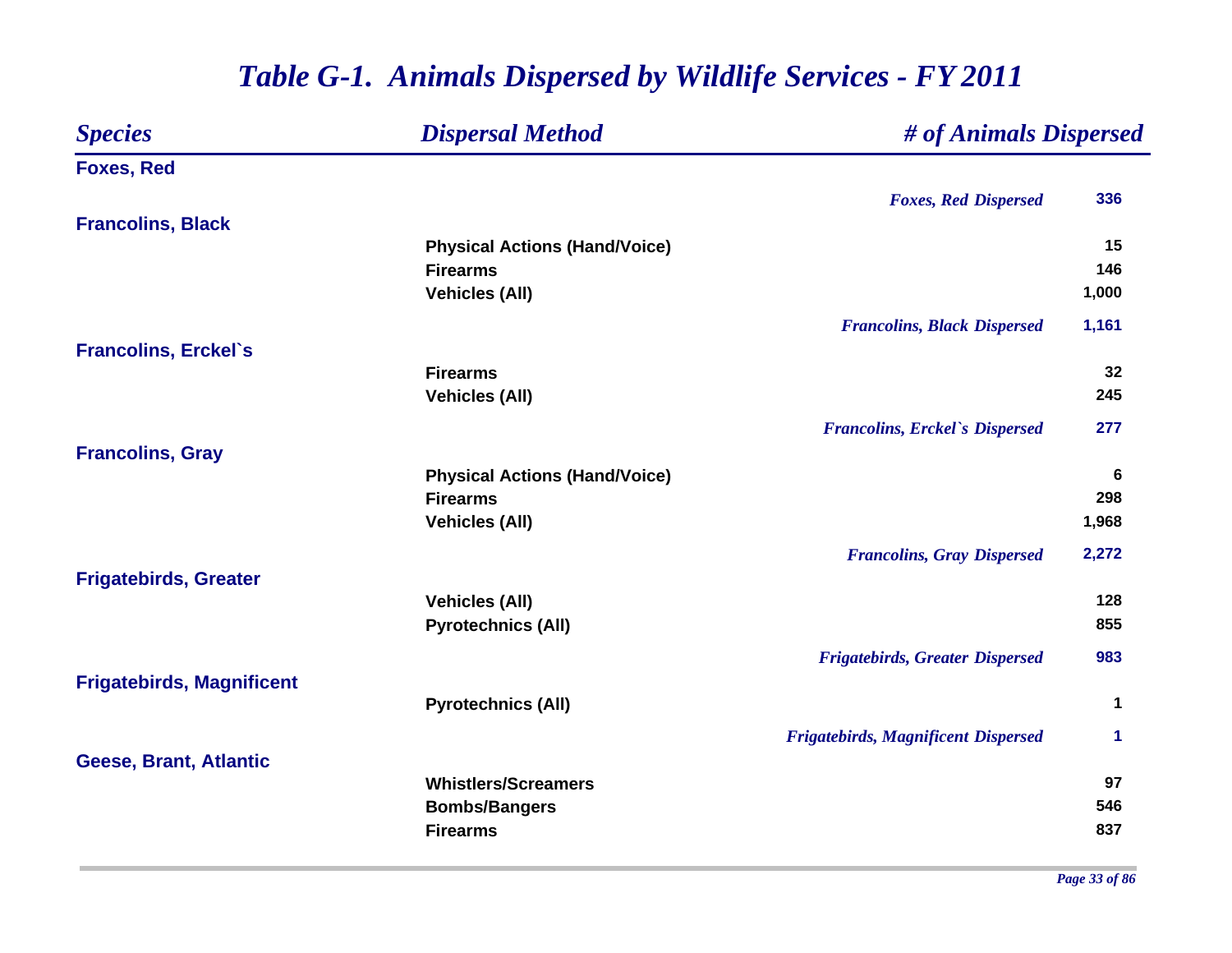# *Table G-1. Animals Dispersed by Wildlife Services - FY 2011*

| *Species* | *Dispersal Method* | *# of Animals Dispersed* |
|---|---|---|
| **Foxes, Red** | | |
| | *Foxes, Red Dispersed* | **336** |
| **Francolins, Black** | | |
| | **Physical Actions (Hand/Voice)** | **15** |
| | **Firearms** | **146** |
| | **Vehicles (All)** | **1,000** |
| | *Francolins, Black Dispersed* | **1,161** |
| **Francolins, Erckel`s** | | |
| | **Firearms** | **32** |
| | **Vehicles (All)** | **245** |
| | *Francolins, Erckel`s Dispersed* | **277** |
| **Francolins, Gray** | | |
| | **Physical Actions (Hand/Voice)** | **6** |
| | **Firearms** | **298** |
| | **Vehicles (All)** | **1,968** |
| | *Francolins, Gray Dispersed* | **2,272** |
| **Frigatebirds, Greater** | | |
| | **Vehicles (All)** | **128** |
| | **Pyrotechnics (All)** | **855** |
| | *Frigatebirds, Greater Dispersed* | **983** |
| **Frigatebirds, Magnificent** | | |
| | **Pyrotechnics (All)** | **1** |
| | *Frigatebirds, Magnificent Dispersed* | **1** |
| **Geese, Brant, Atlantic** | | |
| | **Whistlers/Screamers** | **97** |
| | **Bombs/Bangers** | **546** |
| | **Firearms** | **837** |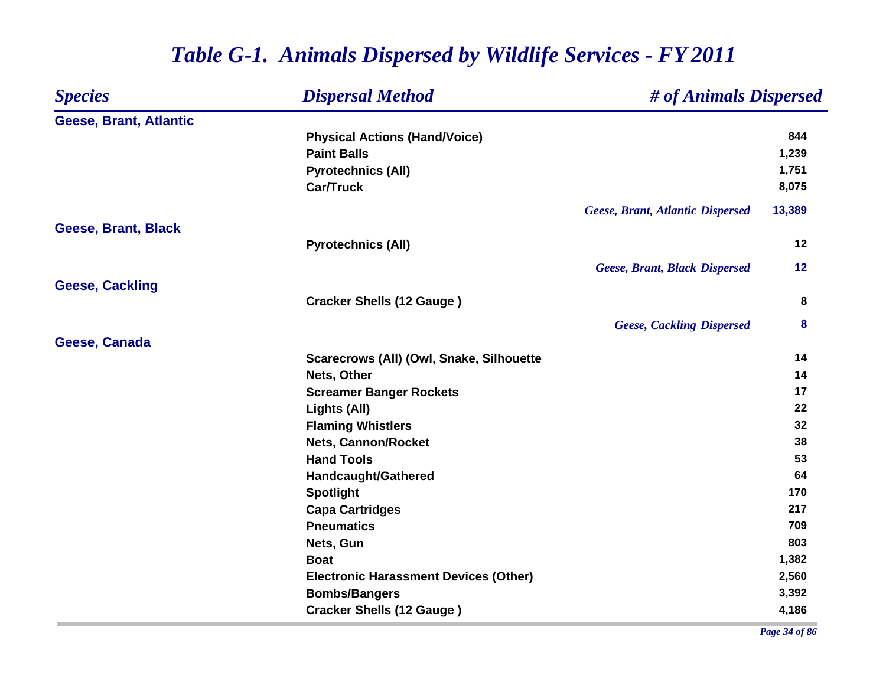# *Table G-1. Animals Dispersed by Wildlife Services - FY 2011*

| *Species* | *Dispersal Method* | *# of Animals Dispersed* |
|---|---|---|
| **Geese, Brant, Atlantic** | | |
| | **Physical Actions (Hand/Voice)** | **844** |
| | **Paint Balls** | **1,239** |
| | **Pyrotechnics (All)** | **1,751** |
| | **Car/Truck** | **8,075** |
| | *Geese, Brant, Atlantic Dispersed* | ***13,389*** |
| **Geese, Brant, Black** | | |
| | **Pyrotechnics (All)** | **12** |
| | *Geese, Brant, Black Dispersed* | ***12*** |
| **Geese, Cackling** | | |
| | **Cracker Shells (12 Gauge )** | **8** |
| | *Geese, Cackling Dispersed* | ***8*** |
| **Geese, Canada** | | |
| | **Scarecrows (All) (Owl, Snake, Silhouette** | **14** |
| | **Nets, Other** | **14** |
| | **Screamer Banger Rockets** | **17** |
| | **Lights (All)** | **22** |
| | **Flaming Whistlers** | **32** |
| | **Nets, Cannon/Rocket** | **38** |
| | **Hand Tools** | **53** |
| | **Handcaught/Gathered** | **64** |
| | **Spotlight** | **170** |
| | **Capa Cartridges** | **217** |
| | **Pneumatics** | **709** |
| | **Nets, Gun** | **803** |
| | **Boat** | **1,382** |
| | **Electronic Harassment Devices (Other)** | **2,560** |
| | **Bombs/Bangers** | **3,392** |
| | **Cracker Shells (12 Gauge )** | **4,186** |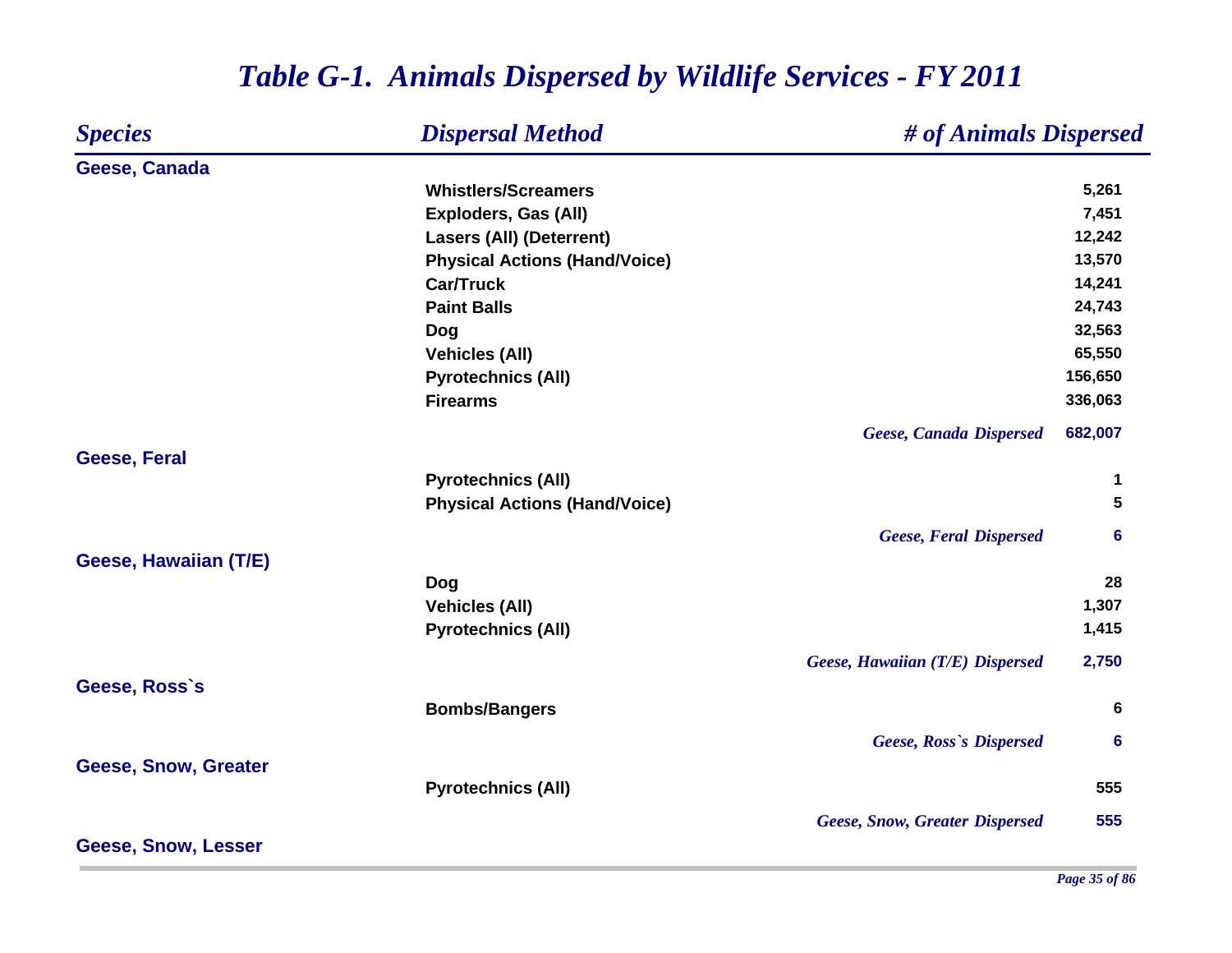# *Table G-1. Animals Dispersed by Wildlife Services - FY 2011*

| *Species* | *Dispersal Method* | *# of Animals Dispersed* |
|---|---|---|
| **Geese, Canada** | | |
| | **Whistlers/Screamers** | **5,261** |
| | **Exploders, Gas (All)** | **7,451** |
| | **Lasers (All) (Deterrent)** | **12,242** |
| | **Physical Actions (Hand/Voice)** | **13,570** |
| | **Car/Truck** | **14,241** |
| | **Paint Balls** | **24,743** |
| | **Dog** | **32,563** |
| | **Vehicles (All)** | **65,550** |
| | **Pyrotechnics (All)** | **156,650** |
| | **Firearms** | **336,063** |
| | ***Geese, Canada Dispersed*** | **682,007** |
| **Geese, Feral** | | |
| | **Pyrotechnics (All)** | **1** |
| | **Physical Actions (Hand/Voice)** | **5** |
| | ***Geese, Feral Dispersed*** | **6** |
| **Geese, Hawaiian (T/E)** | | |
| | **Dog** | **28** |
| | **Vehicles (All)** | **1,307** |
| | **Pyrotechnics (All)** | **1,415** |
| | ***Geese, Hawaiian (T/E) Dispersed*** | **2,750** |
| **Geese, Ross`s** | | |
| | **Bombs/Bangers** | **6** |
| | ***Geese, Ross`s Dispersed*** | **6** |
| **Geese, Snow, Greater** | | |
| | **Pyrotechnics (All)** | **555** |
| | ***Geese, Snow, Greater Dispersed*** | **555** |
| **Geese, Snow, Lesser** | | |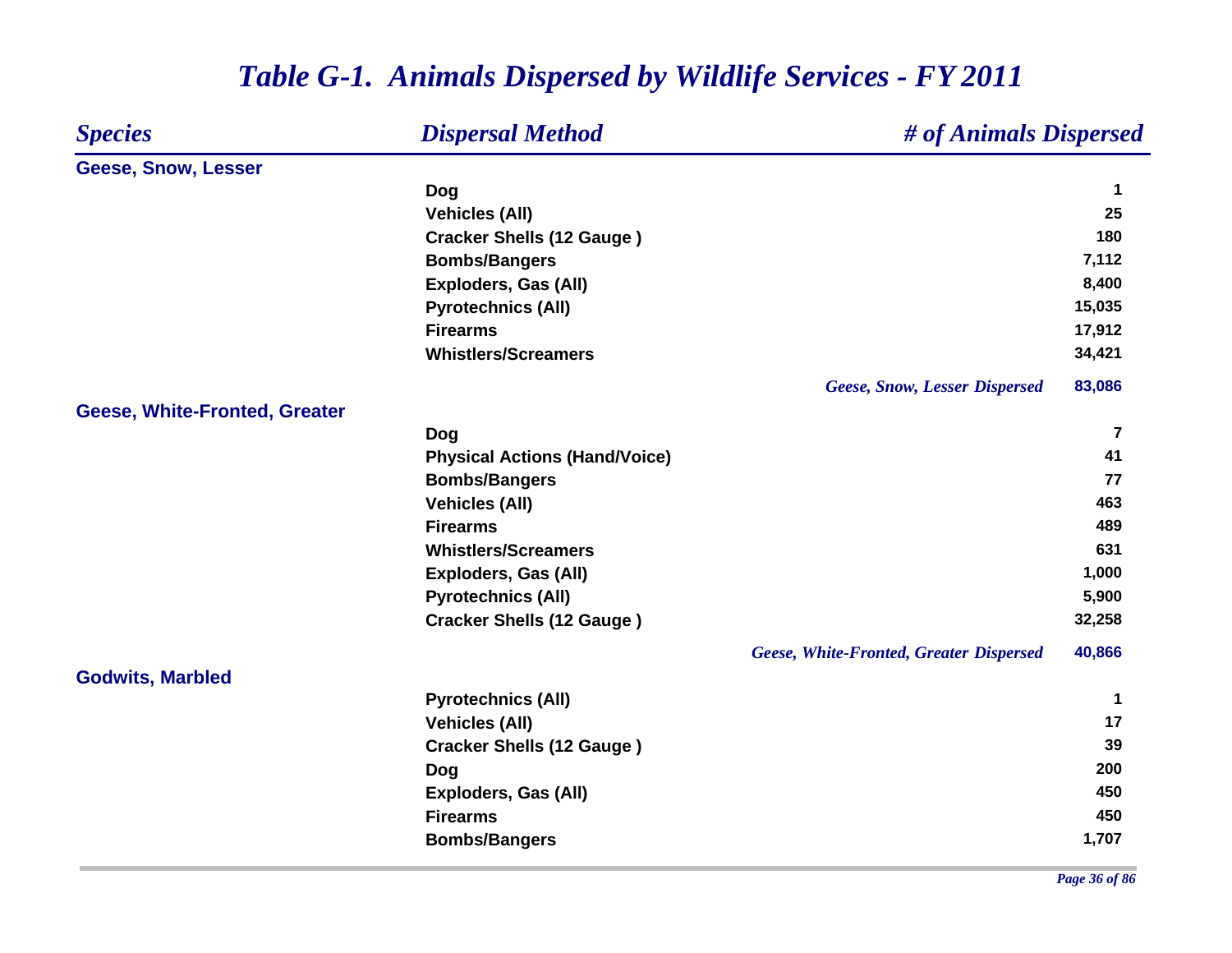# *Table G-1. Animals Dispersed by Wildlife Services - FY 2011*

| *Species* | *Dispersal Method* | *# of Animals Dispersed* |
|---|---|---|
| **Geese, Snow, Lesser** | | |
| | Dog | 1 |
| | Vehicles (All) | 25 |
| | Cracker Shells (12 Gauge ) | 180 |
| | Bombs/Bangers | 7,112 |
| | Exploders, Gas (All) | 8,400 |
| | Pyrotechnics (All) | 15,035 |
| | Firearms | 17,912 |
| | Whistlers/Screamers | 34,421 |
| | *Geese, Snow, Lesser Dispersed* | 83,086 |
| **Geese, White-Fronted, Greater** | | |
| | Dog | 7 |
| | Physical Actions (Hand/Voice) | 41 |
| | Bombs/Bangers | 77 |
| | Vehicles (All) | 463 |
| | Firearms | 489 |
| | Whistlers/Screamers | 631 |
| | Exploders, Gas (All) | 1,000 |
| | Pyrotechnics (All) | 5,900 |
| | Cracker Shells (12 Gauge ) | 32,258 |
| | *Geese, White-Fronted, Greater Dispersed* | 40,866 |
| **Godwits, Marbled** | | |
| | Pyrotechnics (All) | 1 |
| | Vehicles (All) | 17 |
| | Cracker Shells (12 Gauge ) | 39 |
| | Dog | 200 |
| | Exploders, Gas (All) | 450 |
| | Firearms | 450 |
| | Bombs/Bangers | 1,707 |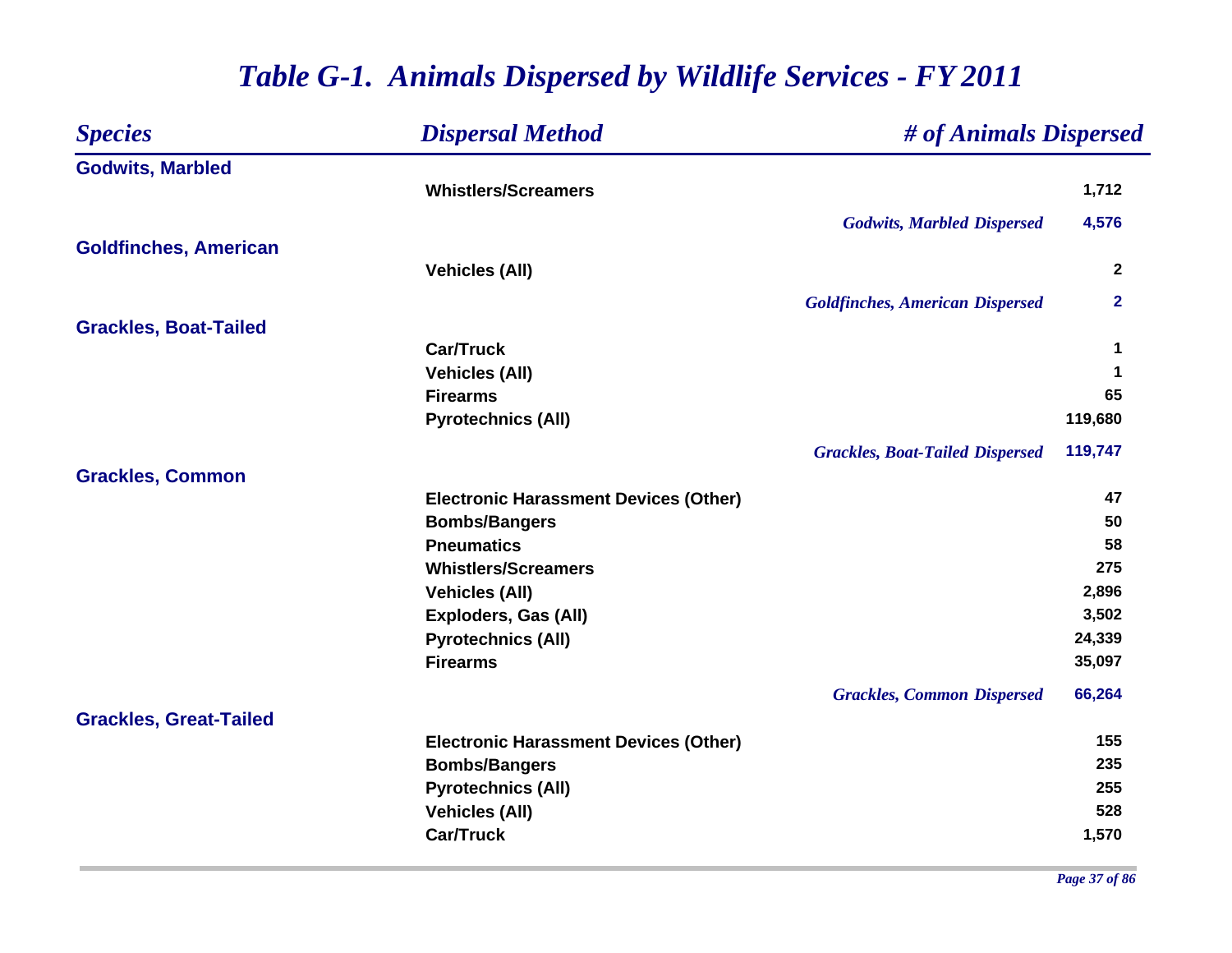# *Table G-1. Animals Dispersed by Wildlife Services - FY 2011*

| *Species* | *Dispersal Method* | *# of Animals Dispersed* |
|---|---|---|
| **Godwits, Marbled** | | |
| | **Whistlers/Screamers** | **1,712** |
| | *Godwits, Marbled Dispersed* | **4,576** |
| **Goldfinches, American** | | |
| | **Vehicles (All)** | **2** |
| | *Goldfinches, American Dispersed* | **2** |
| **Grackles, Boat-Tailed** | | |
| | **Car/Truck** | **1** |
| | **Vehicles (All)** | **1** |
| | **Firearms** | **65** |
| | **Pyrotechnics (All)** | **119,680** |
| | *Grackles, Boat-Tailed Dispersed* | **119,747** |
| **Grackles, Common** | | |
| | **Electronic Harassment Devices (Other)** | **47** |
| | **Bombs/Bangers** | **50** |
| | **Pneumatics** | **58** |
| | **Whistlers/Screamers** | **275** |
| | **Vehicles (All)** | **2,896** |
| | **Exploders, Gas (All)** | **3,502** |
| | **Pyrotechnics (All)** | **24,339** |
| | **Firearms** | **35,097** |
| | *Grackles, Common Dispersed* | **66,264** |
| **Grackles, Great-Tailed** | | |
| | **Electronic Harassment Devices (Other)** | **155** |
| | **Bombs/Bangers** | **235** |
| | **Pyrotechnics (All)** | **255** |
| | **Vehicles (All)** | **528** |
| | **Car/Truck** | **1,570** |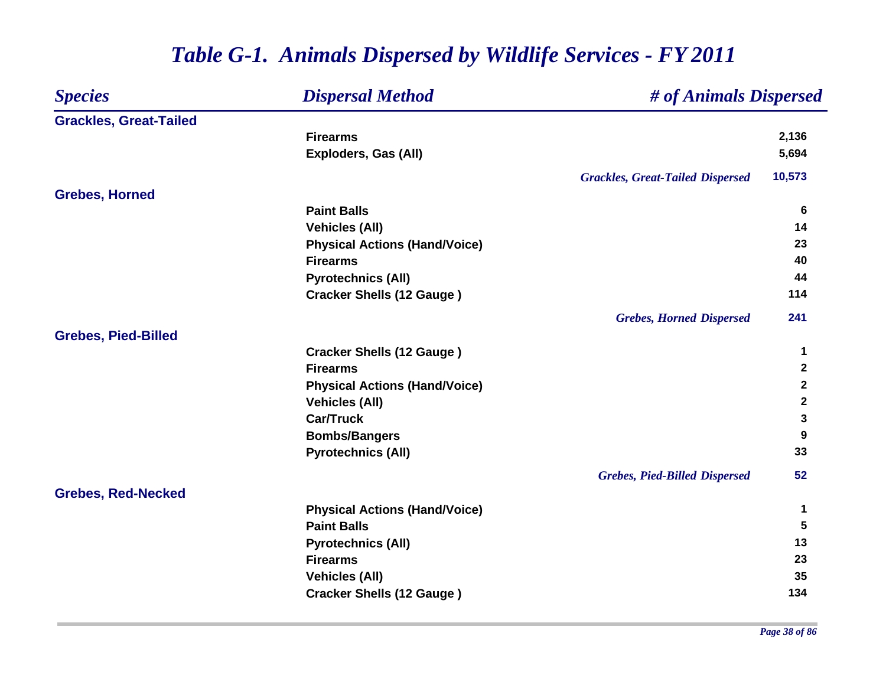# *Table G-1. Animals Dispersed by Wildlife Services - FY 2011*

| *Species* | *Dispersal Method* | *# of Animals Dispersed* |
|---|---|---|
| **Grackles, Great-Tailed** | | |
| | **Firearms** | **2,136** |
| | **Exploders, Gas (All)** | **5,694** |
| | ***Grackles, Great-Tailed Dispersed*** | **10,573** |
| **Grebes, Horned** | | |
| | **Paint Balls** | **6** |
| | **Vehicles (All)** | **14** |
| | **Physical Actions (Hand/Voice)** | **23** |
| | **Firearms** | **40** |
| | **Pyrotechnics (All)** | **44** |
| | **Cracker Shells (12 Gauge )** | **114** |
| | ***Grebes, Horned Dispersed*** | **241** |
| **Grebes, Pied-Billed** | | |
| | **Cracker Shells (12 Gauge )** | **1** |
| | **Firearms** | **2** |
| | **Physical Actions (Hand/Voice)** | **2** |
| | **Vehicles (All)** | **2** |
| | **Car/Truck** | **3** |
| | **Bombs/Bangers** | **9** |
| | **Pyrotechnics (All)** | **33** |
| | ***Grebes, Pied-Billed Dispersed*** | **52** |
| **Grebes, Red-Necked** | | |
| | **Physical Actions (Hand/Voice)** | **1** |
| | **Paint Balls** | **5** |
| | **Pyrotechnics (All)** | **13** |
| | **Firearms** | **23** |
| | **Vehicles (All)** | **35** |
| | **Cracker Shells (12 Gauge )** | **134** |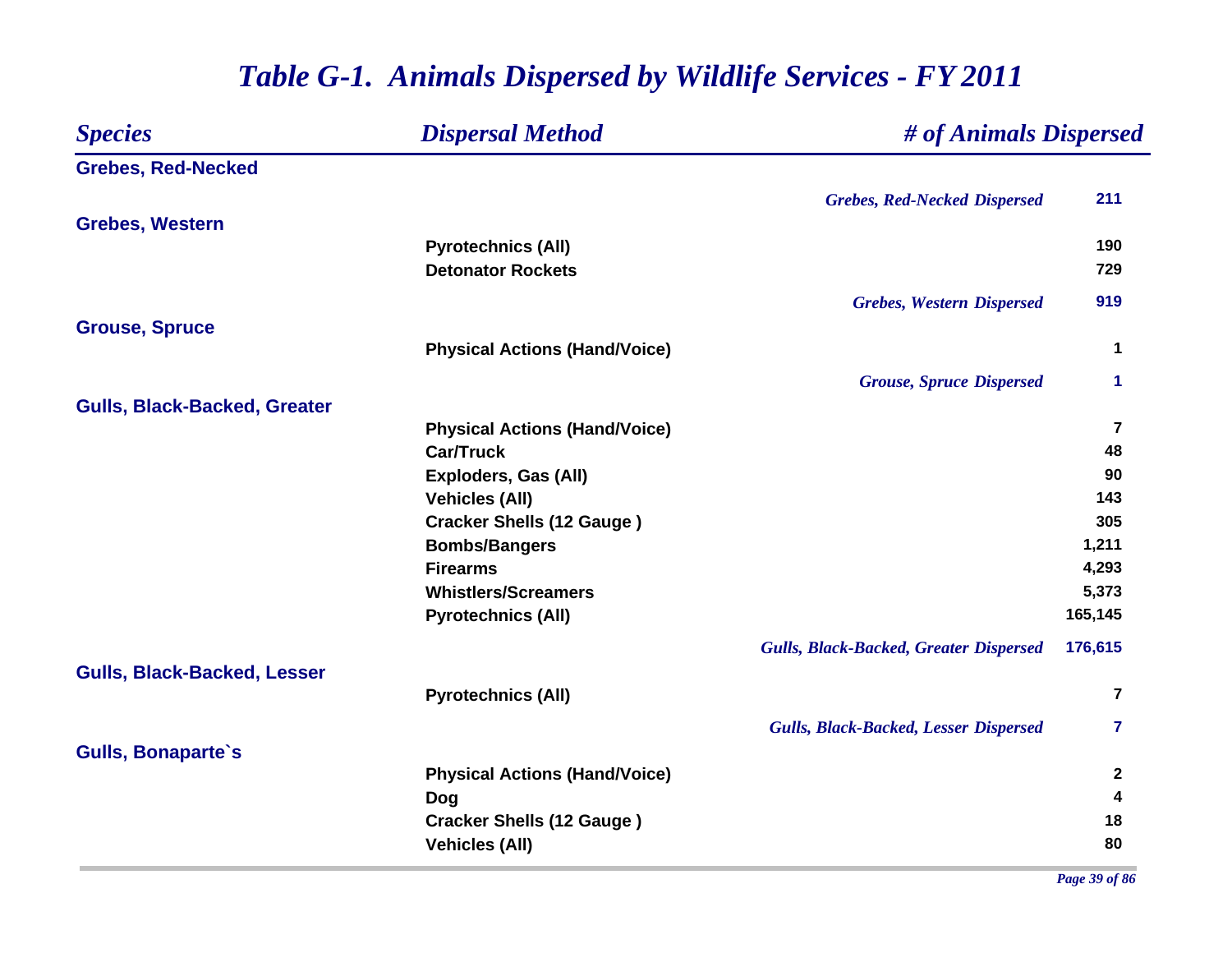# *Table G-1. Animals Dispersed by Wildlife Services - FY 2011*

| *Species* | *Dispersal Method* | *# of Animals Dispersed* |
|---|---|---|
| **Grebes, Red-Necked** | | |
| | *Grebes, Red-Necked Dispersed* | **211** |
| **Grebes, Western** | | |
| | **Pyrotechnics (All)** | **190** |
| | **Detonator Rockets** | **729** |
| | *Grebes, Western Dispersed* | **919** |
| **Grouse, Spruce** | | |
| | **Physical Actions (Hand/Voice)** | **1** |
| | *Grouse, Spruce Dispersed* | **1** |
| **Gulls, Black-Backed, Greater** | | |
| | **Physical Actions (Hand/Voice)** | **7** |
| | **Car/Truck** | **48** |
| | **Exploders, Gas (All)** | **90** |
| | **Vehicles (All)** | **143** |
| | **Cracker Shells (12 Gauge )** | **305** |
| | **Bombs/Bangers** | **1,211** |
| | **Firearms** | **4,293** |
| | **Whistlers/Screamers** | **5,373** |
| | **Pyrotechnics (All)** | **165,145** |
| | *Gulls, Black-Backed, Greater Dispersed* | **176,615** |
| **Gulls, Black-Backed, Lesser** | | |
| | **Pyrotechnics (All)** | **7** |
| | *Gulls, Black-Backed, Lesser Dispersed* | **7** |
| **Gulls, Bonaparte`s** | | |
| | **Physical Actions (Hand/Voice)** | **2** |
| | **Dog** | **4** |
| | **Cracker Shells (12 Gauge )** | **18** |
| | **Vehicles (All)** | **80** |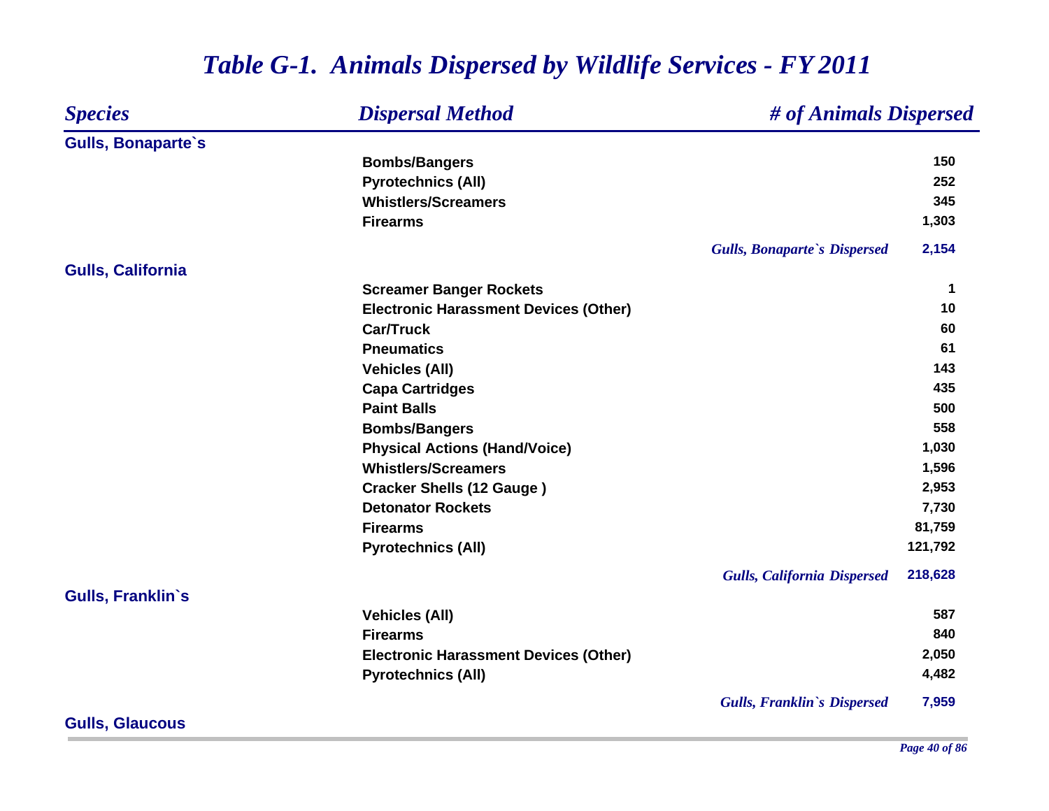# *Table G-1. Animals Dispersed by Wildlife Services - FY 2011*

| *Species* | *Dispersal Method* | *# of Animals Dispersed* |
|---|---|---|
| **Gulls, Bonaparte`s** | | |
| | **Bombs/Bangers** | **150** |
| | **Pyrotechnics (All)** | **252** |
| | **Whistlers/Screamers** | **345** |
| | **Firearms** | **1,303** |
| | ***Gulls, Bonaparte`s Dispersed*** | **2,154** |
| **Gulls, California** | | |
| | **Screamer Banger Rockets** | **1** |
| | **Electronic Harassment Devices (Other)** | **10** |
| | **Car/Truck** | **60** |
| | **Pneumatics** | **61** |
| | **Vehicles (All)** | **143** |
| | **Capa Cartridges** | **435** |
| | **Paint Balls** | **500** |
| | **Bombs/Bangers** | **558** |
| | **Physical Actions (Hand/Voice)** | **1,030** |
| | **Whistlers/Screamers** | **1,596** |
| | **Cracker Shells (12 Gauge )** | **2,953** |
| | **Detonator Rockets** | **7,730** |
| | **Firearms** | **81,759** |
| | **Pyrotechnics (All)** | **121,792** |
| | ***Gulls, California Dispersed*** | **218,628** |
| **Gulls, Franklin`s** | | |
| | **Vehicles (All)** | **587** |
| | **Firearms** | **840** |
| | **Electronic Harassment Devices (Other)** | **2,050** |
| | **Pyrotechnics (All)** | **4,482** |
| | ***Gulls, Franklin`s Dispersed*** | **7,959** |
| **Gulls, Glaucous** | | |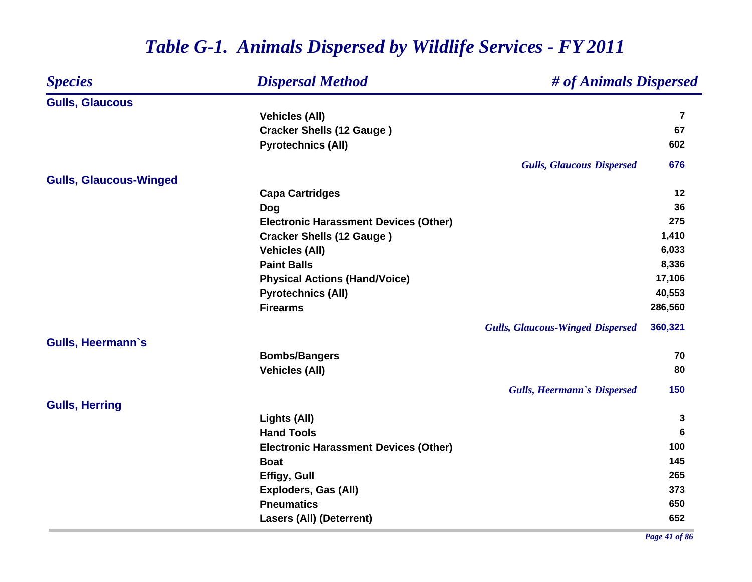# *Table G-1. Animals Dispersed by Wildlife Services - FY 2011*

| *Species* | *Dispersal Method* | *# of Animals Dispersed* |
|---|---|---|
| **Gulls, Glaucous** | | |
| | **Vehicles (All)** | **7** |
| | **Cracker Shells (12 Gauge )** | **67** |
| | **Pyrotechnics (All)** | **602** |
| | *Gulls, Glaucous Dispersed* | **676** |
| **Gulls, Glaucous-Winged** | | |
| | **Capa Cartridges** | **12** |
| | **Dog** | **36** |
| | **Electronic Harassment Devices (Other)** | **275** |
| | **Cracker Shells (12 Gauge )** | **1,410** |
| | **Vehicles (All)** | **6,033** |
| | **Paint Balls** | **8,336** |
| | **Physical Actions (Hand/Voice)** | **17,106** |
| | **Pyrotechnics (All)** | **40,553** |
| | **Firearms** | **286,560** |
| | *Gulls, Glaucous-Winged Dispersed* | **360,321** |
| **Gulls, Heermann`s** | | |
| | **Bombs/Bangers** | **70** |
| | **Vehicles (All)** | **80** |
| | *Gulls, Heermann`s Dispersed* | **150** |
| **Gulls, Herring** | | |
| | **Lights (All)** | **3** |
| | **Hand Tools** | **6** |
| | **Electronic Harassment Devices (Other)** | **100** |
| | **Boat** | **145** |
| | **Effigy, Gull** | **265** |
| | **Exploders, Gas (All)** | **373** |
| | **Pneumatics** | **650** |
| | **Lasers (All) (Deterrent)** | **652** |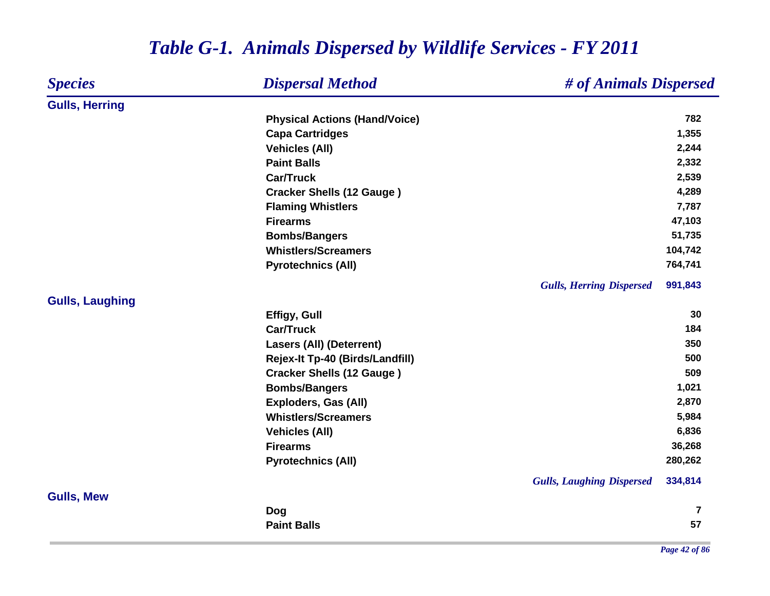# *Table G-1. Animals Dispersed by Wildlife Services - FY 2011*

| *Species* | *Dispersal Method* | *# of Animals Dispersed* |
|---|---|---|
| **Gulls, Herring** | | |
| | **Physical Actions (Hand/Voice)** | **782** |
| | **Capa Cartridges** | **1,355** |
| | **Vehicles (All)** | **2,244** |
| | **Paint Balls** | **2,332** |
| | **Car/Truck** | **2,539** |
| | **Cracker Shells (12 Gauge )** | **4,289** |
| | **Flaming Whistlers** | **7,787** |
| | **Firearms** | **47,103** |
| | **Bombs/Bangers** | **51,735** |
| | **Whistlers/Screamers** | **104,742** |
| | **Pyrotechnics (All)** | **764,741** |
| | *Gulls, Herring Dispersed* | **991,843** |
| **Gulls, Laughing** | | |
| | **Effigy, Gull** | **30** |
| | **Car/Truck** | **184** |
| | **Lasers (All) (Deterrent)** | **350** |
| | **Rejex-It Tp-40 (Birds/Landfill)** | **500** |
| | **Cracker Shells (12 Gauge )** | **509** |
| | **Bombs/Bangers** | **1,021** |
| | **Exploders, Gas (All)** | **2,870** |
| | **Whistlers/Screamers** | **5,984** |
| | **Vehicles (All)** | **6,836** |
| | **Firearms** | **36,268** |
| | **Pyrotechnics (All)** | **280,262** |
| | *Gulls, Laughing Dispersed* | **334,814** |
| **Gulls, Mew** | | |
| | **Dog** | **7** |
| | **Paint Balls** | **57** |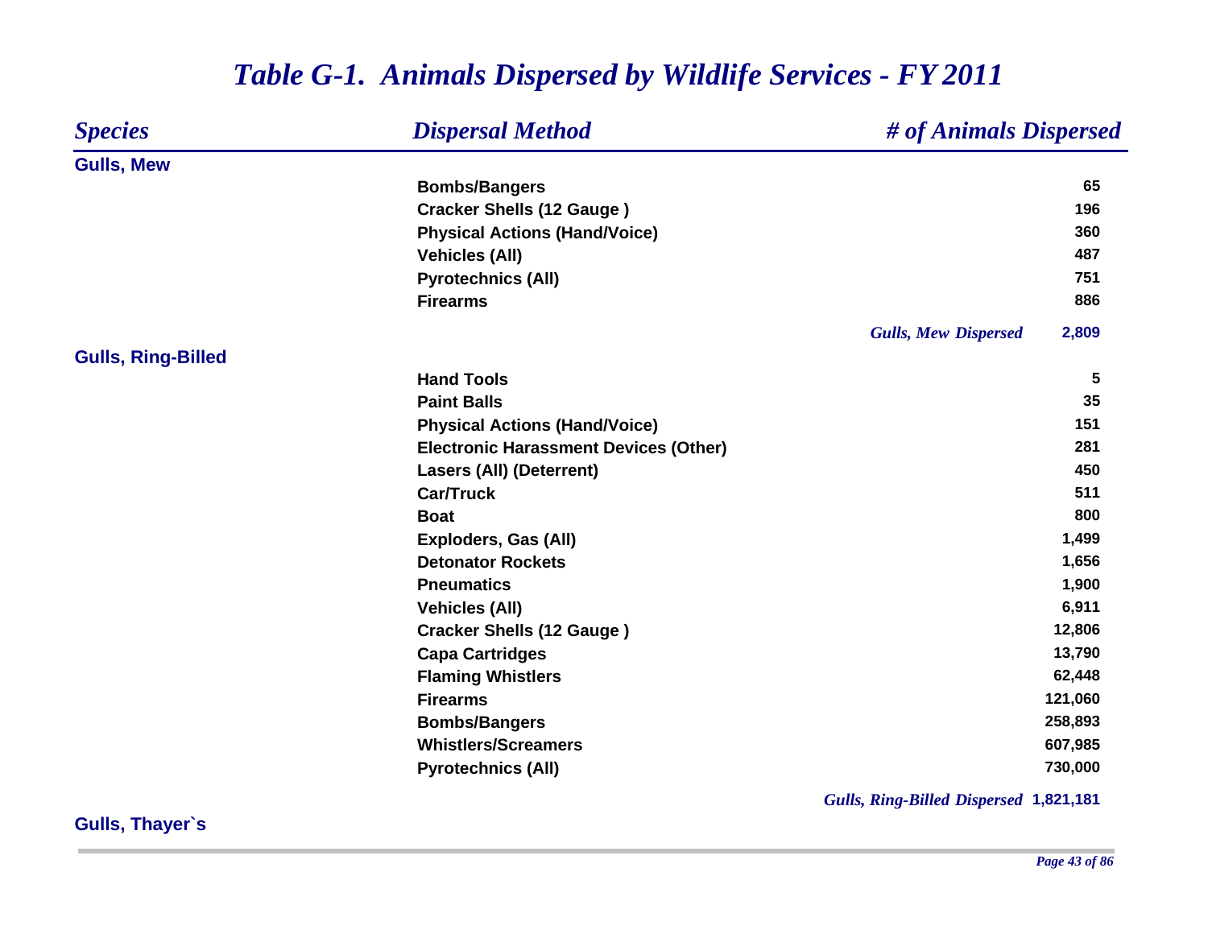# *Table G-1. Animals Dispersed by Wildlife Services - FY 2011*

| *Species* | *Dispersal Method* | *# of Animals Dispersed* |
|---|---|---|
| **Gulls, Mew** | | |
| | **Bombs/Bangers** | **65** |
| | **Cracker Shells (12 Gauge )** | **196** |
| | **Physical Actions (Hand/Voice)** | **360** |
| | **Vehicles (All)** | **487** |
| | **Pyrotechnics (All)** | **751** |
| | **Firearms** | **886** |
| | *Gulls, Mew Dispersed* | **2,809** |
| **Gulls, Ring-Billed** | | |
| | **Hand Tools** | **5** |
| | **Paint Balls** | **35** |
| | **Physical Actions (Hand/Voice)** | **151** |
| | **Electronic Harassment Devices (Other)** | **281** |
| | **Lasers (All) (Deterrent)** | **450** |
| | **Car/Truck** | **511** |
| | **Boat** | **800** |
| | **Exploders, Gas (All)** | **1,499** |
| | **Detonator Rockets** | **1,656** |
| | **Pneumatics** | **1,900** |
| | **Vehicles (All)** | **6,911** |
| | **Cracker Shells (12 Gauge )** | **12,806** |
| | **Capa Cartridges** | **13,790** |
| | **Flaming Whistlers** | **62,448** |
| | **Firearms** | **121,060** |
| | **Bombs/Bangers** | **258,893** |
| | **Whistlers/Screamers** | **607,985** |
| | **Pyrotechnics (All)** | **730,000** |
| | *Gulls, Ring-Billed Dispersed* | **1,821,181** |
| **Gulls, Thayer`s** | | |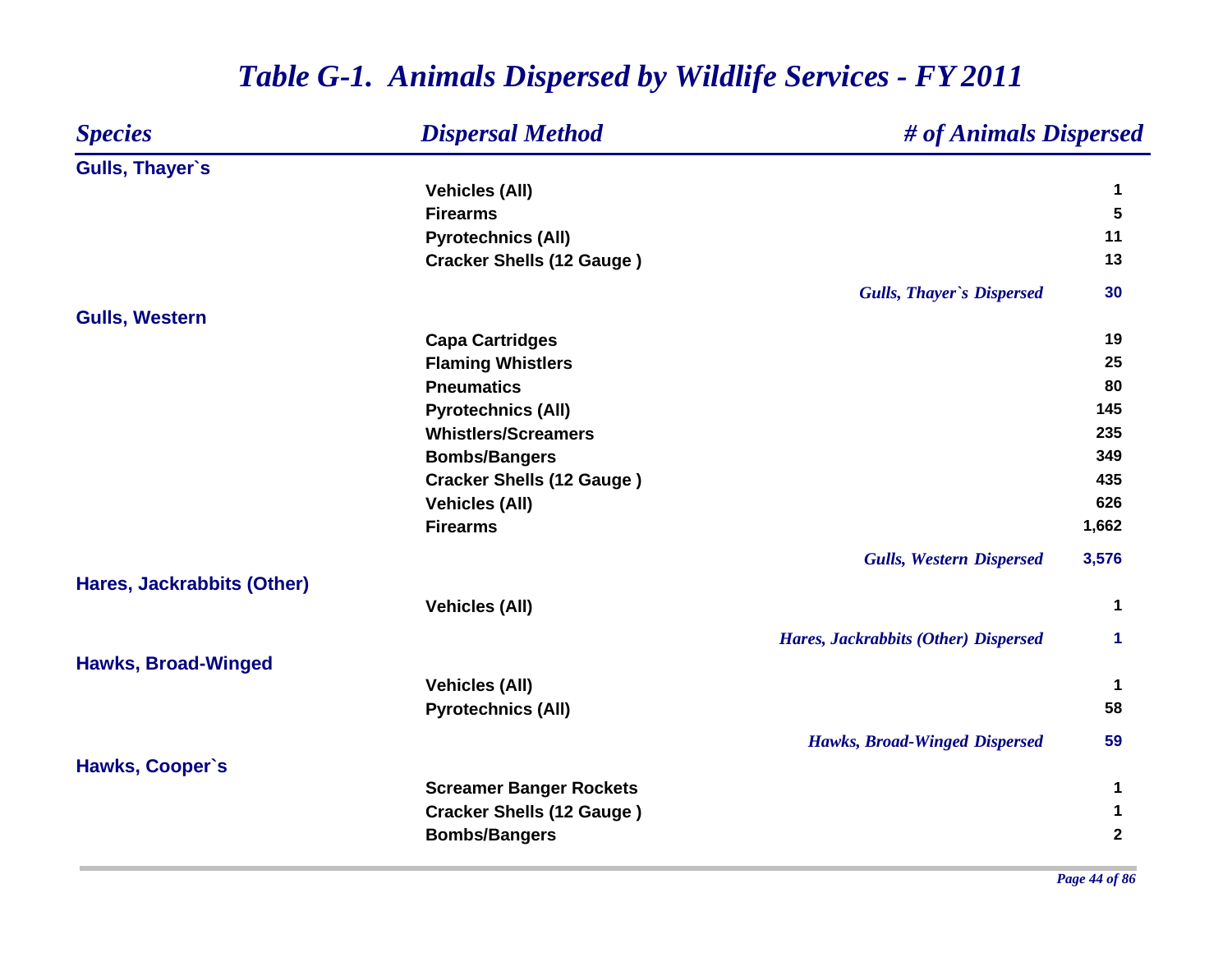# *Table G-1. Animals Dispersed by Wildlife Services - FY 2011*

| *Species* | *Dispersal Method* | *# of Animals Dispersed* |
|---|---|---|
| **Gulls, Thayer`s** | | |
| | Vehicles (All) | 1 |
| | Firearms | 5 |
| | Pyrotechnics (All) | 11 |
| | Cracker Shells (12 Gauge ) | 13 |
| | *Gulls, Thayer`s Dispersed* | 30 |
| **Gulls, Western** | | |
| | Capa Cartridges | 19 |
| | Flaming Whistlers | 25 |
| | Pneumatics | 80 |
| | Pyrotechnics (All) | 145 |
| | Whistlers/Screamers | 235 |
| | Bombs/Bangers | 349 |
| | Cracker Shells (12 Gauge ) | 435 |
| | Vehicles (All) | 626 |
| | Firearms | 1,662 |
| | *Gulls, Western Dispersed* | 3,576 |
| **Hares, Jackrabbits (Other)** | | |
| | Vehicles (All) | 1 |
| | *Hares, Jackrabbits (Other) Dispersed* | 1 |
| **Hawks, Broad-Winged** | | |
| | Vehicles (All) | 1 |
| | Pyrotechnics (All) | 58 |
| | *Hawks, Broad-Winged Dispersed* | 59 |
| **Hawks, Cooper`s** | | |
| | Screamer Banger Rockets | 1 |
| | Cracker Shells (12 Gauge ) | 1 |
| | Bombs/Bangers | 2 |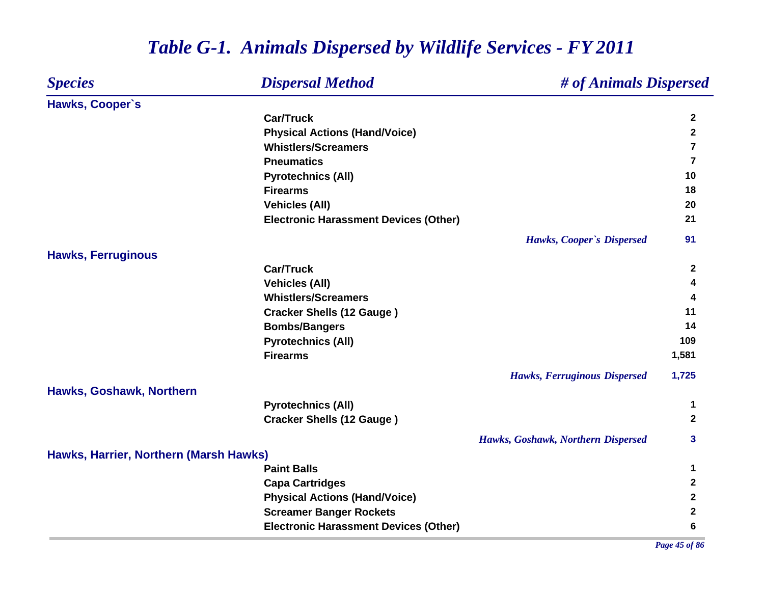# *Table G-1. Animals Dispersed by Wildlife Services - FY 2011*

| *Species* | *Dispersal Method* | *# of Animals Dispersed* |
| --- | --- | --- |
| **Hawks, Cooper`s** | | |
| | Car/Truck | 2 |
| | Physical Actions (Hand/Voice) | 2 |
| | Whistlers/Screamers | 7 |
| | Pneumatics | 7 |
| | Pyrotechnics (All) | 10 |
| | Firearms | 18 |
| | Vehicles (All) | 20 |
| | Electronic Harassment Devices (Other) | 21 |
| | *Hawks, Cooper`s Dispersed* | 91 |
| **Hawks, Ferruginous** | | |
| | Car/Truck | 2 |
| | Vehicles (All) | 4 |
| | Whistlers/Screamers | 4 |
| | Cracker Shells (12 Gauge ) | 11 |
| | Bombs/Bangers | 14 |
| | Pyrotechnics (All) | 109 |
| | Firearms | 1,581 |
| | *Hawks, Ferruginous Dispersed* | 1,725 |
| **Hawks, Goshawk, Northern** | | |
| | Pyrotechnics (All) | 1 |
| | Cracker Shells (12 Gauge ) | 2 |
| | *Hawks, Goshawk, Northern Dispersed* | 3 |
| **Hawks, Harrier, Northern (Marsh Hawks)** | | |
| | Paint Balls | 1 |
| | Capa Cartridges | 2 |
| | Physical Actions (Hand/Voice) | 2 |
| | Screamer Banger Rockets | 2 |
| | Electronic Harassment Devices (Other) | 6 |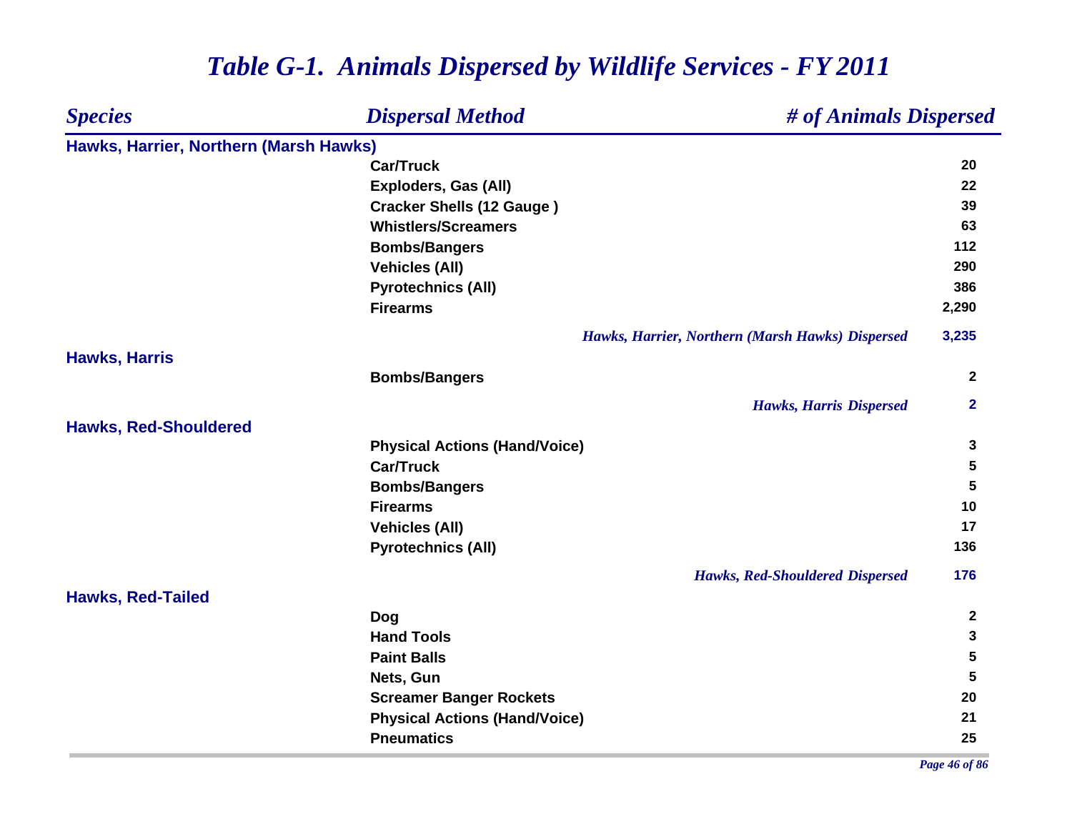# *Table G-1. Animals Dispersed by Wildlife Services - FY 2011*

| *Species* | *Dispersal Method* | *# of Animals Dispersed* |
|---|---|---|
| **Hawks, Harrier, Northern (Marsh Hawks)** | | |
| | **Car/Truck** | **20** |
| | **Exploders, Gas (All)** | **22** |
| | **Cracker Shells (12 Gauge )** | **39** |
| | **Whistlers/Screamers** | **63** |
| | **Bombs/Bangers** | **112** |
| | **Vehicles (All)** | **290** |
| | **Pyrotechnics (All)** | **386** |
| | **Firearms** | **2,290** |
| | *Hawks, Harrier, Northern (Marsh Hawks) Dispersed* | **3,235** |
| **Hawks, Harris** | | |
| | **Bombs/Bangers** | **2** |
| | *Hawks, Harris Dispersed* | **2** |
| **Hawks, Red-Shouldered** | | |
| | **Physical Actions (Hand/Voice)** | **3** |
| | **Car/Truck** | **5** |
| | **Bombs/Bangers** | **5** |
| | **Firearms** | **10** |
| | **Vehicles (All)** | **17** |
| | **Pyrotechnics (All)** | **136** |
| | *Hawks, Red-Shouldered Dispersed* | **176** |
| **Hawks, Red-Tailed** | | |
| | **Dog** | **2** |
| | **Hand Tools** | **3** |
| | **Paint Balls** | **5** |
| | **Nets, Gun** | **5** |
| | **Screamer Banger Rockets** | **20** |
| | **Physical Actions (Hand/Voice)** | **21** |
| | **Pneumatics** | **25** |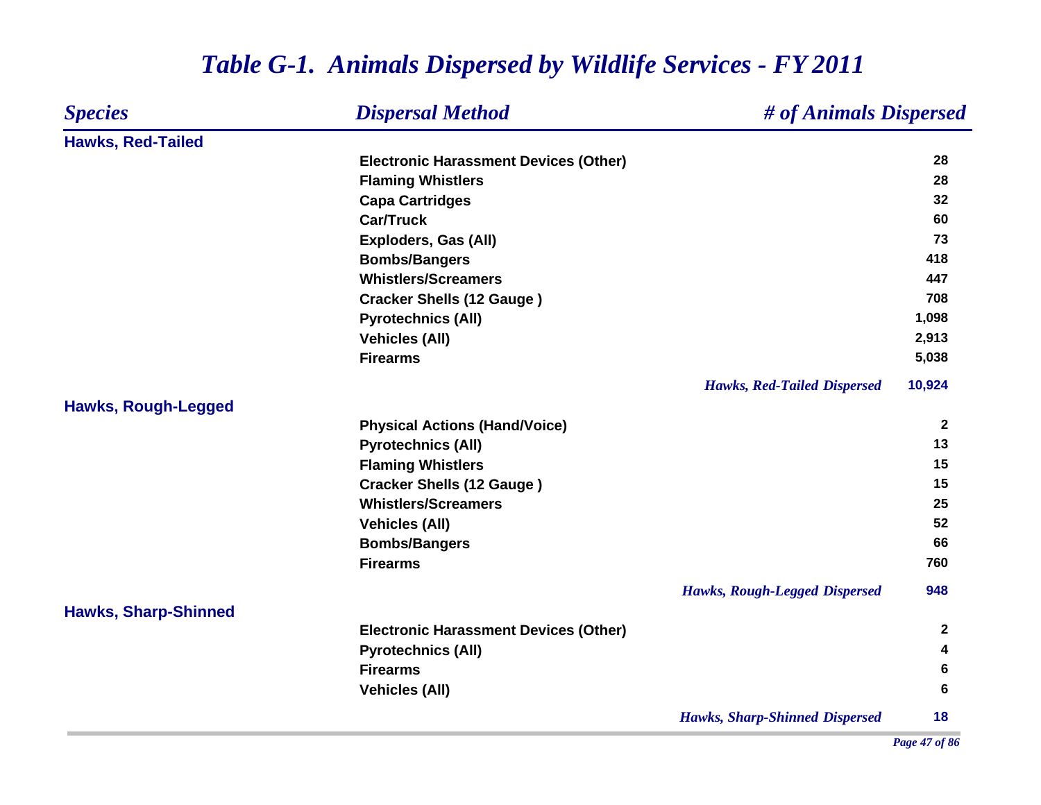# *Table G-1. Animals Dispersed by Wildlife Services - FY 2011*

| *Species* | *Dispersal Method* | *# of Animals Dispersed* |
|---|---|---|
| **Hawks, Red-Tailed** | | |
| | **Electronic Harassment Devices (Other)** | **28** |
| | **Flaming Whistlers** | **28** |
| | **Capa Cartridges** | **32** |
| | **Car/Truck** | **60** |
| | **Exploders, Gas (All)** | **73** |
| | **Bombs/Bangers** | **418** |
| | **Whistlers/Screamers** | **447** |
| | **Cracker Shells (12 Gauge )** | **708** |
| | **Pyrotechnics (All)** | **1,098** |
| | **Vehicles (All)** | **2,913** |
| | **Firearms** | **5,038** |
| | ***Hawks, Red-Tailed Dispersed*** | **10,924** |
| **Hawks, Rough-Legged** | | |
| | **Physical Actions (Hand/Voice)** | **2** |
| | **Pyrotechnics (All)** | **13** |
| | **Flaming Whistlers** | **15** |
| | **Cracker Shells (12 Gauge )** | **15** |
| | **Whistlers/Screamers** | **25** |
| | **Vehicles (All)** | **52** |
| | **Bombs/Bangers** | **66** |
| | **Firearms** | **760** |
| | ***Hawks, Rough-Legged Dispersed*** | **948** |
| **Hawks, Sharp-Shinned** | | |
| | **Electronic Harassment Devices (Other)** | **2** |
| | **Pyrotechnics (All)** | **4** |
| | **Firearms** | **6** |
| | **Vehicles (All)** | **6** |
| | ***Hawks, Sharp-Shinned Dispersed*** | **18** |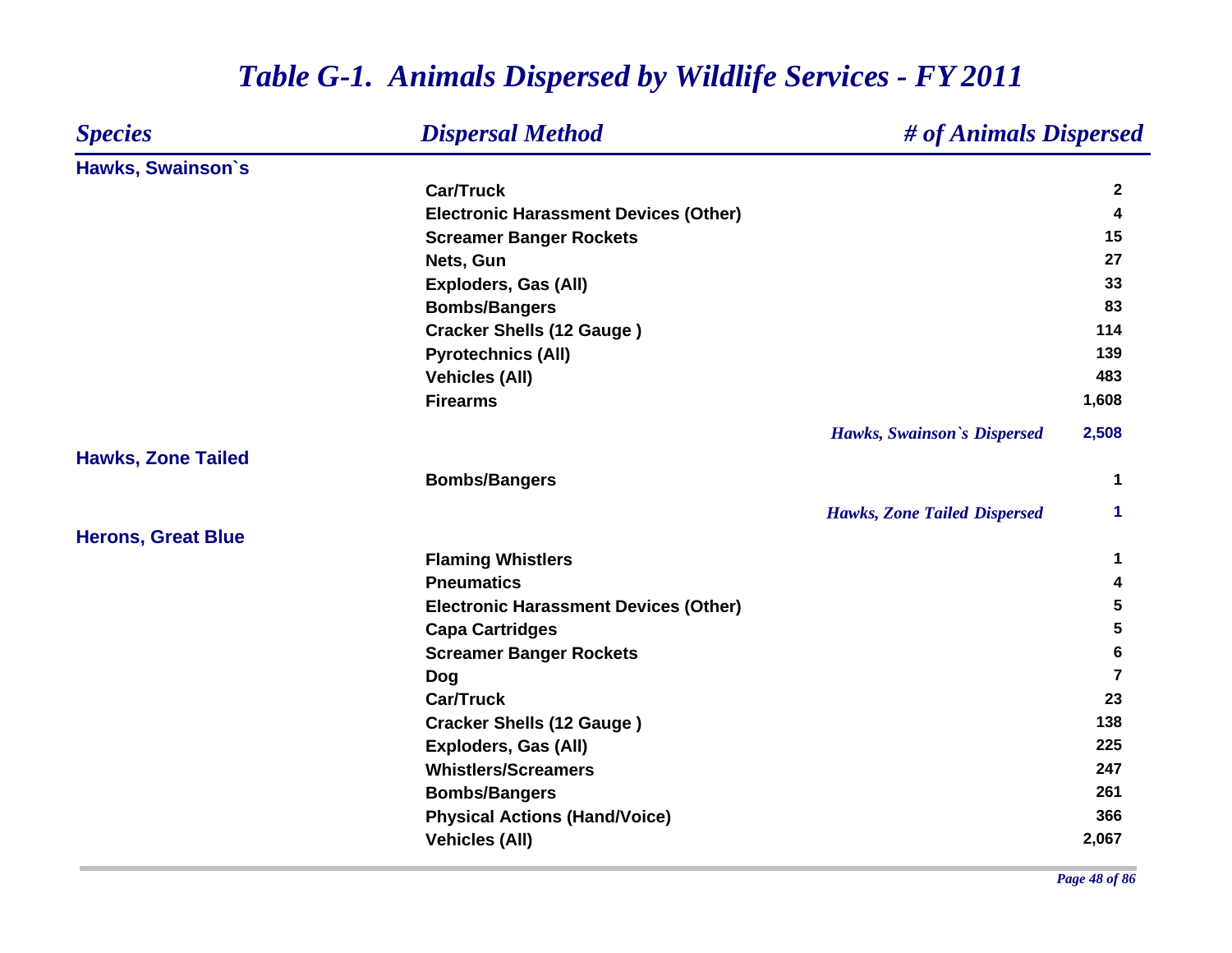# *Table G-1. Animals Dispersed by Wildlife Services - FY 2011*

| *Species* | *Dispersal Method* | *# of Animals Dispersed* |
|---|---|---|
| **Hawks, Swainson`s** | | |
| | **Car/Truck** | **2** |
| | **Electronic Harassment Devices (Other)** | **4** |
| | **Screamer Banger Rockets** | **15** |
| | **Nets, Gun** | **27** |
| | **Exploders, Gas (All)** | **33** |
| | **Bombs/Bangers** | **83** |
| | **Cracker Shells (12 Gauge )** | **114** |
| | **Pyrotechnics (All)** | **139** |
| | **Vehicles (All)** | **483** |
| | **Firearms** | **1,608** |
| | ***Hawks, Swainson`s Dispersed*** | **2,508** |
| **Hawks, Zone Tailed** | | |
| | **Bombs/Bangers** | **1** |
| | ***Hawks, Zone Tailed Dispersed*** | **1** |
| **Herons, Great Blue** | | |
| | **Flaming Whistlers** | **1** |
| | **Pneumatics** | **4** |
| | **Electronic Harassment Devices (Other)** | **5** |
| | **Capa Cartridges** | **5** |
| | **Screamer Banger Rockets** | **6** |
| | **Dog** | **7** |
| | **Car/Truck** | **23** |
| | **Cracker Shells (12 Gauge )** | **138** |
| | **Exploders, Gas (All)** | **225** |
| | **Whistlers/Screamers** | **247** |
| | **Bombs/Bangers** | **261** |
| | **Physical Actions (Hand/Voice)** | **366** |
| | **Vehicles (All)** | **2,067** |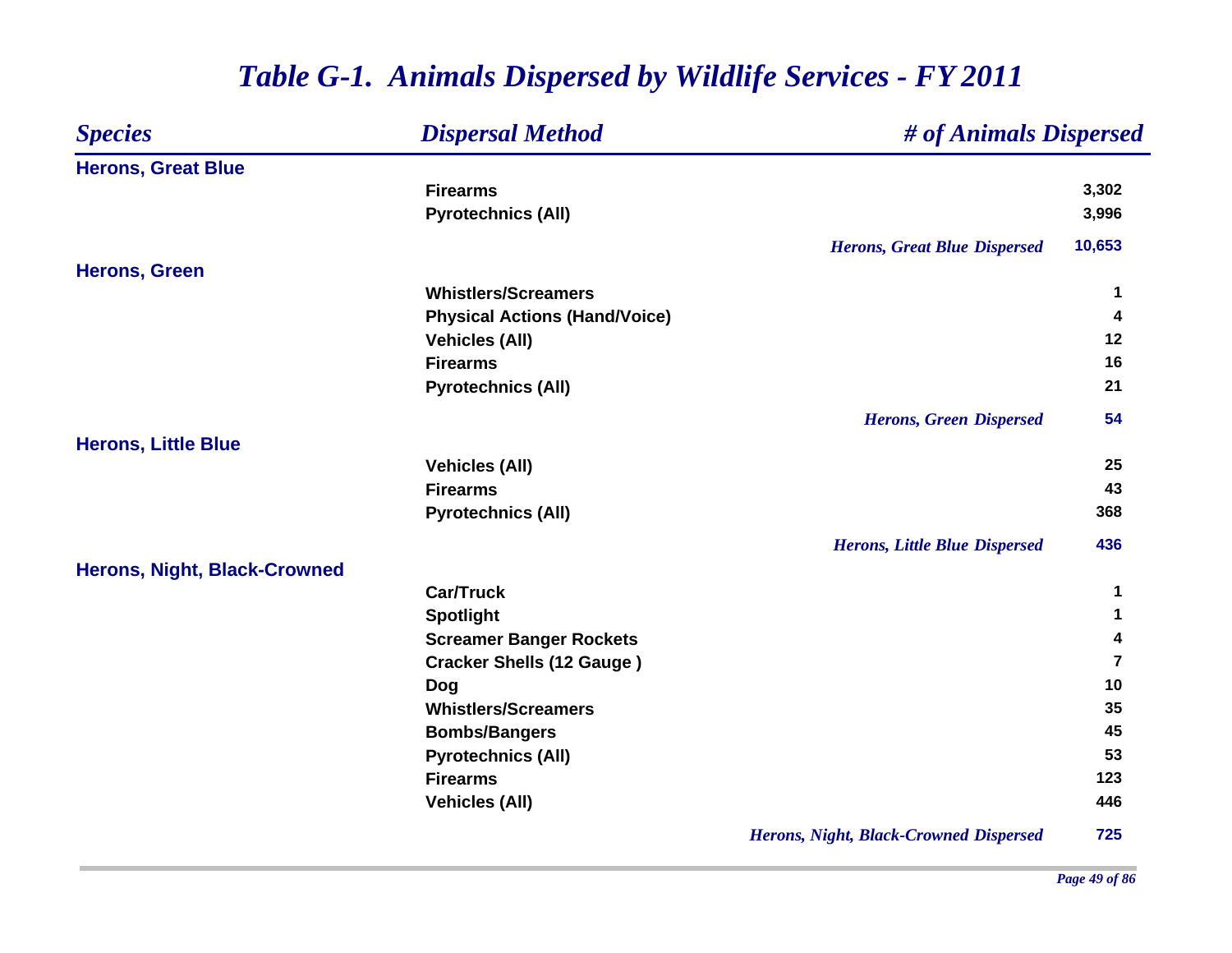# *Table G-1. Animals Dispersed by Wildlife Services - FY 2011*

| *Species* | *Dispersal Method* | *# of Animals Dispersed* |
|---|---|---|
| **Herons, Great Blue** | | |
| | **Firearms** | **3,302** |
| | **Pyrotechnics (All)** | **3,996** |
| | ***Herons, Great Blue Dispersed*** | **10,653** |
| **Herons, Green** | | |
| | **Whistlers/Screamers** | **1** |
| | **Physical Actions (Hand/Voice)** | **4** |
| | **Vehicles (All)** | **12** |
| | **Firearms** | **16** |
| | **Pyrotechnics (All)** | **21** |
| | ***Herons, Green Dispersed*** | **54** |
| **Herons, Little Blue** | | |
| | **Vehicles (All)** | **25** |
| | **Firearms** | **43** |
| | **Pyrotechnics (All)** | **368** |
| | ***Herons, Little Blue Dispersed*** | **436** |
| **Herons, Night, Black-Crowned** | | |
| | **Car/Truck** | **1** |
| | **Spotlight** | **1** |
| | **Screamer Banger Rockets** | **4** |
| | **Cracker Shells (12 Gauge )** | **7** |
| | **Dog** | **10** |
| | **Whistlers/Screamers** | **35** |
| | **Bombs/Bangers** | **45** |
| | **Pyrotechnics (All)** | **53** |
| | **Firearms** | **123** |
| | **Vehicles (All)** | **446** |
| | ***Herons, Night, Black-Crowned Dispersed*** | **725** |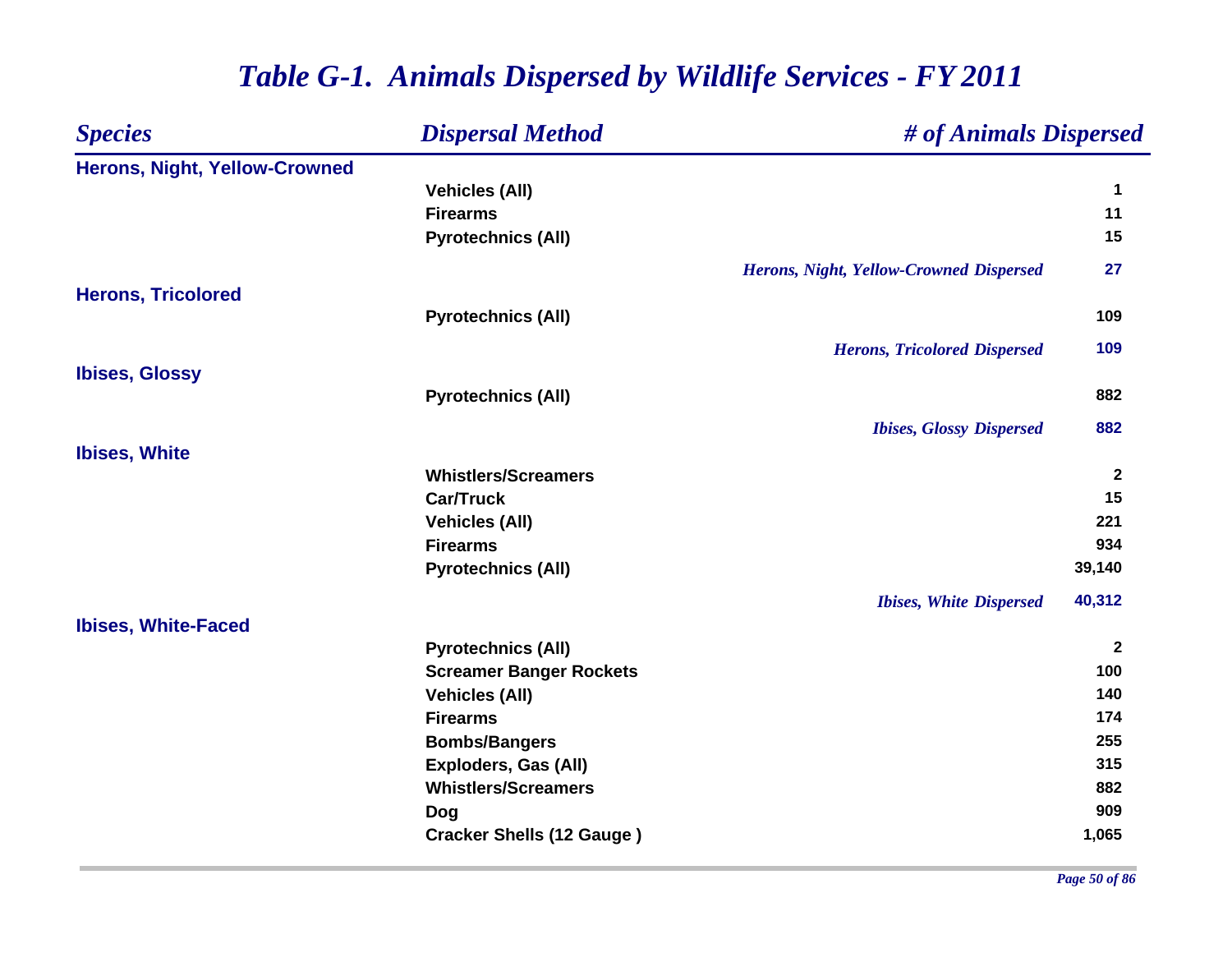# *Table G-1. Animals Dispersed by Wildlife Services - FY 2011*

| *Species* | *Dispersal Method* | *# of Animals Dispersed* |
|---|---|---|
| **Herons, Night, Yellow-Crowned** | | |
| | **Vehicles (All)** | **1** |
| | **Firearms** | **11** |
| | **Pyrotechnics (All)** | **15** |
| | ***Herons, Night, Yellow-Crowned Dispersed*** | **27** |
| **Herons, Tricolored** | | |
| | **Pyrotechnics (All)** | **109** |
| | ***Herons, Tricolored Dispersed*** | **109** |
| **Ibises, Glossy** | | |
| | **Pyrotechnics (All)** | **882** |
| | ***Ibises, Glossy Dispersed*** | **882** |
| **Ibises, White** | | |
| | **Whistlers/Screamers** | **2** |
| | **Car/Truck** | **15** |
| | **Vehicles (All)** | **221** |
| | **Firearms** | **934** |
| | **Pyrotechnics (All)** | **39,140** |
| | ***Ibises, White Dispersed*** | **40,312** |
| **Ibises, White-Faced** | | |
| | **Pyrotechnics (All)** | **2** |
| | **Screamer Banger Rockets** | **100** |
| | **Vehicles (All)** | **140** |
| | **Firearms** | **174** |
| | **Bombs/Bangers** | **255** |
| | **Exploders, Gas (All)** | **315** |
| | **Whistlers/Screamers** | **882** |
| | **Dog** | **909** |
| | **Cracker Shells (12 Gauge )** | **1,065** |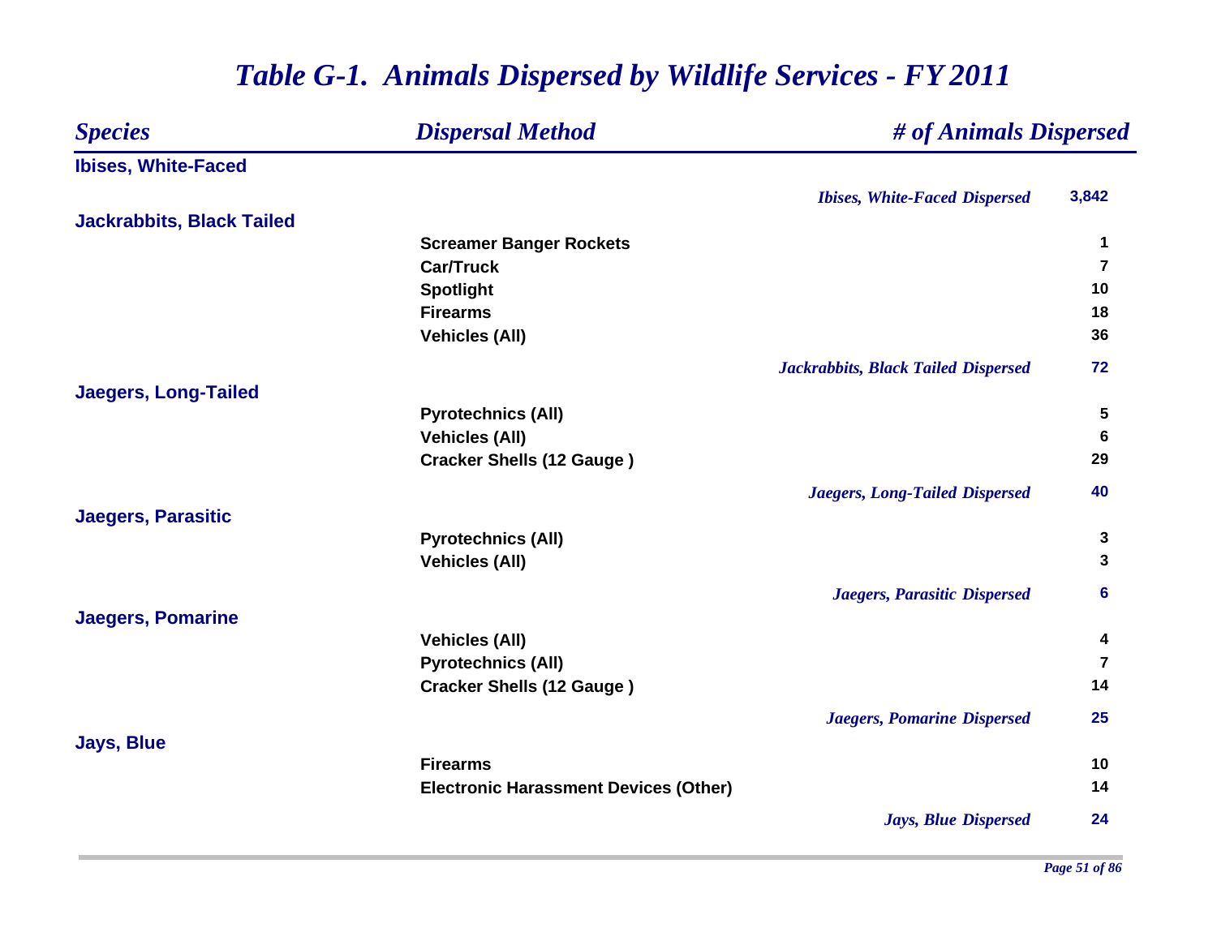# *Table G-1. Animals Dispersed by Wildlife Services - FY 2011*

| *Species* | *Dispersal Method* | *# of Animals Dispersed* |
|---|---|---|
| **Ibises, White-Faced** | | |
| | *Ibises, White-Faced Dispersed* | **3,842** |
| **Jackrabbits, Black Tailed** | | |
| | **Screamer Banger Rockets** | **1** |
| | **Car/Truck** | **7** |
| | **Spotlight** | **10** |
| | **Firearms** | **18** |
| | **Vehicles (All)** | **36** |
| | *Jackrabbits, Black Tailed Dispersed* | **72** |
| **Jaegers, Long-Tailed** | | |
| | **Pyrotechnics (All)** | **5** |
| | **Vehicles (All)** | **6** |
| | **Cracker Shells (12 Gauge )** | **29** |
| | *Jaegers, Long-Tailed Dispersed* | **40** |
| **Jaegers, Parasitic** | | |
| | **Pyrotechnics (All)** | **3** |
| | **Vehicles (All)** | **3** |
| | *Jaegers, Parasitic Dispersed* | **6** |
| **Jaegers, Pomarine** | | |
| | **Vehicles (All)** | **4** |
| | **Pyrotechnics (All)** | **7** |
| | **Cracker Shells (12 Gauge )** | **14** |
| | *Jaegers, Pomarine Dispersed* | **25** |
| **Jays, Blue** | | |
| | **Firearms** | **10** |
| | **Electronic Harassment Devices (Other)** | **14** |
| | *Jays, Blue Dispersed* | **24** |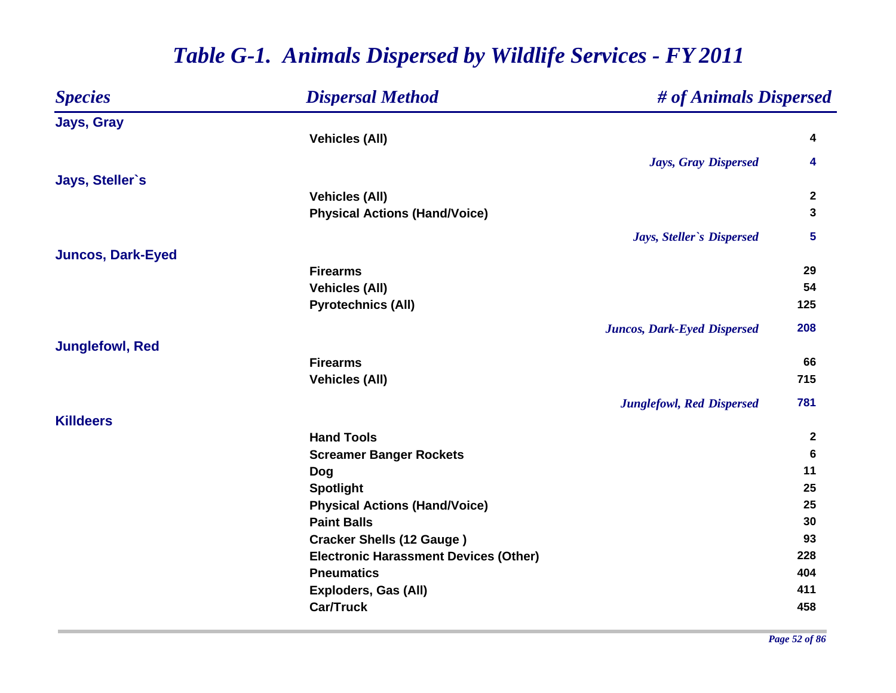# Table G-1. Animals Dispersed by Wildlife Services - FY 2011

| Species | Dispersal Method | # of Animals Dispersed |
|---|---|---|
| **Jays, Gray** | | |
| | Vehicles (All) | 4 |
| | *Jays, Gray Dispersed* | *4* |
| **Jays, Steller`s** | | |
| | Vehicles (All) | 2 |
| | Physical Actions (Hand/Voice) | 3 |
| | *Jays, Steller`s Dispersed* | *5* |
| **Juncos, Dark-Eyed** | | |
| | Firearms | 29 |
| | Vehicles (All) | 54 |
| | Pyrotechnics (All) | 125 |
| | *Juncos, Dark-Eyed Dispersed* | *208* |
| **Junglefowl, Red** | | |
| | Firearms | 66 |
| | Vehicles (All) | 715 |
| | *Junglefowl, Red Dispersed* | *781* |
| **Killdeers** | | |
| | Hand Tools | 2 |
| | Screamer Banger Rockets | 6 |
| | Dog | 11 |
| | Spotlight | 25 |
| | Physical Actions (Hand/Voice) | 25 |
| | Paint Balls | 30 |
| | Cracker Shells (12 Gauge ) | 93 |
| | Electronic Harassment Devices (Other) | 228 |
| | Pneumatics | 404 |
| | Exploders, Gas (All) | 411 |
| | Car/Truck | 458 |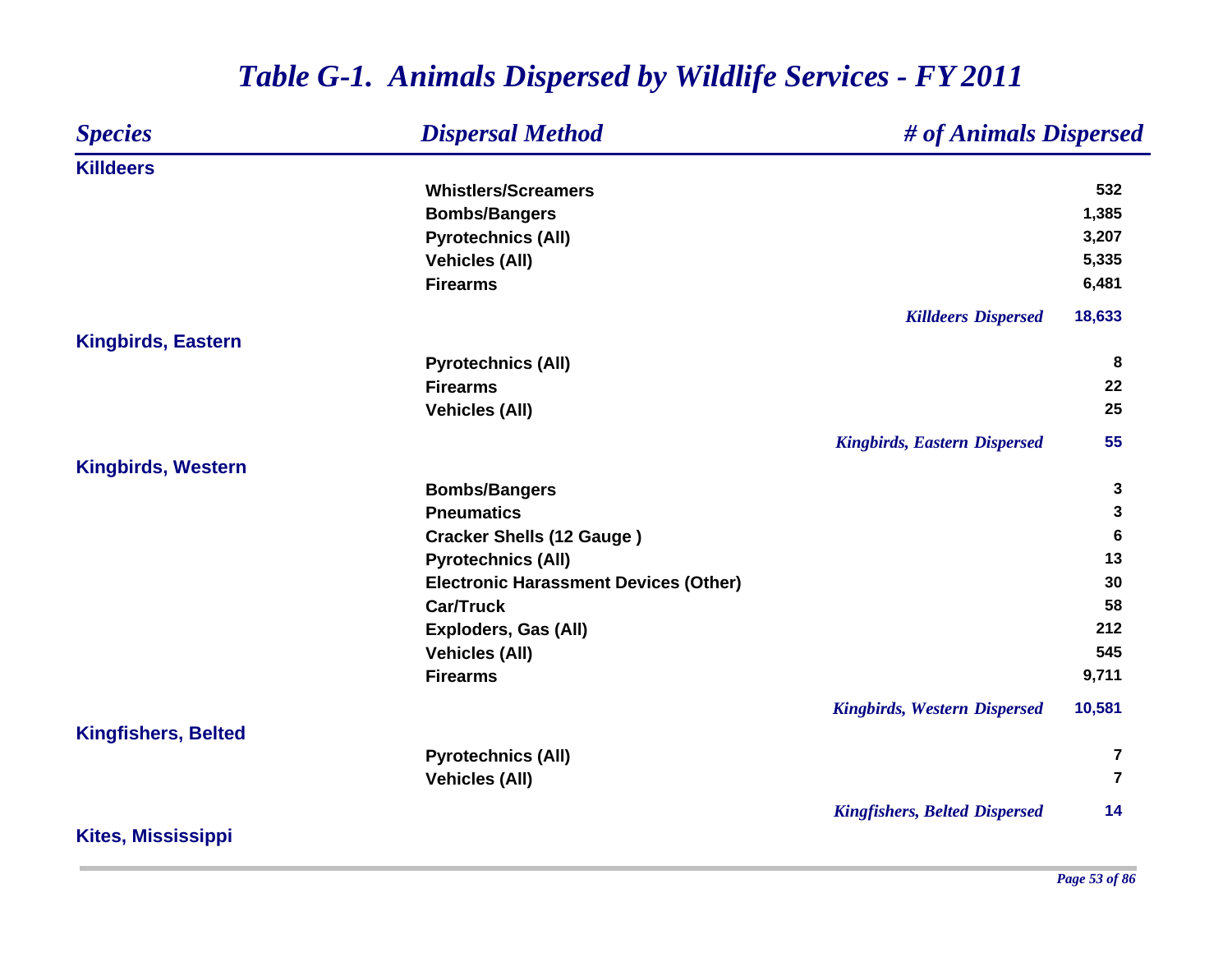# *Table G-1. Animals Dispersed by Wildlife Services - FY 2011*

| *Species* | *Dispersal Method* | *# of Animals Dispersed* |
|---|---|---|
| **Killdeers** | | |
| | Whistlers/Screamers | 532 |
| | Bombs/Bangers | 1,385 |
| | Pyrotechnics (All) | 3,207 |
| | Vehicles (All) | 5,335 |
| | Firearms | 6,481 |
| | *Killdeers Dispersed* | 18,633 |
| **Kingbirds, Eastern** | | |
| | Pyrotechnics (All) | 8 |
| | Firearms | 22 |
| | Vehicles (All) | 25 |
| | *Kingbirds, Eastern Dispersed* | 55 |
| **Kingbirds, Western** | | |
| | Bombs/Bangers | 3 |
| | Pneumatics | 3 |
| | Cracker Shells (12 Gauge ) | 6 |
| | Pyrotechnics (All) | 13 |
| | Electronic Harassment Devices (Other) | 30 |
| | Car/Truck | 58 |
| | Exploders, Gas (All) | 212 |
| | Vehicles (All) | 545 |
| | Firearms | 9,711 |
| | *Kingbirds, Western Dispersed* | 10,581 |
| **Kingfishers, Belted** | | |
| | Pyrotechnics (All) | 7 |
| | Vehicles (All) | 7 |
| | *Kingfishers, Belted Dispersed* | 14 |
| **Kites, Mississippi** | | |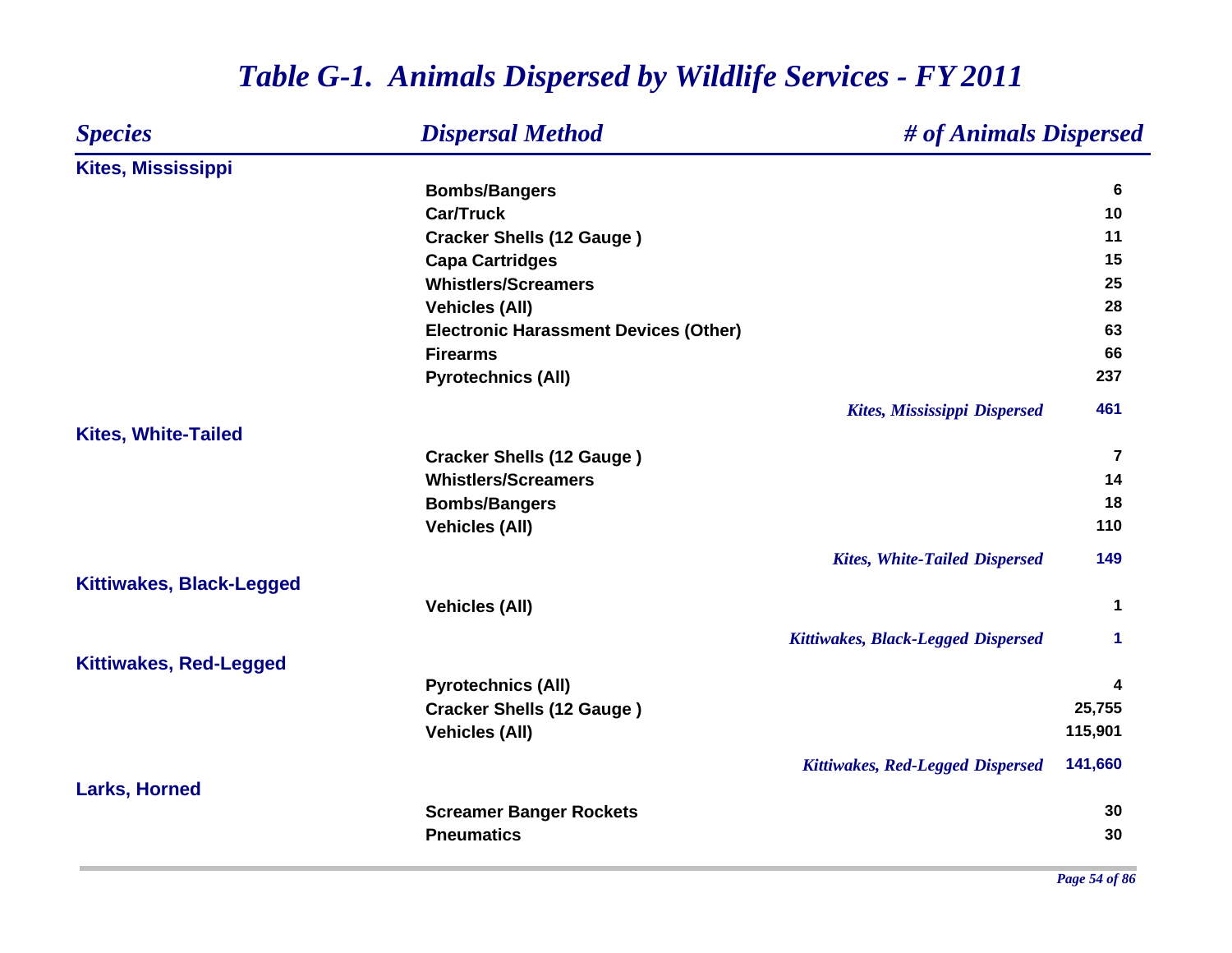# *Table G-1. Animals Dispersed by Wildlife Services - FY 2011*

| *Species* | *Dispersal Method* | *# of Animals Dispersed* |
|---|---|---|
| **Kites, Mississippi** | | |
| | **Bombs/Bangers** | **6** |
| | **Car/Truck** | **10** |
| | **Cracker Shells (12 Gauge )** | **11** |
| | **Capa Cartridges** | **15** |
| | **Whistlers/Screamers** | **25** |
| | **Vehicles (All)** | **28** |
| | **Electronic Harassment Devices (Other)** | **63** |
| | **Firearms** | **66** |
| | **Pyrotechnics (All)** | **237** |
| | *Kites, Mississippi Dispersed* | **461** |
| **Kites, White-Tailed** | | |
| | **Cracker Shells (12 Gauge )** | **7** |
| | **Whistlers/Screamers** | **14** |
| | **Bombs/Bangers** | **18** |
| | **Vehicles (All)** | **110** |
| | *Kites, White-Tailed Dispersed* | **149** |
| **Kittiwakes, Black-Legged** | | |
| | **Vehicles (All)** | **1** |
| | *Kittiwakes, Black-Legged Dispersed* | **1** |
| **Kittiwakes, Red-Legged** | | |
| | **Pyrotechnics (All)** | **4** |
| | **Cracker Shells (12 Gauge )** | **25,755** |
| | **Vehicles (All)** | **115,901** |
| | *Kittiwakes, Red-Legged Dispersed* | **141,660** |
| **Larks, Horned** | | |
| | **Screamer Banger Rockets** | **30** |
| | **Pneumatics** | **30** |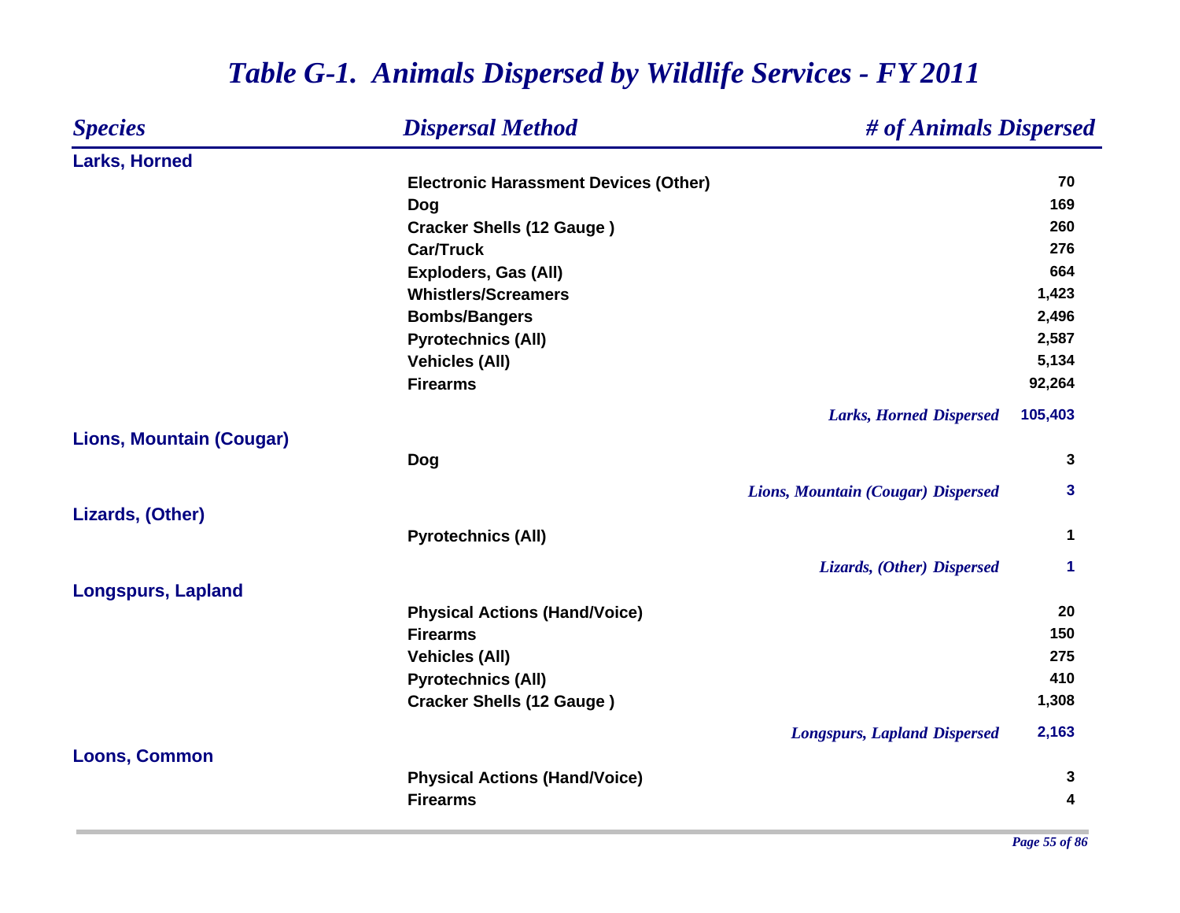# *Table G-1. Animals Dispersed by Wildlife Services - FY 2011*

| *Species* | *Dispersal Method* | *# of Animals Dispersed* |
|---|---|---|
| **Larks, Horned** | | |
| | **Electronic Harassment Devices (Other)** | **70** |
| | **Dog** | **169** |
| | **Cracker Shells (12 Gauge )** | **260** |
| | **Car/Truck** | **276** |
| | **Exploders, Gas (All)** | **664** |
| | **Whistlers/Screamers** | **1,423** |
| | **Bombs/Bangers** | **2,496** |
| | **Pyrotechnics (All)** | **2,587** |
| | **Vehicles (All)** | **5,134** |
| | **Firearms** | **92,264** |
| | ***Larks, Horned Dispersed*** | **105,403** |
| **Lions, Mountain (Cougar)** | | |
| | **Dog** | **3** |
| | ***Lions, Mountain (Cougar) Dispersed*** | **3** |
| **Lizards, (Other)** | | |
| | **Pyrotechnics (All)** | **1** |
| | ***Lizards, (Other) Dispersed*** | **1** |
| **Longspurs, Lapland** | | |
| | **Physical Actions (Hand/Voice)** | **20** |
| | **Firearms** | **150** |
| | **Vehicles (All)** | **275** |
| | **Pyrotechnics (All)** | **410** |
| | **Cracker Shells (12 Gauge )** | **1,308** |
| | ***Longspurs, Lapland Dispersed*** | **2,163** |
| **Loons, Common** | | |
| | **Physical Actions (Hand/Voice)** | **3** |
| | **Firearms** | **4** |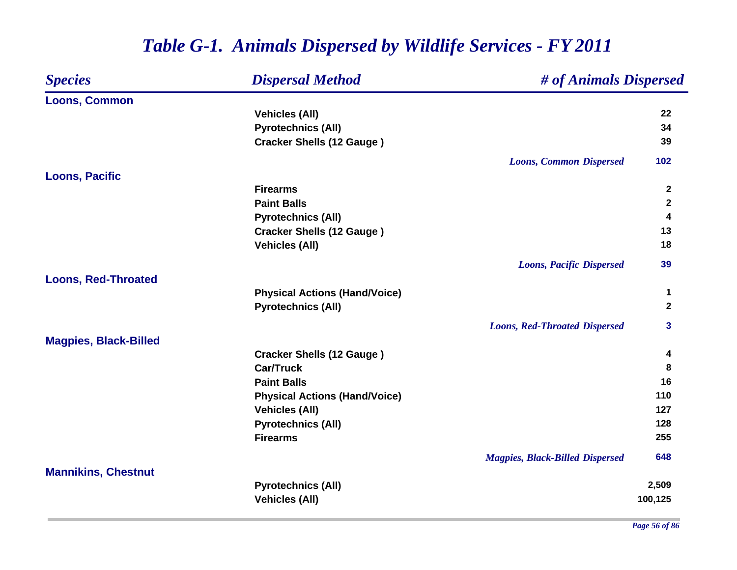# *Table G-1. Animals Dispersed by Wildlife Services - FY 2011*

| *Species* | *Dispersal Method* | *# of Animals Dispersed* |
|---|---|---|
| **Loons, Common** | | |
| | **Vehicles (All)** | **22** |
| | **Pyrotechnics (All)** | **34** |
| | **Cracker Shells (12 Gauge )** | **39** |
| | ***Loons, Common Dispersed*** | **102** |
| **Loons, Pacific** | | |
| | **Firearms** | **2** |
| | **Paint Balls** | **2** |
| | **Pyrotechnics (All)** | **4** |
| | **Cracker Shells (12 Gauge )** | **13** |
| | **Vehicles (All)** | **18** |
| | ***Loons, Pacific Dispersed*** | **39** |
| **Loons, Red-Throated** | | |
| | **Physical Actions (Hand/Voice)** | **1** |
| | **Pyrotechnics (All)** | **2** |
| | ***Loons, Red-Throated Dispersed*** | **3** |
| **Magpies, Black-Billed** | | |
| | **Cracker Shells (12 Gauge )** | **4** |
| | **Car/Truck** | **8** |
| | **Paint Balls** | **16** |
| | **Physical Actions (Hand/Voice)** | **110** |
| | **Vehicles (All)** | **127** |
| | **Pyrotechnics (All)** | **128** |
| | **Firearms** | **255** |
| | ***Magpies, Black-Billed Dispersed*** | **648** |
| **Mannikins, Chestnut** | | |
| | **Pyrotechnics (All)** | **2,509** |
| | **Vehicles (All)** | **100,125** |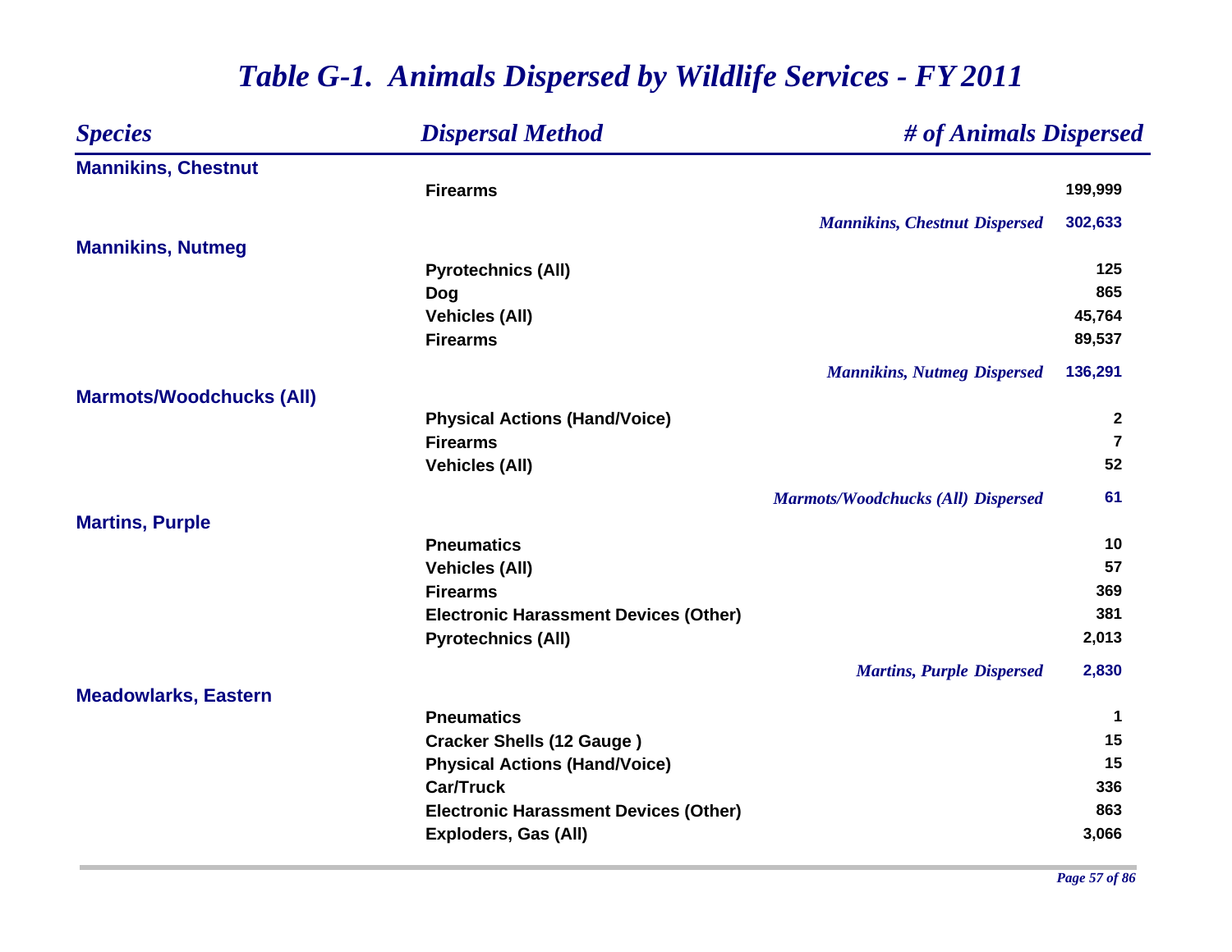# *Table G-1. Animals Dispersed by Wildlife Services - FY 2011*

| *Species* | *Dispersal Method* | *# of Animals Dispersed* |
|---|---|---|
| **Mannikins, Chestnut** | | |
| | **Firearms** | **199,999** |
| | *Mannikins, Chestnut Dispersed* | **302,633** |
| **Mannikins, Nutmeg** | | |
| | **Pyrotechnics (All)** | **125** |
| | **Dog** | **865** |
| | **Vehicles (All)** | **45,764** |
| | **Firearms** | **89,537** |
| | *Mannikins, Nutmeg Dispersed* | **136,291** |
| **Marmots/Woodchucks (All)** | | |
| | **Physical Actions (Hand/Voice)** | **2** |
| | **Firearms** | **7** |
| | **Vehicles (All)** | **52** |
| | *Marmots/Woodchucks (All) Dispersed* | **61** |
| **Martins, Purple** | | |
| | **Pneumatics** | **10** |
| | **Vehicles (All)** | **57** |
| | **Firearms** | **369** |
| | **Electronic Harassment Devices (Other)** | **381** |
| | **Pyrotechnics (All)** | **2,013** |
| | *Martins, Purple Dispersed* | **2,830** |
| **Meadowlarks, Eastern** | | |
| | **Pneumatics** | **1** |
| | **Cracker Shells (12 Gauge )** | **15** |
| | **Physical Actions (Hand/Voice)** | **15** |
| | **Car/Truck** | **336** |
| | **Electronic Harassment Devices (Other)** | **863** |
| | **Exploders, Gas (All)** | **3,066** |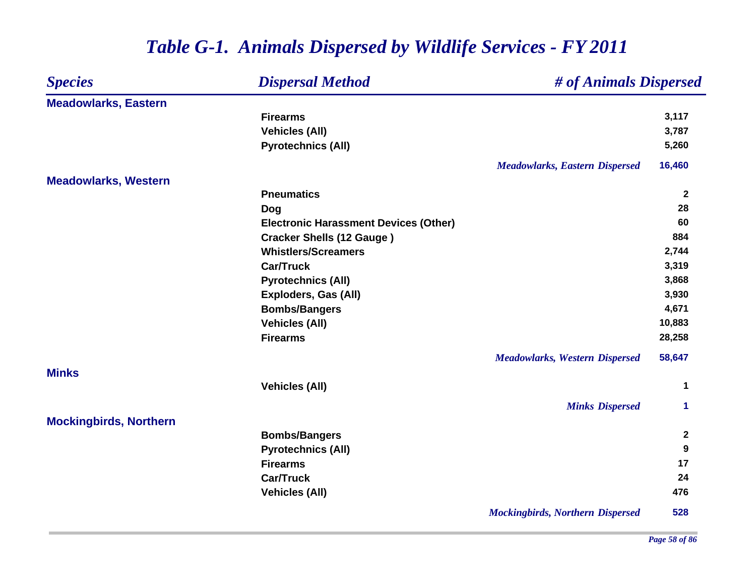# *Table G-1. Animals Dispersed by Wildlife Services - FY 2011*

| *Species* | *Dispersal Method* | *# of Animals Dispersed* |
|---|---|---|
| **Meadowlarks, Eastern** | | |
| | **Firearms** | **3,117** |
| | **Vehicles (All)** | **3,787** |
| | **Pyrotechnics (All)** | **5,260** |
| | ***Meadowlarks, Eastern Dispersed*** | **16,460** |
| **Meadowlarks, Western** | | |
| | **Pneumatics** | **2** |
| | **Dog** | **28** |
| | **Electronic Harassment Devices (Other)** | **60** |
| | **Cracker Shells (12 Gauge )** | **884** |
| | **Whistlers/Screamers** | **2,744** |
| | **Car/Truck** | **3,319** |
| | **Pyrotechnics (All)** | **3,868** |
| | **Exploders, Gas (All)** | **3,930** |
| | **Bombs/Bangers** | **4,671** |
| | **Vehicles (All)** | **10,883** |
| | **Firearms** | **28,258** |
| | ***Meadowlarks, Western Dispersed*** | **58,647** |
| **Minks** | | |
| | **Vehicles (All)** | **1** |
| | ***Minks Dispersed*** | **1** |
| **Mockingbirds, Northern** | | |
| | **Bombs/Bangers** | **2** |
| | **Pyrotechnics (All)** | **9** |
| | **Firearms** | **17** |
| | **Car/Truck** | **24** |
| | **Vehicles (All)** | **476** |
| | ***Mockingbirds, Northern Dispersed*** | **528** |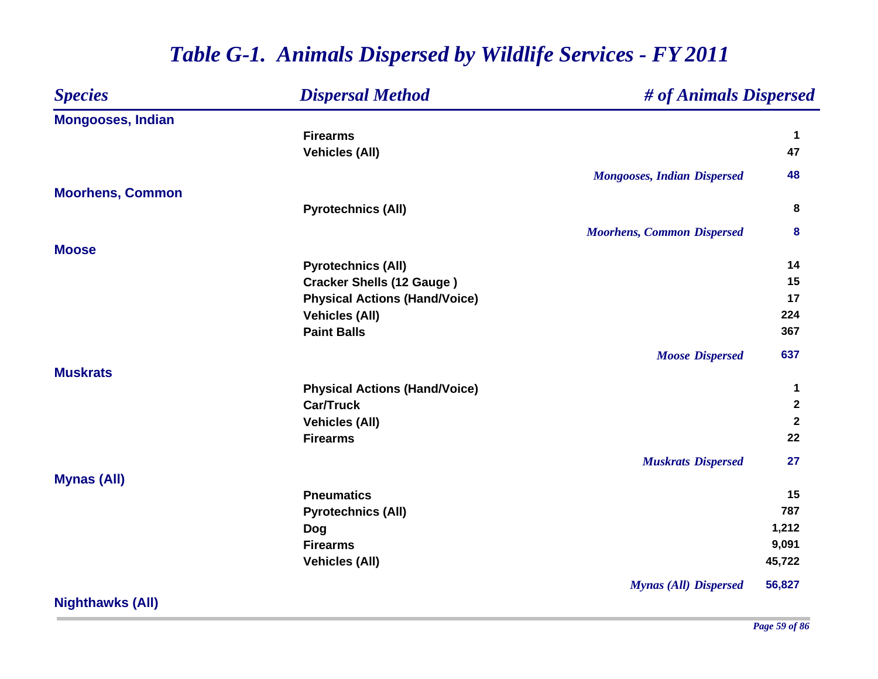# *Table G-1. Animals Dispersed by Wildlife Services - FY 2011*

| *Species* | *Dispersal Method* | *# of Animals Dispersed* |
|---|---|---|
| **Mongooses, Indian** | | |
| | **Firearms** | **1** |
| | **Vehicles (All)** | **47** |
| | ***Mongooses, Indian Dispersed*** | **48** |
| **Moorhens, Common** | | |
| | **Pyrotechnics (All)** | **8** |
| | ***Moorhens, Common Dispersed*** | **8** |
| **Moose** | | |
| | **Pyrotechnics (All)** | **14** |
| | **Cracker Shells (12 Gauge )** | **15** |
| | **Physical Actions (Hand/Voice)** | **17** |
| | **Vehicles (All)** | **224** |
| | **Paint Balls** | **367** |
| | ***Moose Dispersed*** | **637** |
| **Muskrats** | | |
| | **Physical Actions (Hand/Voice)** | **1** |
| | **Car/Truck** | **2** |
| | **Vehicles (All)** | **2** |
| | **Firearms** | **22** |
| | ***Muskrats Dispersed*** | **27** |
| **Mynas (All)** | | |
| | **Pneumatics** | **15** |
| | **Pyrotechnics (All)** | **787** |
| | **Dog** | **1,212** |
| | **Firearms** | **9,091** |
| | **Vehicles (All)** | **45,722** |
| | ***Mynas (All) Dispersed*** | **56,827** |
| **Nighthawks (All)** | | |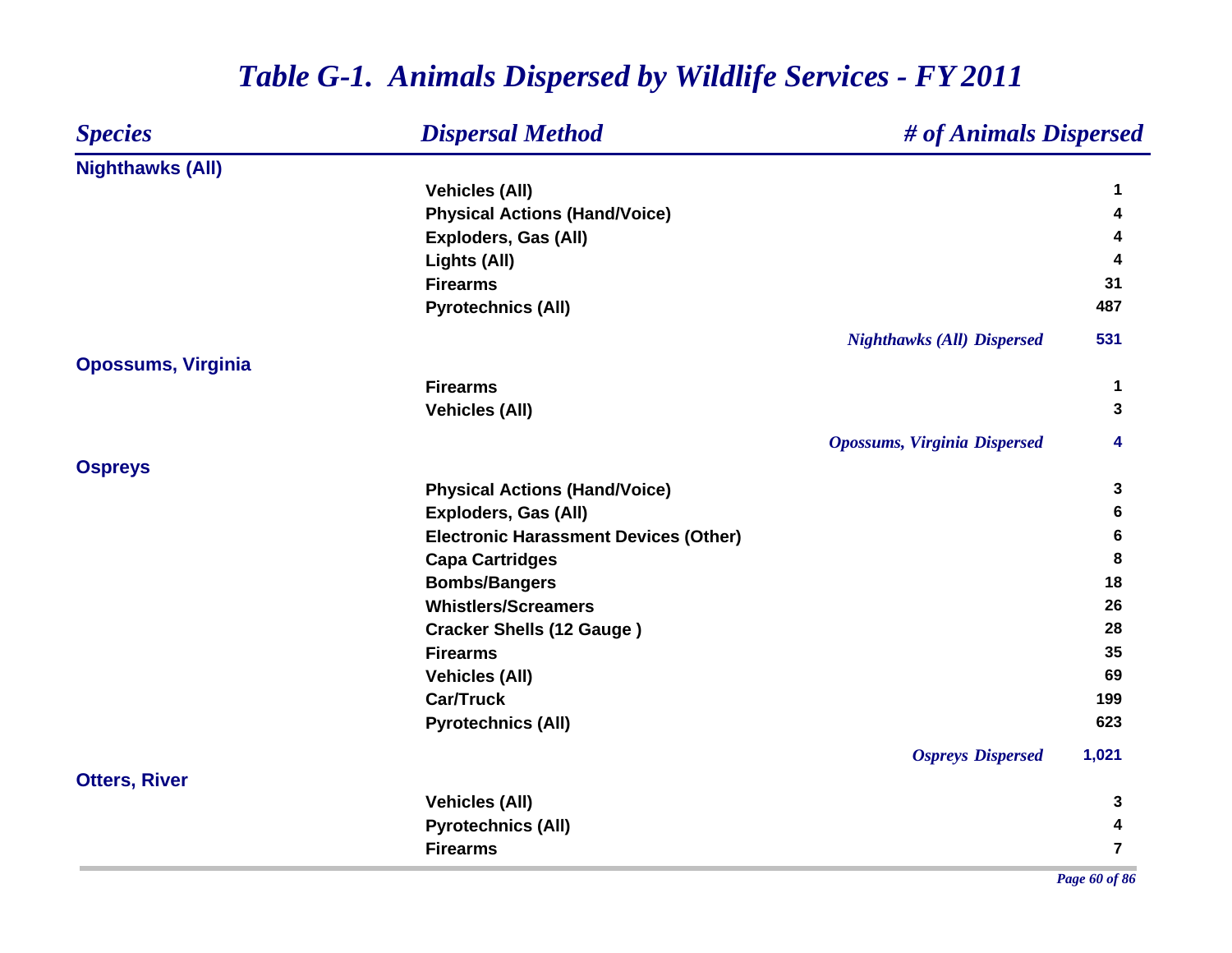# *Table G-1. Animals Dispersed by Wildlife Services - FY 2011*

| *Species* | *Dispersal Method* | *# of Animals Dispersed* |
|---|---|---|
| **Nighthawks (All)** | | |
| | **Vehicles (All)** | **1** |
| | **Physical Actions (Hand/Voice)** | **4** |
| | **Exploders, Gas (All)** | **4** |
| | **Lights (All)** | **4** |
| | **Firearms** | **31** |
| | **Pyrotechnics (All)** | **487** |
| | *Nighthawks (All) Dispersed* | **531** |
| **Opossums, Virginia** | | |
| | **Firearms** | **1** |
| | **Vehicles (All)** | **3** |
| | *Opossums, Virginia Dispersed* | **4** |
| **Ospreys** | | |
| | **Physical Actions (Hand/Voice)** | **3** |
| | **Exploders, Gas (All)** | **6** |
| | **Electronic Harassment Devices (Other)** | **6** |
| | **Capa Cartridges** | **8** |
| | **Bombs/Bangers** | **18** |
| | **Whistlers/Screamers** | **26** |
| | **Cracker Shells (12 Gauge )** | **28** |
| | **Firearms** | **35** |
| | **Vehicles (All)** | **69** |
| | **Car/Truck** | **199** |
| | **Pyrotechnics (All)** | **623** |
| | *Ospreys Dispersed* | **1,021** |
| **Otters, River** | | |
| | **Vehicles (All)** | **3** |
| | **Pyrotechnics (All)** | **4** |
| | **Firearms** | **7** |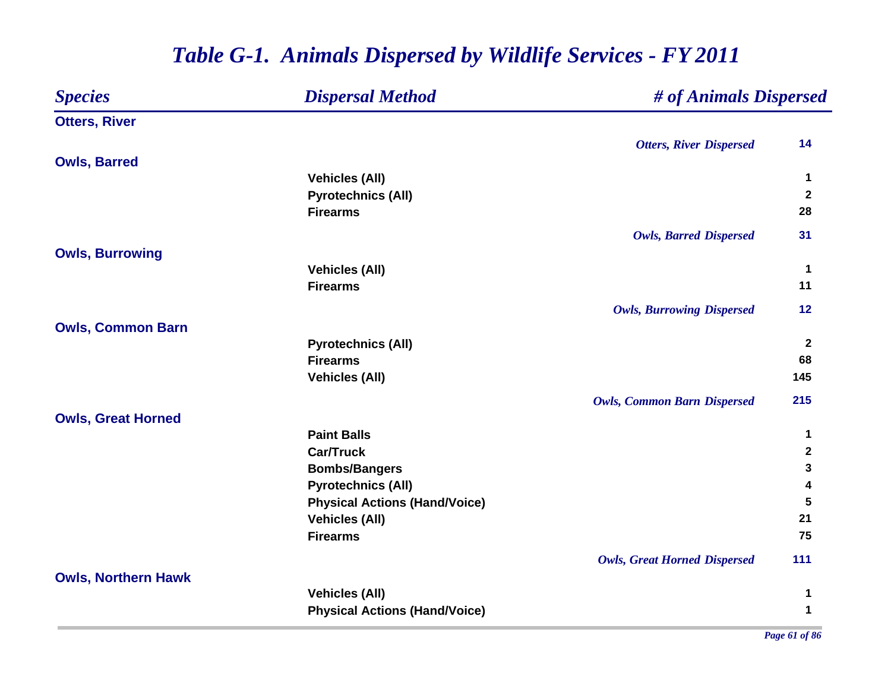# *Table G-1. Animals Dispersed by Wildlife Services - FY 2011*

| *Species* | *Dispersal Method* | *# of Animals Dispersed* |
| --- | --- | --- |
| **Otters, River** | | |
| | *Otters, River Dispersed* | **14** |
| **Owls, Barred** | | |
| | **Vehicles (All)** | **1** |
| | **Pyrotechnics (All)** | **2** |
| | **Firearms** | **28** |
| | *Owls, Barred Dispersed* | **31** |
| **Owls, Burrowing** | | |
| | **Vehicles (All)** | **1** |
| | **Firearms** | **11** |
| | *Owls, Burrowing Dispersed* | **12** |
| **Owls, Common Barn** | | |
| | **Pyrotechnics (All)** | **2** |
| | **Firearms** | **68** |
| | **Vehicles (All)** | **145** |
| | *Owls, Common Barn Dispersed* | **215** |
| **Owls, Great Horned** | | |
| | **Paint Balls** | **1** |
| | **Car/Truck** | **2** |
| | **Bombs/Bangers** | **3** |
| | **Pyrotechnics (All)** | **4** |
| | **Physical Actions (Hand/Voice)** | **5** |
| | **Vehicles (All)** | **21** |
| | **Firearms** | **75** |
| | *Owls, Great Horned Dispersed* | **111** |
| **Owls, Northern Hawk** | | |
| | **Vehicles (All)** | **1** |
| | **Physical Actions (Hand/Voice)** | **1** |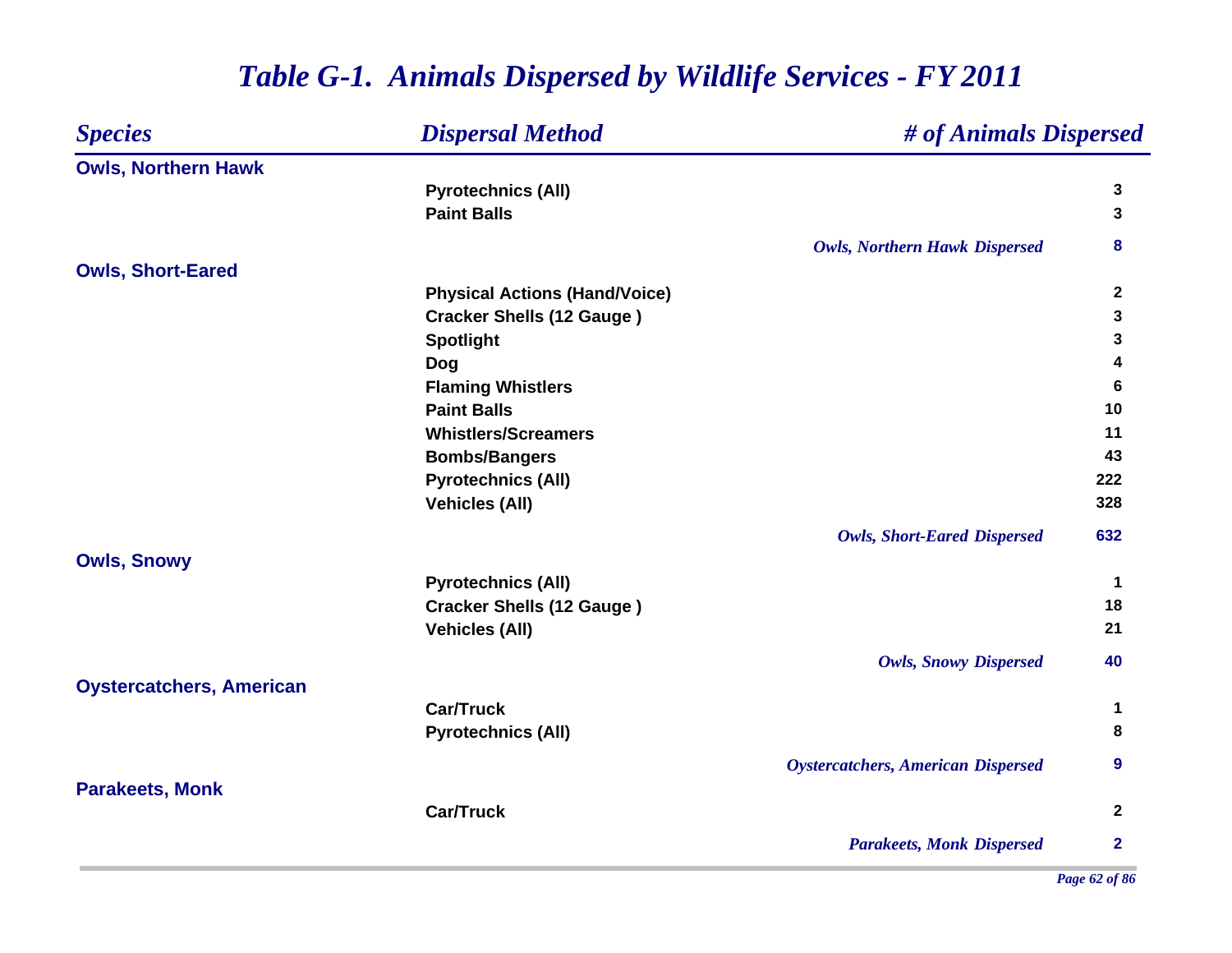# *Table G-1. Animals Dispersed by Wildlife Services - FY 2011*

| *Species* | *Dispersal Method* | *# of Animals Dispersed* |
|---|---|---|
| **Owls, Northern Hawk** | | |
| | **Pyrotechnics (All)** | **3** |
| | **Paint Balls** | **3** |
| | *Owls, Northern Hawk Dispersed* | **8** |
| **Owls, Short-Eared** | | |
| | **Physical Actions (Hand/Voice)** | **2** |
| | **Cracker Shells (12 Gauge )** | **3** |
| | **Spotlight** | **3** |
| | **Dog** | **4** |
| | **Flaming Whistlers** | **6** |
| | **Paint Balls** | **10** |
| | **Whistlers/Screamers** | **11** |
| | **Bombs/Bangers** | **43** |
| | **Pyrotechnics (All)** | **222** |
| | **Vehicles (All)** | **328** |
| | *Owls, Short-Eared Dispersed* | **632** |
| **Owls, Snowy** | | |
| | **Pyrotechnics (All)** | **1** |
| | **Cracker Shells (12 Gauge )** | **18** |
| | **Vehicles (All)** | **21** |
| | *Owls, Snowy Dispersed* | **40** |
| **Oystercatchers, American** | | |
| | **Car/Truck** | **1** |
| | **Pyrotechnics (All)** | **8** |
| | *Oystercatchers, American Dispersed* | **9** |
| **Parakeets, Monk** | | |
| | **Car/Truck** | **2** |
| | *Parakeets, Monk Dispersed* | **2** |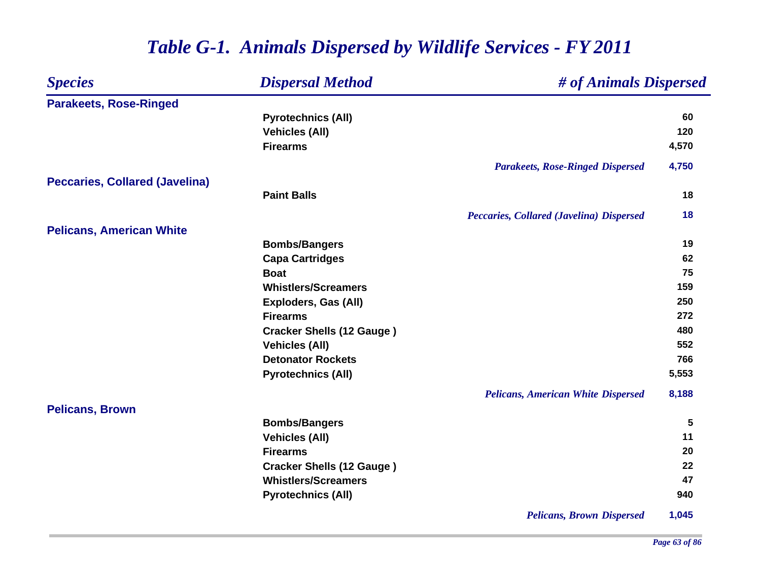# *Table G-1. Animals Dispersed by Wildlife Services - FY 2011*

| *Species* | *Dispersal Method* | *# of Animals Dispersed* |
|---|---|---|
| **Parakeets, Rose-Ringed** | | |
| | **Pyrotechnics (All)** | **60** |
| | **Vehicles (All)** | **120** |
| | **Firearms** | **4,570** |
| | ***Parakeets, Rose-Ringed Dispersed*** | **4,750** |
| **Peccaries, Collared (Javelina)** | | |
| | **Paint Balls** | **18** |
| | ***Peccaries, Collared (Javelina) Dispersed*** | **18** |
| **Pelicans, American White** | | |
| | **Bombs/Bangers** | **19** |
| | **Capa Cartridges** | **62** |
| | **Boat** | **75** |
| | **Whistlers/Screamers** | **159** |
| | **Exploders, Gas (All)** | **250** |
| | **Firearms** | **272** |
| | **Cracker Shells (12 Gauge )** | **480** |
| | **Vehicles (All)** | **552** |
| | **Detonator Rockets** | **766** |
| | **Pyrotechnics (All)** | **5,553** |
| | ***Pelicans, American White Dispersed*** | **8,188** |
| **Pelicans, Brown** | | |
| | **Bombs/Bangers** | **5** |
| | **Vehicles (All)** | **11** |
| | **Firearms** | **20** |
| | **Cracker Shells (12 Gauge )** | **22** |
| | **Whistlers/Screamers** | **47** |
| | **Pyrotechnics (All)** | **940** |
| | ***Pelicans, Brown Dispersed*** | **1,045** |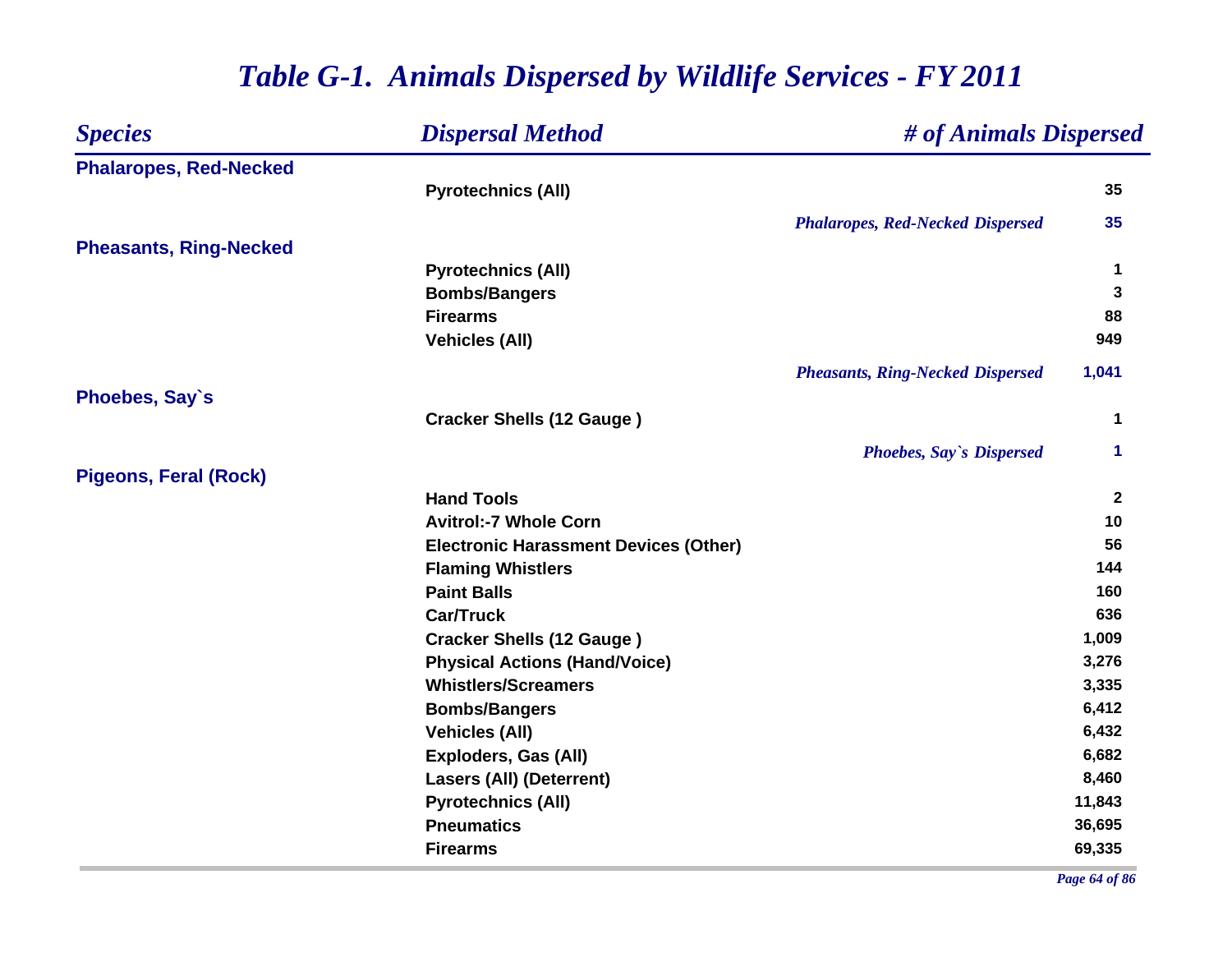# *Table G-1. Animals Dispersed by Wildlife Services - FY 2011*

| *Species* | *Dispersal Method* | *# of Animals Dispersed* |
|---|---|---|
| **Phalaropes, Red-Necked** | | |
| | **Pyrotechnics (All)** | **35** |
| | *Phalaropes, Red-Necked Dispersed* | **35** |
| **Pheasants, Ring-Necked** | | |
| | **Pyrotechnics (All)** | **1** |
| | **Bombs/Bangers** | **3** |
| | **Firearms** | **88** |
| | **Vehicles (All)** | **949** |
| | *Pheasants, Ring-Necked Dispersed* | **1,041** |
| **Phoebes, Say`s** | | |
| | **Cracker Shells (12 Gauge )** | **1** |
| | *Phoebes, Say`s Dispersed* | **1** |
| **Pigeons, Feral (Rock)** | | |
| | **Hand Tools** | **2** |
| | **Avitrol:-7 Whole Corn** | **10** |
| | **Electronic Harassment Devices (Other)** | **56** |
| | **Flaming Whistlers** | **144** |
| | **Paint Balls** | **160** |
| | **Car/Truck** | **636** |
| | **Cracker Shells (12 Gauge )** | **1,009** |
| | **Physical Actions (Hand/Voice)** | **3,276** |
| | **Whistlers/Screamers** | **3,335** |
| | **Bombs/Bangers** | **6,412** |
| | **Vehicles (All)** | **6,432** |
| | **Exploders, Gas (All)** | **6,682** |
| | **Lasers (All) (Deterrent)** | **8,460** |
| | **Pyrotechnics (All)** | **11,843** |
| | **Pneumatics** | **36,695** |
| | **Firearms** | **69,335** |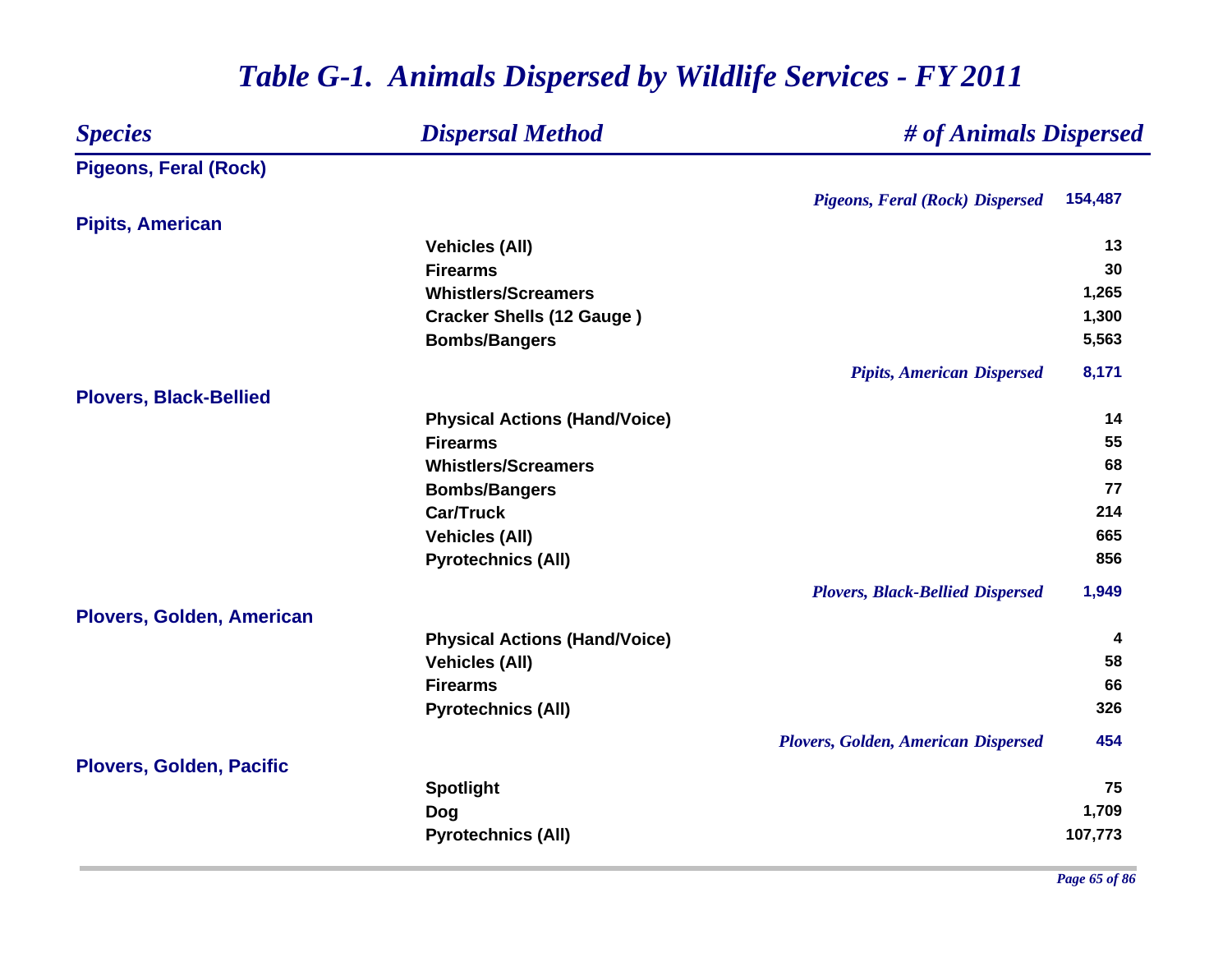# *Table G-1. Animals Dispersed by Wildlife Services - FY 2011*

| *Species* | *Dispersal Method* | *# of Animals Dispersed* |
|---|---|---|
| **Pigeons, Feral (Rock)** | | |
| | *Pigeons, Feral (Rock) Dispersed* | **154,487** |
| **Pipits, American** | | |
| | **Vehicles (All)** | **13** |
| | **Firearms** | **30** |
| | **Whistlers/Screamers** | **1,265** |
| | **Cracker Shells (12 Gauge )** | **1,300** |
| | **Bombs/Bangers** | **5,563** |
| | *Pipits, American Dispersed* | **8,171** |
| **Plovers, Black-Bellied** | | |
| | **Physical Actions (Hand/Voice)** | **14** |
| | **Firearms** | **55** |
| | **Whistlers/Screamers** | **68** |
| | **Bombs/Bangers** | **77** |
| | **Car/Truck** | **214** |
| | **Vehicles (All)** | **665** |
| | **Pyrotechnics (All)** | **856** |
| | *Plovers, Black-Bellied Dispersed* | **1,949** |
| **Plovers, Golden, American** | | |
| | **Physical Actions (Hand/Voice)** | **4** |
| | **Vehicles (All)** | **58** |
| | **Firearms** | **66** |
| | **Pyrotechnics (All)** | **326** |
| | *Plovers, Golden, American Dispersed* | **454** |
| **Plovers, Golden, Pacific** | | |
| | **Spotlight** | **75** |
| | **Dog** | **1,709** |
| | **Pyrotechnics (All)** | **107,773** |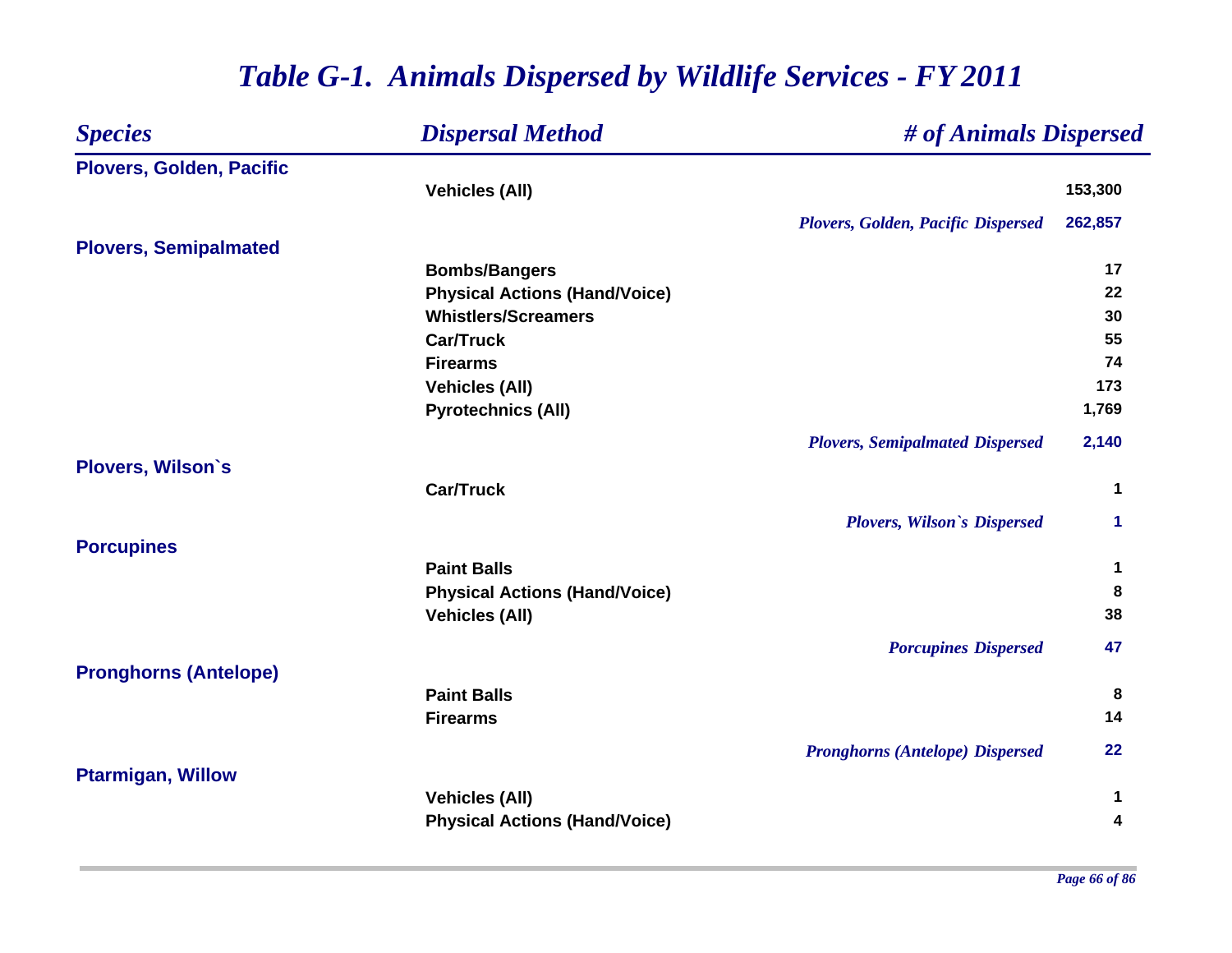# *Table G-1. Animals Dispersed by Wildlife Services - FY 2011*

| *Species* | *Dispersal Method* | *# of Animals Dispersed* |
|---|---|---|
| **Plovers, Golden, Pacific** | | |
| | **Vehicles (All)** | **153,300** |
| | ***Plovers, Golden, Pacific Dispersed*** | **262,857** |
| **Plovers, Semipalmated** | | |
| | **Bombs/Bangers** | **17** |
| | **Physical Actions (Hand/Voice)** | **22** |
| | **Whistlers/Screamers** | **30** |
| | **Car/Truck** | **55** |
| | **Firearms** | **74** |
| | **Vehicles (All)** | **173** |
| | **Pyrotechnics (All)** | **1,769** |
| | ***Plovers, Semipalmated Dispersed*** | **2,140** |
| **Plovers, Wilson`s** | | |
| | **Car/Truck** | **1** |
| | ***Plovers, Wilson`s Dispersed*** | **1** |
| **Porcupines** | | |
| | **Paint Balls** | **1** |
| | **Physical Actions (Hand/Voice)** | **8** |
| | **Vehicles (All)** | **38** |
| | ***Porcupines Dispersed*** | **47** |
| **Pronghorns (Antelope)** | | |
| | **Paint Balls** | **8** |
| | **Firearms** | **14** |
| | ***Pronghorns (Antelope) Dispersed*** | **22** |
| **Ptarmigan, Willow** | | |
| | **Vehicles (All)** | **1** |
| | **Physical Actions (Hand/Voice)** | **4** |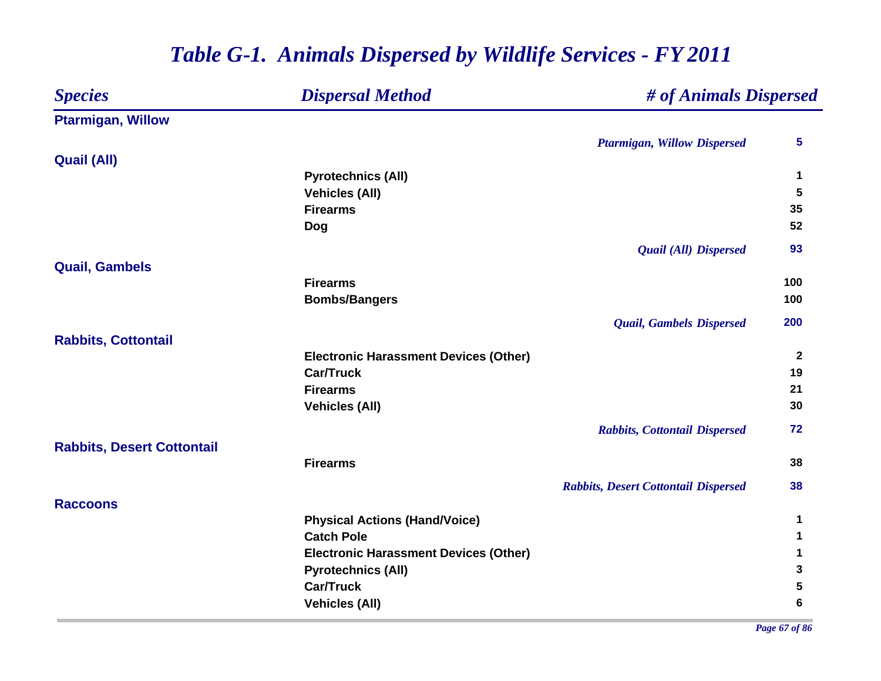# *Table G-1. Animals Dispersed by Wildlife Services - FY 2011*

| *Species* | *Dispersal Method* | *# of Animals Dispersed* |
|---|---|---|
| **Ptarmigan, Willow** | | |
| | *Ptarmigan, Willow Dispersed* | **5** |
| **Quail (All)** | | |
| | **Pyrotechnics (All)** | **1** |
| | **Vehicles (All)** | **5** |
| | **Firearms** | **35** |
| | **Dog** | **52** |
| | *Quail (All) Dispersed* | **93** |
| **Quail, Gambels** | | |
| | **Firearms** | **100** |
| | **Bombs/Bangers** | **100** |
| | *Quail, Gambels Dispersed* | **200** |
| **Rabbits, Cottontail** | | |
| | **Electronic Harassment Devices (Other)** | **2** |
| | **Car/Truck** | **19** |
| | **Firearms** | **21** |
| | **Vehicles (All)** | **30** |
| | *Rabbits, Cottontail Dispersed* | **72** |
| **Rabbits, Desert Cottontail** | | |
| | **Firearms** | **38** |
| | *Rabbits, Desert Cottontail Dispersed* | **38** |
| **Raccoons** | | |
| | **Physical Actions (Hand/Voice)** | **1** |
| | **Catch Pole** | **1** |
| | **Electronic Harassment Devices (Other)** | **1** |
| | **Pyrotechnics (All)** | **3** |
| | **Car/Truck** | **5** |
| | **Vehicles (All)** | **6** |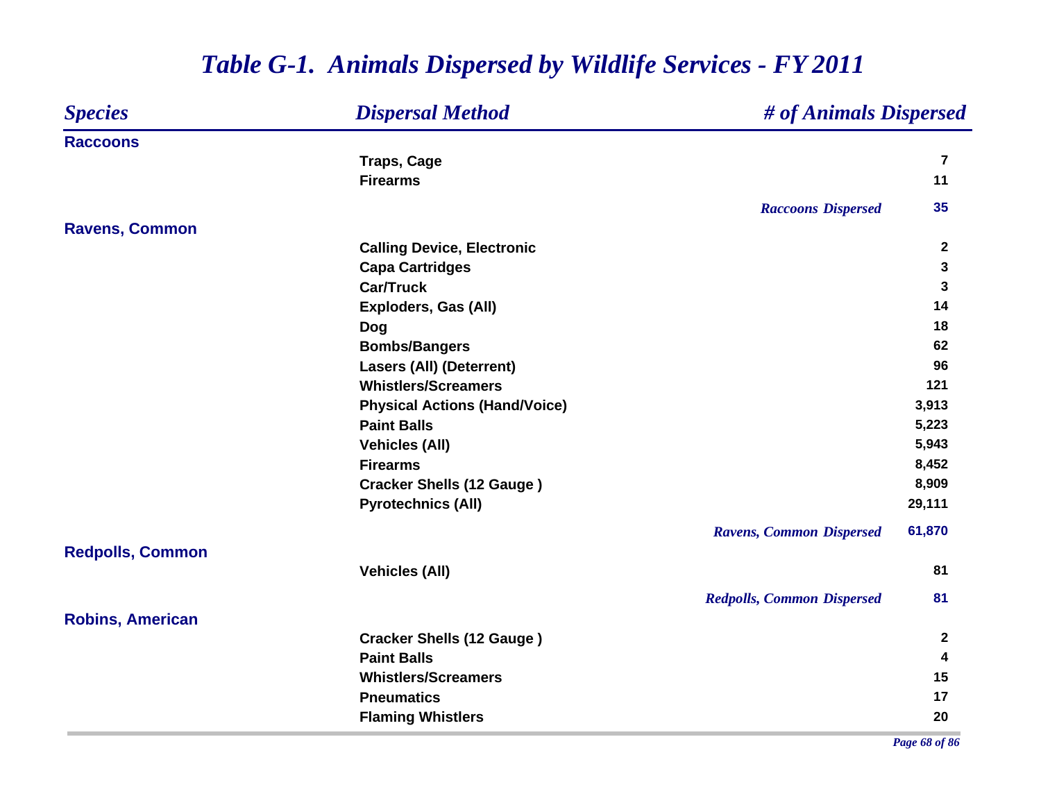# *Table G-1. Animals Dispersed by Wildlife Services - FY 2011*

| *Species* | *Dispersal Method* | *# of Animals Dispersed* |
|---|---|---|
| **Raccoons** | | |
| | **Traps, Cage** | **7** |
| | **Firearms** | **11** |
| | ***Raccoons Dispersed*** | **35** |
| **Ravens, Common** | | |
| | **Calling Device, Electronic** | **2** |
| | **Capa Cartridges** | **3** |
| | **Car/Truck** | **3** |
| | **Exploders, Gas (All)** | **14** |
| | **Dog** | **18** |
| | **Bombs/Bangers** | **62** |
| | **Lasers (All) (Deterrent)** | **96** |
| | **Whistlers/Screamers** | **121** |
| | **Physical Actions (Hand/Voice)** | **3,913** |
| | **Paint Balls** | **5,223** |
| | **Vehicles (All)** | **5,943** |
| | **Firearms** | **8,452** |
| | **Cracker Shells (12 Gauge )** | **8,909** |
| | **Pyrotechnics (All)** | **29,111** |
| | ***Ravens, Common Dispersed*** | **61,870** |
| **Redpolls, Common** | | |
| | **Vehicles (All)** | **81** |
| | ***Redpolls, Common Dispersed*** | **81** |
| **Robins, American** | | |
| | **Cracker Shells (12 Gauge )** | **2** |
| | **Paint Balls** | **4** |
| | **Whistlers/Screamers** | **15** |
| | **Pneumatics** | **17** |
| | **Flaming Whistlers** | **20** |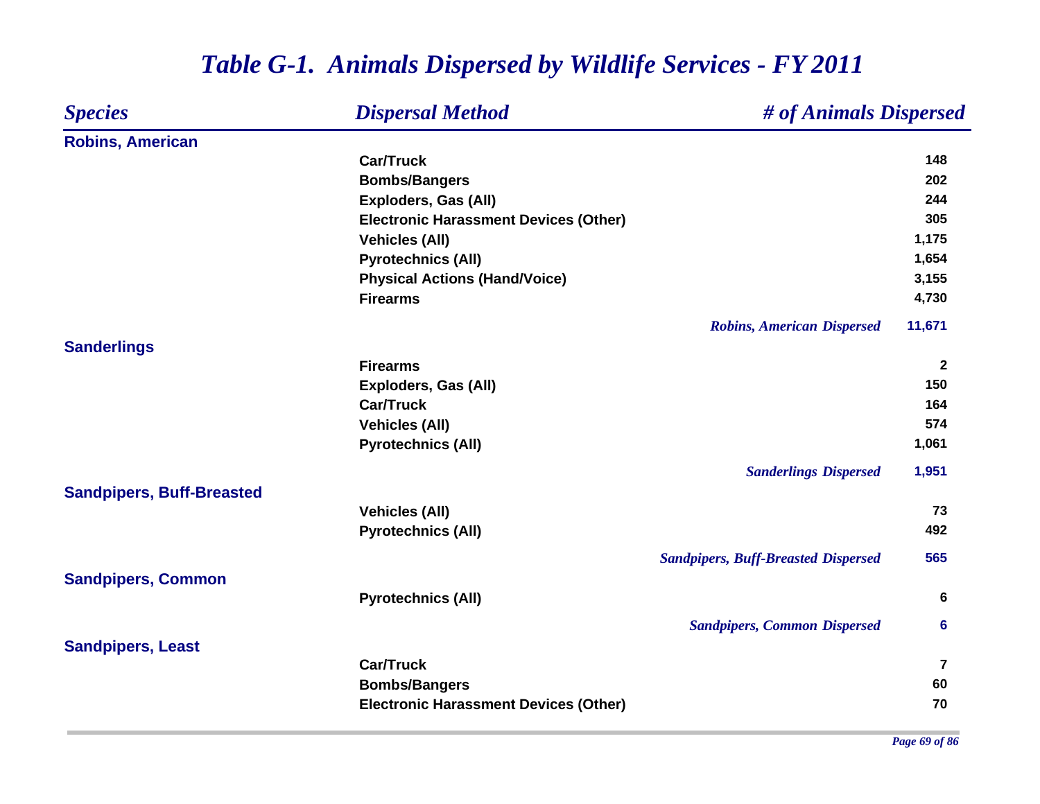# *Table G-1. Animals Dispersed by Wildlife Services - FY 2011*

| *Species* | *Dispersal Method* | *# of Animals Dispersed* |
|---|---|---|
| **Robins, American** | | |
| | **Car/Truck** | **148** |
| | **Bombs/Bangers** | **202** |
| | **Exploders, Gas (All)** | **244** |
| | **Electronic Harassment Devices (Other)** | **305** |
| | **Vehicles (All)** | **1,175** |
| | **Pyrotechnics (All)** | **1,654** |
| | **Physical Actions (Hand/Voice)** | **3,155** |
| | **Firearms** | **4,730** |
| | ***Robins, American Dispersed*** | **11,671** |
| **Sanderlings** | | |
| | **Firearms** | **2** |
| | **Exploders, Gas (All)** | **150** |
| | **Car/Truck** | **164** |
| | **Vehicles (All)** | **574** |
| | **Pyrotechnics (All)** | **1,061** |
| | ***Sanderlings Dispersed*** | **1,951** |
| **Sandpipers, Buff-Breasted** | | |
| | **Vehicles (All)** | **73** |
| | **Pyrotechnics (All)** | **492** |
| | ***Sandpipers, Buff-Breasted Dispersed*** | **565** |
| **Sandpipers, Common** | | |
| | **Pyrotechnics (All)** | **6** |
| | ***Sandpipers, Common Dispersed*** | **6** |
| **Sandpipers, Least** | | |
| | **Car/Truck** | **7** |
| | **Bombs/Bangers** | **60** |
| | **Electronic Harassment Devices (Other)** | **70** |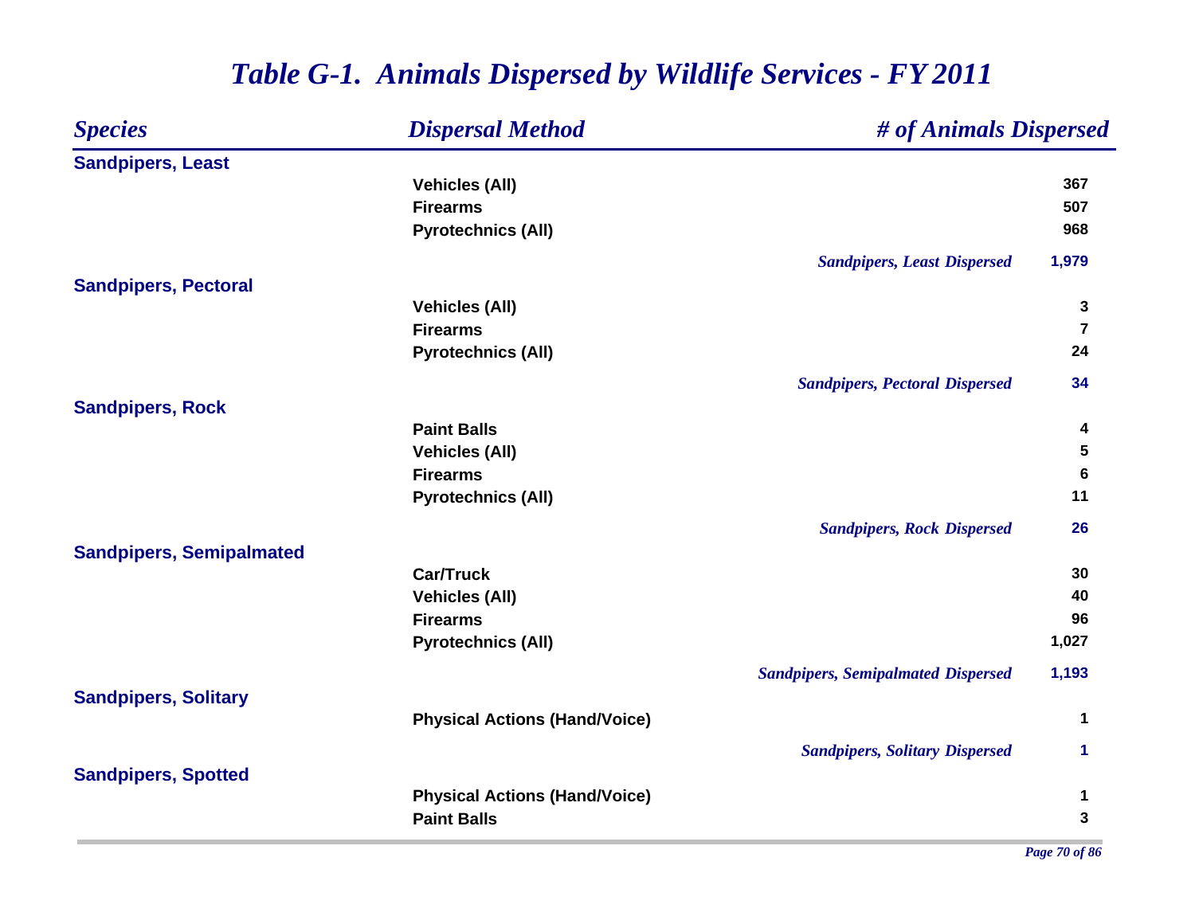# *Table G-1. Animals Dispersed by Wildlife Services - FY 2011*

| *Species* | *Dispersal Method* | *# of Animals Dispersed* |
|---|---|---|
| **Sandpipers, Least** | | |
| | **Vehicles (All)** | **367** |
| | **Firearms** | **507** |
| | **Pyrotechnics (All)** | **968** |
| | ***Sandpipers, Least Dispersed*** | **1,979** |
| **Sandpipers, Pectoral** | | |
| | **Vehicles (All)** | **3** |
| | **Firearms** | **7** |
| | **Pyrotechnics (All)** | **24** |
| | ***Sandpipers, Pectoral Dispersed*** | **34** |
| **Sandpipers, Rock** | | |
| | **Paint Balls** | **4** |
| | **Vehicles (All)** | **5** |
| | **Firearms** | **6** |
| | **Pyrotechnics (All)** | **11** |
| | ***Sandpipers, Rock Dispersed*** | **26** |
| **Sandpipers, Semipalmated** | | |
| | **Car/Truck** | **30** |
| | **Vehicles (All)** | **40** |
| | **Firearms** | **96** |
| | **Pyrotechnics (All)** | **1,027** |
| | ***Sandpipers, Semipalmated Dispersed*** | **1,193** |
| **Sandpipers, Solitary** | | |
| | **Physical Actions (Hand/Voice)** | **1** |
| | ***Sandpipers, Solitary Dispersed*** | **1** |
| **Sandpipers, Spotted** | | |
| | **Physical Actions (Hand/Voice)** | **1** |
| | **Paint Balls** | **3** |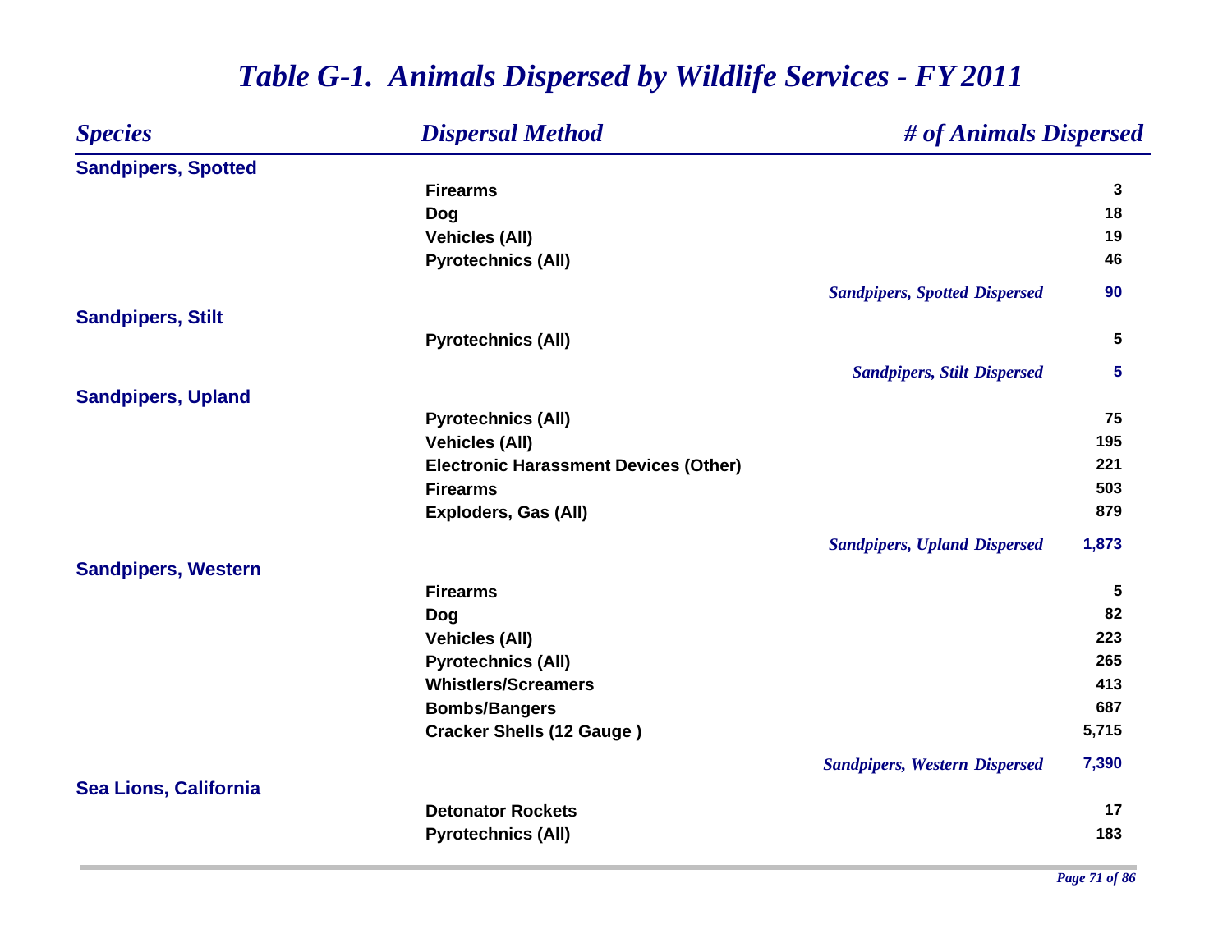# Table G-1. Animals Dispersed by Wildlife Services - FY 2011

| Species | Dispersal Method | # of Animals Dispersed |
|---|---|---|
| **Sandpipers, Spotted** | | |
| | Firearms | 3 |
| | Dog | 18 |
| | Vehicles (All) | 19 |
| | Pyrotechnics (All) | 46 |
| | *Sandpipers, Spotted Dispersed* | 90 |
| **Sandpipers, Stilt** | | |
| | Pyrotechnics (All) | 5 |
| | *Sandpipers, Stilt Dispersed* | 5 |
| **Sandpipers, Upland** | | |
| | Pyrotechnics (All) | 75 |
| | Vehicles (All) | 195 |
| | Electronic Harassment Devices (Other) | 221 |
| | Firearms | 503 |
| | Exploders, Gas (All) | 879 |
| | *Sandpipers, Upland Dispersed* | 1,873 |
| **Sandpipers, Western** | | |
| | Firearms | 5 |
| | Dog | 82 |
| | Vehicles (All) | 223 |
| | Pyrotechnics (All) | 265 |
| | Whistlers/Screamers | 413 |
| | Bombs/Bangers | 687 |
| | Cracker Shells (12 Gauge ) | 5,715 |
| | *Sandpipers, Western Dispersed* | 7,390 |
| **Sea Lions, California** | | |
| | Detonator Rockets | 17 |
| | Pyrotechnics (All) | 183 |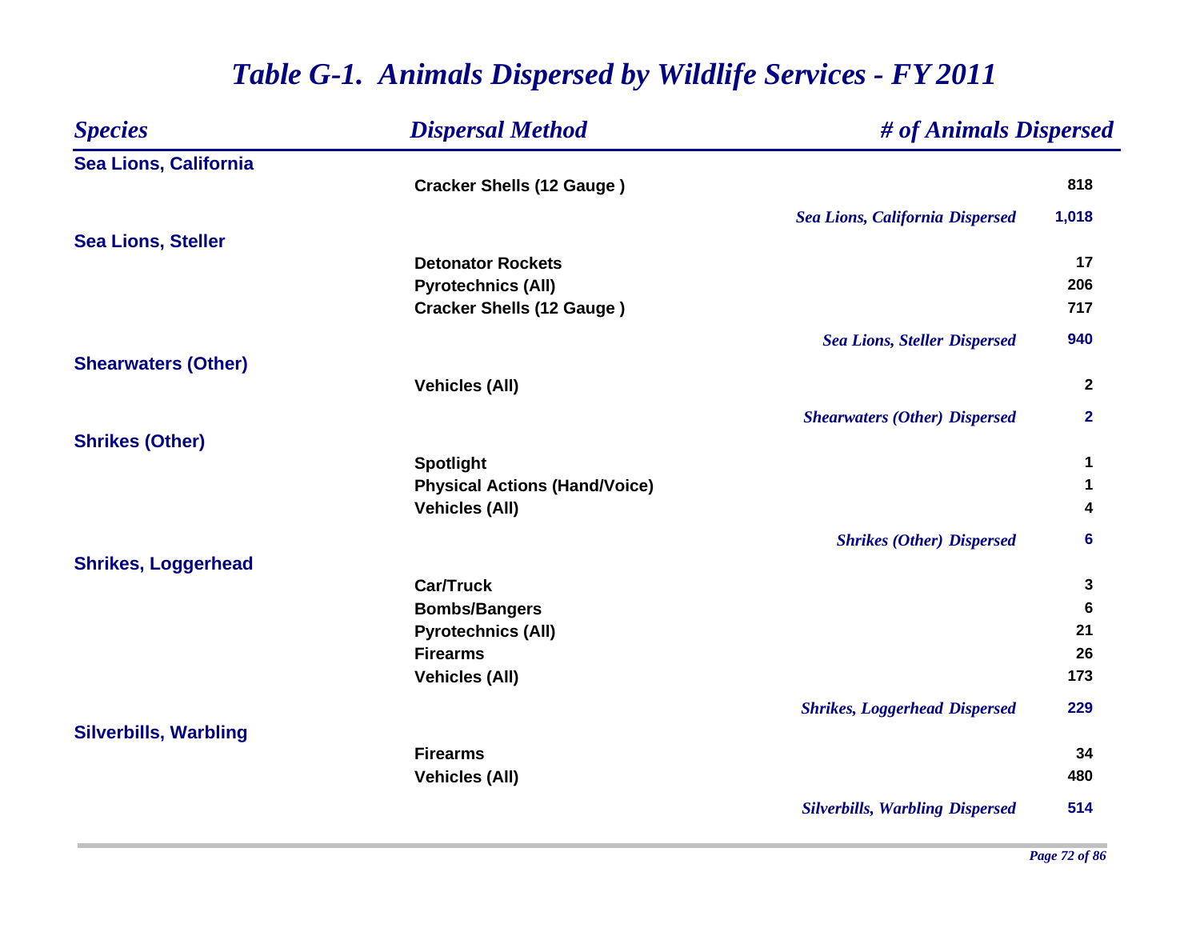# *Table G-1. Animals Dispersed by Wildlife Services - FY 2011*

| *Species* | *Dispersal Method* | *# of Animals Dispersed* |
|---|---|---|
| **Sea Lions, California** | | |
| | **Cracker Shells (12 Gauge )** | **818** |
| | ***Sea Lions, California Dispersed*** | **1,018** |
| **Sea Lions, Steller** | | |
| | **Detonator Rockets** | **17** |
| | **Pyrotechnics (All)** | **206** |
| | **Cracker Shells (12 Gauge )** | **717** |
| | ***Sea Lions, Steller Dispersed*** | **940** |
| **Shearwaters (Other)** | | |
| | **Vehicles (All)** | **2** |
| | ***Shearwaters (Other) Dispersed*** | **2** |
| **Shrikes (Other)** | | |
| | **Spotlight** | **1** |
| | **Physical Actions (Hand/Voice)** | **1** |
| | **Vehicles (All)** | **4** |
| | ***Shrikes (Other) Dispersed*** | **6** |
| **Shrikes, Loggerhead** | | |
| | **Car/Truck** | **3** |
| | **Bombs/Bangers** | **6** |
| | **Pyrotechnics (All)** | **21** |
| | **Firearms** | **26** |
| | **Vehicles (All)** | **173** |
| | ***Shrikes, Loggerhead Dispersed*** | **229** |
| **Silverbills, Warbling** | | |
| | **Firearms** | **34** |
| | **Vehicles (All)** | **480** |
| | ***Silverbills, Warbling Dispersed*** | **514** |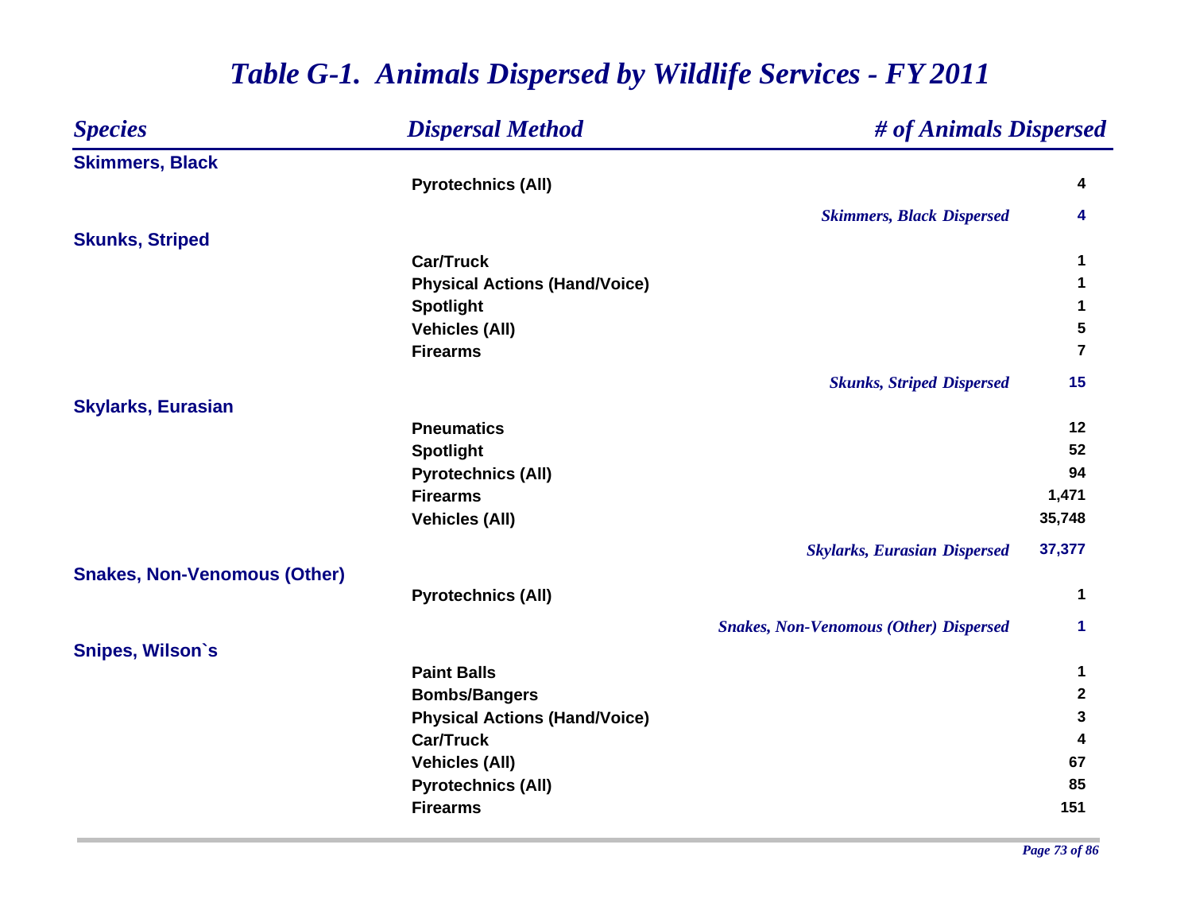# *Table G-1. Animals Dispersed by Wildlife Services - FY 2011*

| *Species* | *Dispersal Method* | *# of Animals Dispersed* |
|---|---|---|
| **Skimmers, Black** | | |
| | **Pyrotechnics (All)** | **4** |
| | ***Skimmers, Black Dispersed*** | **4** |
| **Skunks, Striped** | | |
| | **Car/Truck** | **1** |
| | **Physical Actions (Hand/Voice)** | **1** |
| | **Spotlight** | **1** |
| | **Vehicles (All)** | **5** |
| | **Firearms** | **7** |
| | ***Skunks, Striped Dispersed*** | **15** |
| **Skylarks, Eurasian** | | |
| | **Pneumatics** | **12** |
| | **Spotlight** | **52** |
| | **Pyrotechnics (All)** | **94** |
| | **Firearms** | **1,471** |
| | **Vehicles (All)** | **35,748** |
| | ***Skylarks, Eurasian Dispersed*** | **37,377** |
| **Snakes, Non-Venomous (Other)** | | |
| | **Pyrotechnics (All)** | **1** |
| | ***Snakes, Non-Venomous (Other) Dispersed*** | **1** |
| **Snipes, Wilson`s** | | |
| | **Paint Balls** | **1** |
| | **Bombs/Bangers** | **2** |
| | **Physical Actions (Hand/Voice)** | **3** |
| | **Car/Truck** | **4** |
| | **Vehicles (All)** | **67** |
| | **Pyrotechnics (All)** | **85** |
| | **Firearms** | **151** |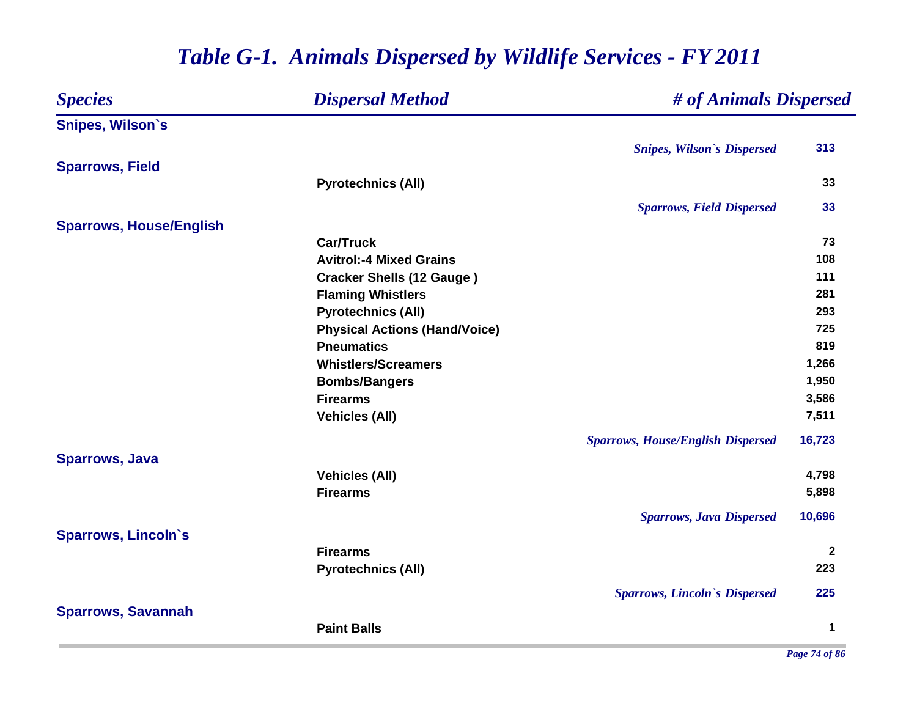# *Table G-1. Animals Dispersed by Wildlife Services - FY 2011*

| *Species* | *Dispersal Method* | *# of Animals Dispersed* |
|---|---|---|
| **Snipes, Wilson`s** | | |
| | *Snipes, Wilson`s Dispersed* | **313** |
| **Sparrows, Field** | | |
| | **Pyrotechnics (All)** | **33** |
| | *Sparrows, Field Dispersed* | **33** |
| **Sparrows, House/English** | | |
| | **Car/Truck** | **73** |
| | **Avitrol:-4 Mixed Grains** | **108** |
| | **Cracker Shells (12 Gauge )** | **111** |
| | **Flaming Whistlers** | **281** |
| | **Pyrotechnics (All)** | **293** |
| | **Physical Actions (Hand/Voice)** | **725** |
| | **Pneumatics** | **819** |
| | **Whistlers/Screamers** | **1,266** |
| | **Bombs/Bangers** | **1,950** |
| | **Firearms** | **3,586** |
| | **Vehicles (All)** | **7,511** |
| | *Sparrows, House/English Dispersed* | **16,723** |
| **Sparrows, Java** | | |
| | **Vehicles (All)** | **4,798** |
| | **Firearms** | **5,898** |
| | *Sparrows, Java Dispersed* | **10,696** |
| **Sparrows, Lincoln`s** | | |
| | **Firearms** | **2** |
| | **Pyrotechnics (All)** | **223** |
| | *Sparrows, Lincoln`s Dispersed* | **225** |
| **Sparrows, Savannah** | | |
| | **Paint Balls** | **1** |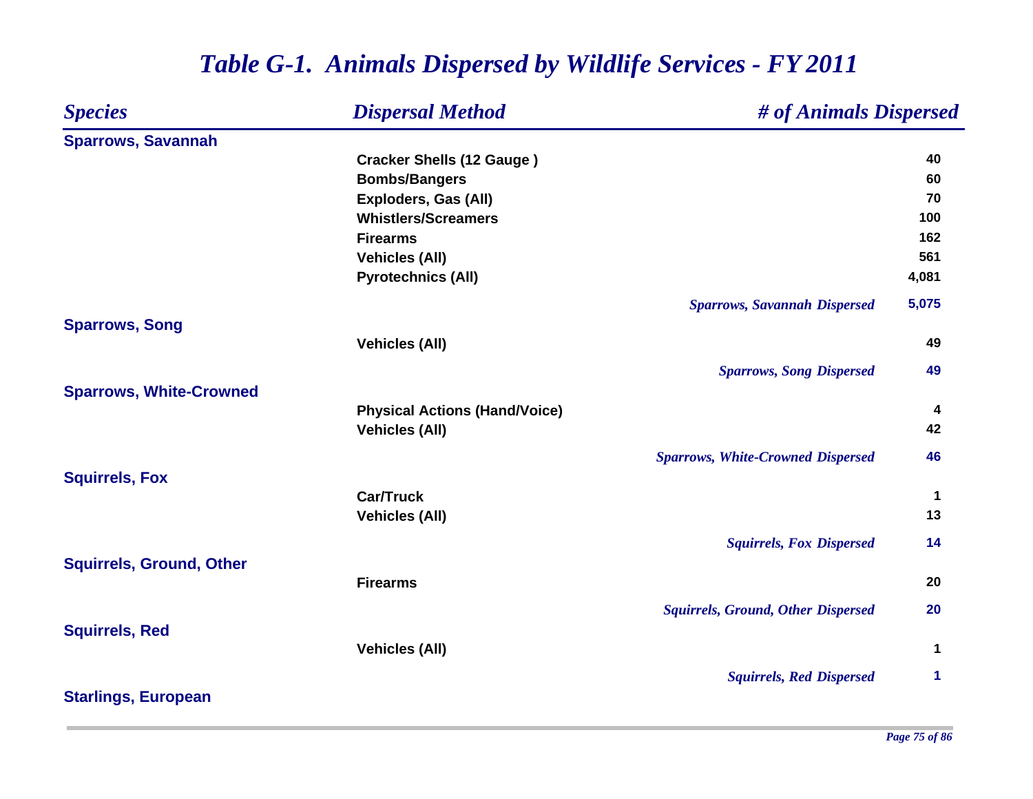# Table G-1. Animals Dispersed by Wildlife Services - FY 2011

| Species | Dispersal Method | # of Animals Dispersed |
|---|---|---|
| **Sparrows, Savannah** | | |
| | Cracker Shells (12 Gauge ) | 40 |
| | Bombs/Bangers | 60 |
| | Exploders, Gas (All) | 70 |
| | Whistlers/Screamers | 100 |
| | Firearms | 162 |
| | Vehicles (All) | 561 |
| | Pyrotechnics (All) | 4,081 |
| | *Sparrows, Savannah Dispersed* | **5,075** |
| **Sparrows, Song** | | |
| | Vehicles (All) | 49 |
| | *Sparrows, Song Dispersed* | **49** |
| **Sparrows, White-Crowned** | | |
| | Physical Actions (Hand/Voice) | 4 |
| | Vehicles (All) | 42 |
| | *Sparrows, White-Crowned Dispersed* | **46** |
| **Squirrels, Fox** | | |
| | Car/Truck | 1 |
| | Vehicles (All) | 13 |
| | *Squirrels, Fox Dispersed* | **14** |
| **Squirrels, Ground, Other** | | |
| | Firearms | 20 |
| | *Squirrels, Ground, Other Dispersed* | **20** |
| **Squirrels, Red** | | |
| | Vehicles (All) | 1 |
| | *Squirrels, Red Dispersed* | **1** |
| **Starlings, European** | | |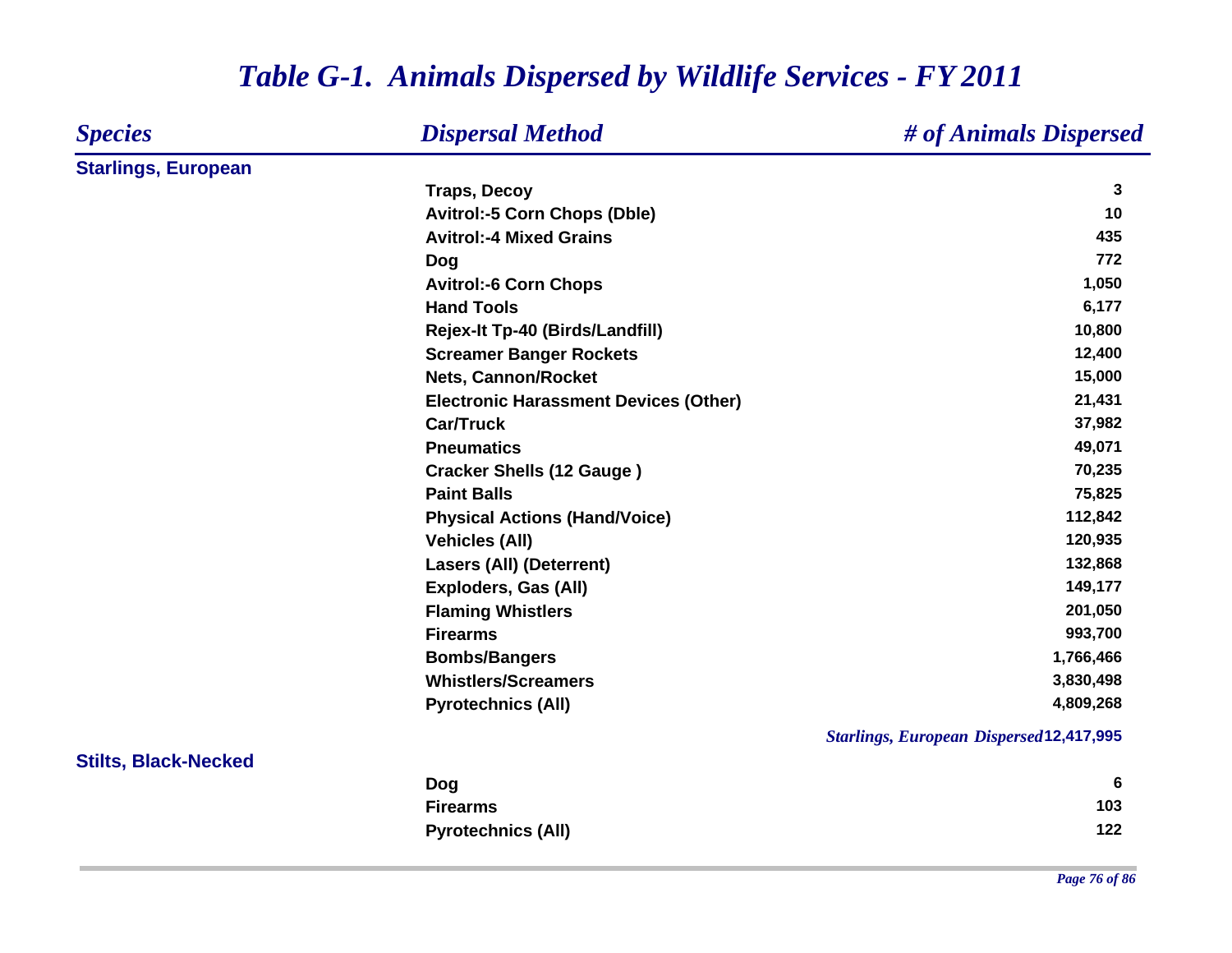# Table G-1. Animals Dispersed by Wildlife Services - FY 2011

| Species | Dispersal Method | # of Animals Dispersed |
|---|---|---|
| **Starlings, European** | | |
| | Traps, Decoy | 3 |
| | Avitrol:-5 Corn Chops (Dble) | 10 |
| | Avitrol:-4 Mixed Grains | 435 |
| | Dog | 772 |
| | Avitrol:-6 Corn Chops | 1,050 |
| | Hand Tools | 6,177 |
| | Rejex-It Tp-40 (Birds/Landfill) | 10,800 |
| | Screamer Banger Rockets | 12,400 |
| | Nets, Cannon/Rocket | 15,000 |
| | Electronic Harassment Devices (Other) | 21,431 |
| | Car/Truck | 37,982 |
| | Pneumatics | 49,071 |
| | Cracker Shells (12 Gauge ) | 70,235 |
| | Paint Balls | 75,825 |
| | Physical Actions (Hand/Voice) | 112,842 |
| | Vehicles (All) | 120,935 |
| | Lasers (All) (Deterrent) | 132,868 |
| | Exploders, Gas (All) | 149,177 |
| | Flaming Whistlers | 201,050 |
| | Firearms | 993,700 |
| | Bombs/Bangers | 1,766,466 |
| | Whistlers/Screamers | 3,830,498 |
| | Pyrotechnics (All) | 4,809,268 |
| | *Starlings, European Dispersed* | **12,417,995** |
| **Stilts, Black-Necked** | | |
| | Dog | 6 |
| | Firearms | 103 |
| | Pyrotechnics (All) | 122 |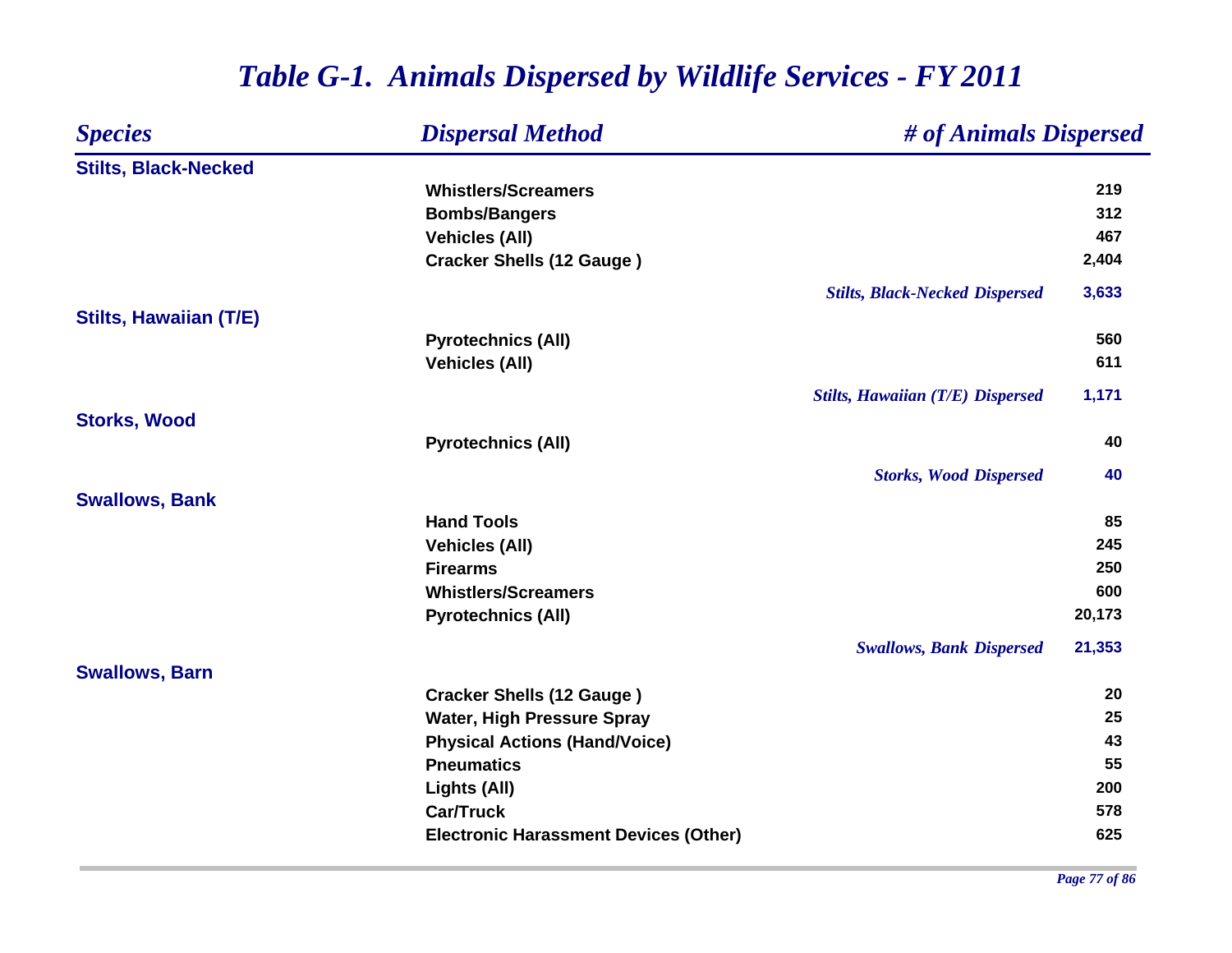# *Table G-1. Animals Dispersed by Wildlife Services - FY 2011*

| *Species* | *Dispersal Method* | *# of Animals Dispersed* |
|---|---|---|
| **Stilts, Black-Necked** | | |
| | **Whistlers/Screamers** | **219** |
| | **Bombs/Bangers** | **312** |
| | **Vehicles (All)** | **467** |
| | **Cracker Shells (12 Gauge )** | **2,404** |
| | ***Stilts, Black-Necked Dispersed*** | **3,633** |
| **Stilts, Hawaiian (T/E)** | | |
| | **Pyrotechnics (All)** | **560** |
| | **Vehicles (All)** | **611** |
| | ***Stilts, Hawaiian (T/E) Dispersed*** | **1,171** |
| **Storks, Wood** | | |
| | **Pyrotechnics (All)** | **40** |
| | ***Storks, Wood Dispersed*** | **40** |
| **Swallows, Bank** | | |
| | **Hand Tools** | **85** |
| | **Vehicles (All)** | **245** |
| | **Firearms** | **250** |
| | **Whistlers/Screamers** | **600** |
| | **Pyrotechnics (All)** | **20,173** |
| | ***Swallows, Bank Dispersed*** | **21,353** |
| **Swallows, Barn** | | |
| | **Cracker Shells (12 Gauge )** | **20** |
| | **Water, High Pressure Spray** | **25** |
| | **Physical Actions (Hand/Voice)** | **43** |
| | **Pneumatics** | **55** |
| | **Lights (All)** | **200** |
| | **Car/Truck** | **578** |
| | **Electronic Harassment Devices (Other)** | **625** |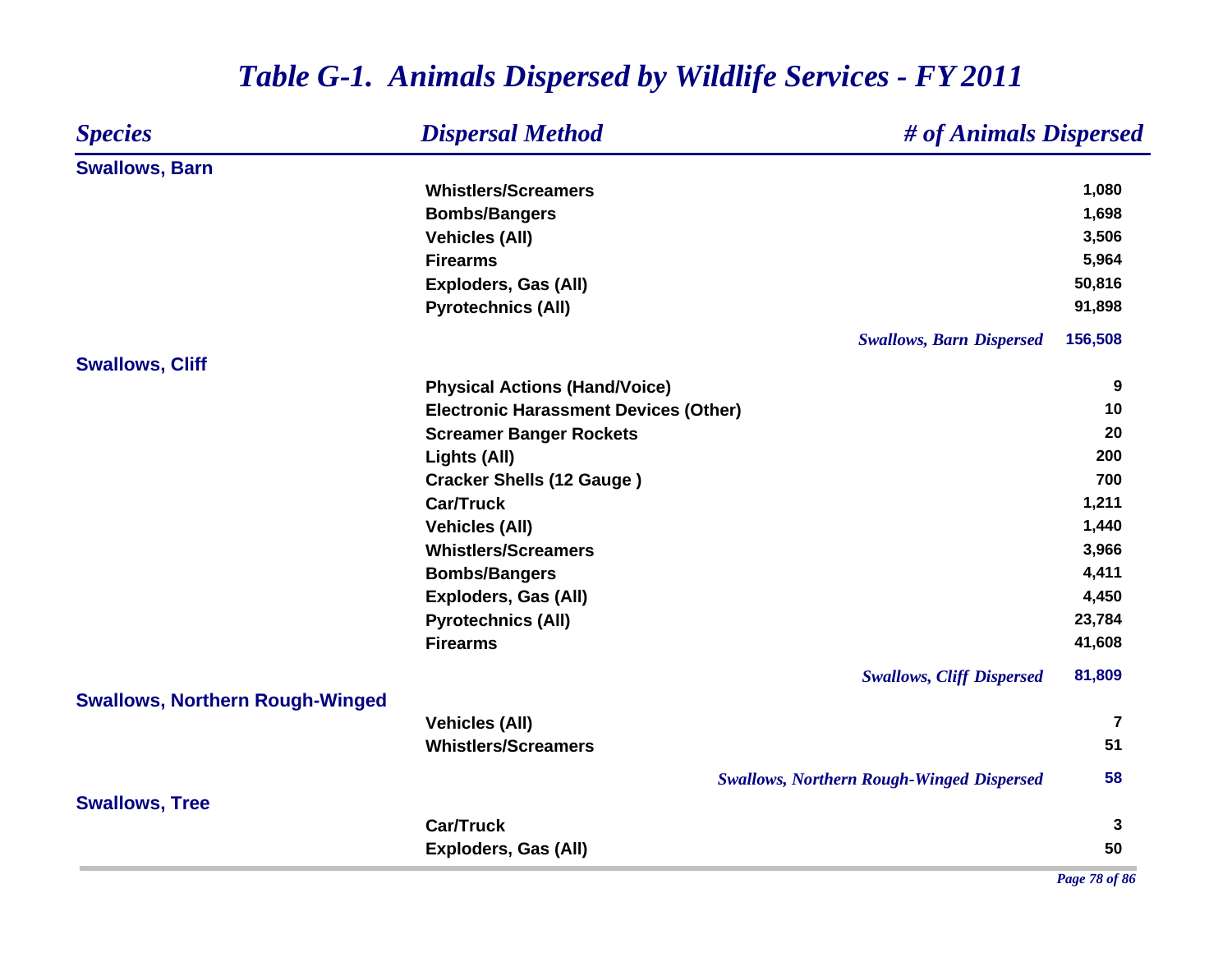# *Table G-1. Animals Dispersed by Wildlife Services - FY 2011*

| *Species* | *Dispersal Method* | *# of Animals Dispersed* |
|---|---|---|
| **Swallows, Barn** | | |
| | **Whistlers/Screamers** | **1,080** |
| | **Bombs/Bangers** | **1,698** |
| | **Vehicles (All)** | **3,506** |
| | **Firearms** | **5,964** |
| | **Exploders, Gas (All)** | **50,816** |
| | **Pyrotechnics (All)** | **91,898** |
| | ***Swallows, Barn Dispersed*** | **156,508** |
| **Swallows, Cliff** | | |
| | **Physical Actions (Hand/Voice)** | **9** |
| | **Electronic Harassment Devices (Other)** | **10** |
| | **Screamer Banger Rockets** | **20** |
| | **Lights (All)** | **200** |
| | **Cracker Shells (12 Gauge )** | **700** |
| | **Car/Truck** | **1,211** |
| | **Vehicles (All)** | **1,440** |
| | **Whistlers/Screamers** | **3,966** |
| | **Bombs/Bangers** | **4,411** |
| | **Exploders, Gas (All)** | **4,450** |
| | **Pyrotechnics (All)** | **23,784** |
| | **Firearms** | **41,608** |
| | ***Swallows, Cliff Dispersed*** | **81,809** |
| **Swallows, Northern Rough-Winged** | | |
| | **Vehicles (All)** | **7** |
| | **Whistlers/Screamers** | **51** |
| | ***Swallows, Northern Rough-Winged Dispersed*** | **58** |
| **Swallows, Tree** | | |
| | **Car/Truck** | **3** |
| | **Exploders, Gas (All)** | **50** |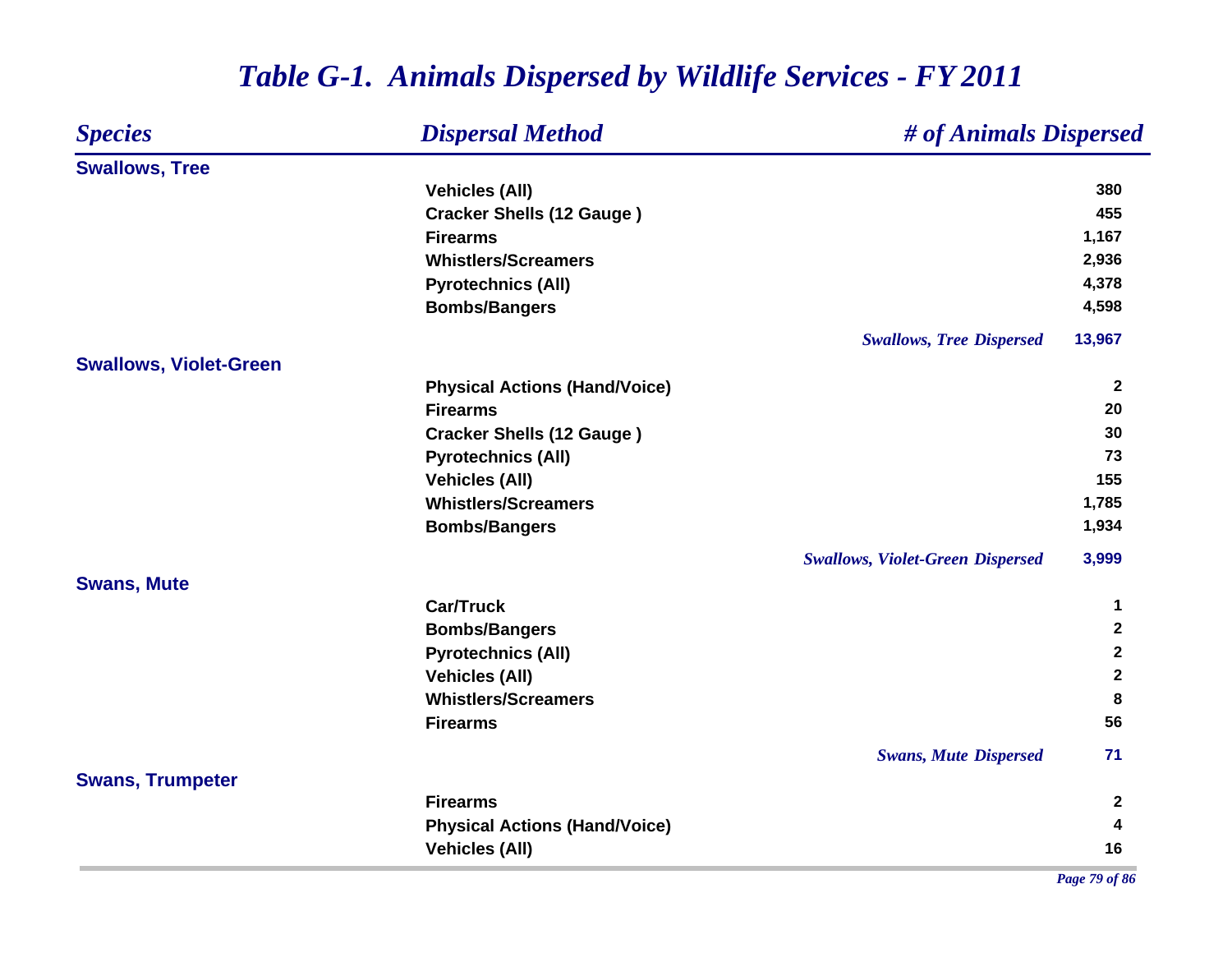# Table G-1. Animals Dispersed by Wildlife Services - FY 2011

| Species | Dispersal Method | # of Animals Dispersed |
|---|---|---|
| **Swallows, Tree** | | |
| | Vehicles (All) | 380 |
| | Cracker Shells (12 Gauge ) | 455 |
| | Firearms | 1,167 |
| | Whistlers/Screamers | 2,936 |
| | Pyrotechnics (All) | 4,378 |
| | Bombs/Bangers | 4,598 |
| | *Swallows, Tree Dispersed* | 13,967 |
| **Swallows, Violet-Green** | | |
| | Physical Actions (Hand/Voice) | 2 |
| | Firearms | 20 |
| | Cracker Shells (12 Gauge ) | 30 |
| | Pyrotechnics (All) | 73 |
| | Vehicles (All) | 155 |
| | Whistlers/Screamers | 1,785 |
| | Bombs/Bangers | 1,934 |
| | *Swallows, Violet-Green Dispersed* | 3,999 |
| **Swans, Mute** | | |
| | Car/Truck | 1 |
| | Bombs/Bangers | 2 |
| | Pyrotechnics (All) | 2 |
| | Vehicles (All) | 2 |
| | Whistlers/Screamers | 8 |
| | Firearms | 56 |
| | *Swans, Mute Dispersed* | 71 |
| **Swans, Trumpeter** | | |
| | Firearms | 2 |
| | Physical Actions (Hand/Voice) | 4 |
| | Vehicles (All) | 16 |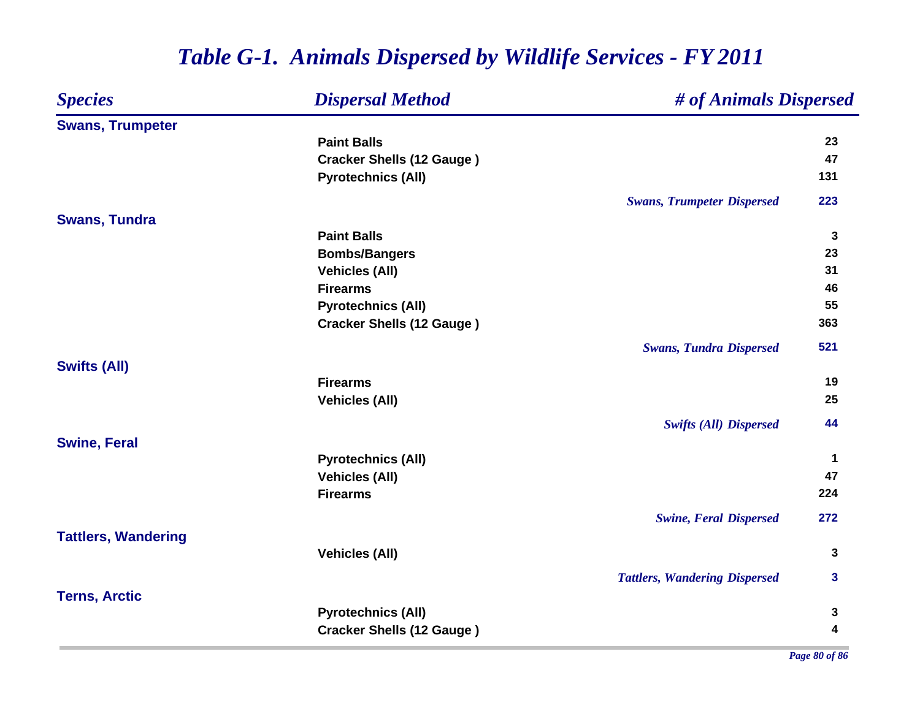# *Table G-1. Animals Dispersed by Wildlife Services - FY 2011*

| *Species* | *Dispersal Method* | *# of Animals Dispersed* |
|---|---|---|
| **Swans, Trumpeter** | | |
| | **Paint Balls** | **23** |
| | **Cracker Shells (12 Gauge )** | **47** |
| | **Pyrotechnics (All)** | **131** |
| | ***Swans, Trumpeter Dispersed*** | **223** |
| **Swans, Tundra** | | |
| | **Paint Balls** | **3** |
| | **Bombs/Bangers** | **23** |
| | **Vehicles (All)** | **31** |
| | **Firearms** | **46** |
| | **Pyrotechnics (All)** | **55** |
| | **Cracker Shells (12 Gauge )** | **363** |
| | ***Swans, Tundra Dispersed*** | **521** |
| **Swifts (All)** | | |
| | **Firearms** | **19** |
| | **Vehicles (All)** | **25** |
| | ***Swifts (All) Dispersed*** | **44** |
| **Swine, Feral** | | |
| | **Pyrotechnics (All)** | **1** |
| | **Vehicles (All)** | **47** |
| | **Firearms** | **224** |
| | ***Swine, Feral Dispersed*** | **272** |
| **Tattlers, Wandering** | | |
| | **Vehicles (All)** | **3** |
| | ***Tattlers, Wandering Dispersed*** | **3** |
| **Terns, Arctic** | | |
| | **Pyrotechnics (All)** | **3** |
| | **Cracker Shells (12 Gauge )** | **4** |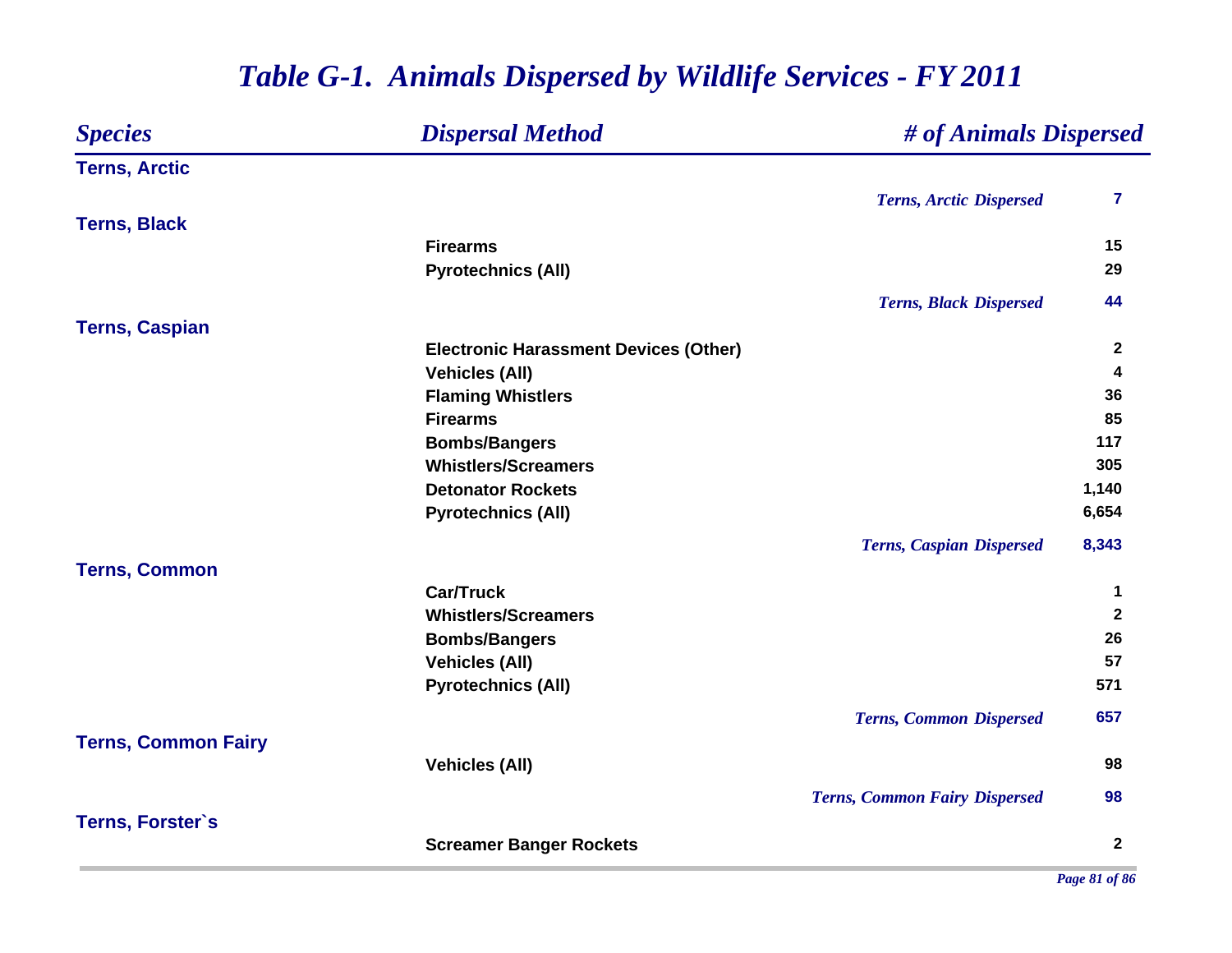# Table G-1. Animals Dispersed by Wildlife Services - FY 2011

| Species | Dispersal Method | # of Animals Dispersed |
|---|---|---|
| **Terns, Arctic** | | |
| | *Terns, Arctic Dispersed* | 7 |
| **Terns, Black** | | |
| | Firearms | 15 |
| | Pyrotechnics (All) | 29 |
| | *Terns, Black Dispersed* | 44 |
| **Terns, Caspian** | | |
| | Electronic Harassment Devices (Other) | 2 |
| | Vehicles (All) | 4 |
| | Flaming Whistlers | 36 |
| | Firearms | 85 |
| | Bombs/Bangers | 117 |
| | Whistlers/Screamers | 305 |
| | Detonator Rockets | 1,140 |
| | Pyrotechnics (All) | 6,654 |
| | *Terns, Caspian Dispersed* | 8,343 |
| **Terns, Common** | | |
| | Car/Truck | 1 |
| | Whistlers/Screamers | 2 |
| | Bombs/Bangers | 26 |
| | Vehicles (All) | 57 |
| | Pyrotechnics (All) | 571 |
| | *Terns, Common Dispersed* | 657 |
| **Terns, Common Fairy** | | |
| | Vehicles (All) | 98 |
| | *Terns, Common Fairy Dispersed* | 98 |
| **Terns, Forster`s** | | |
| | Screamer Banger Rockets | 2 |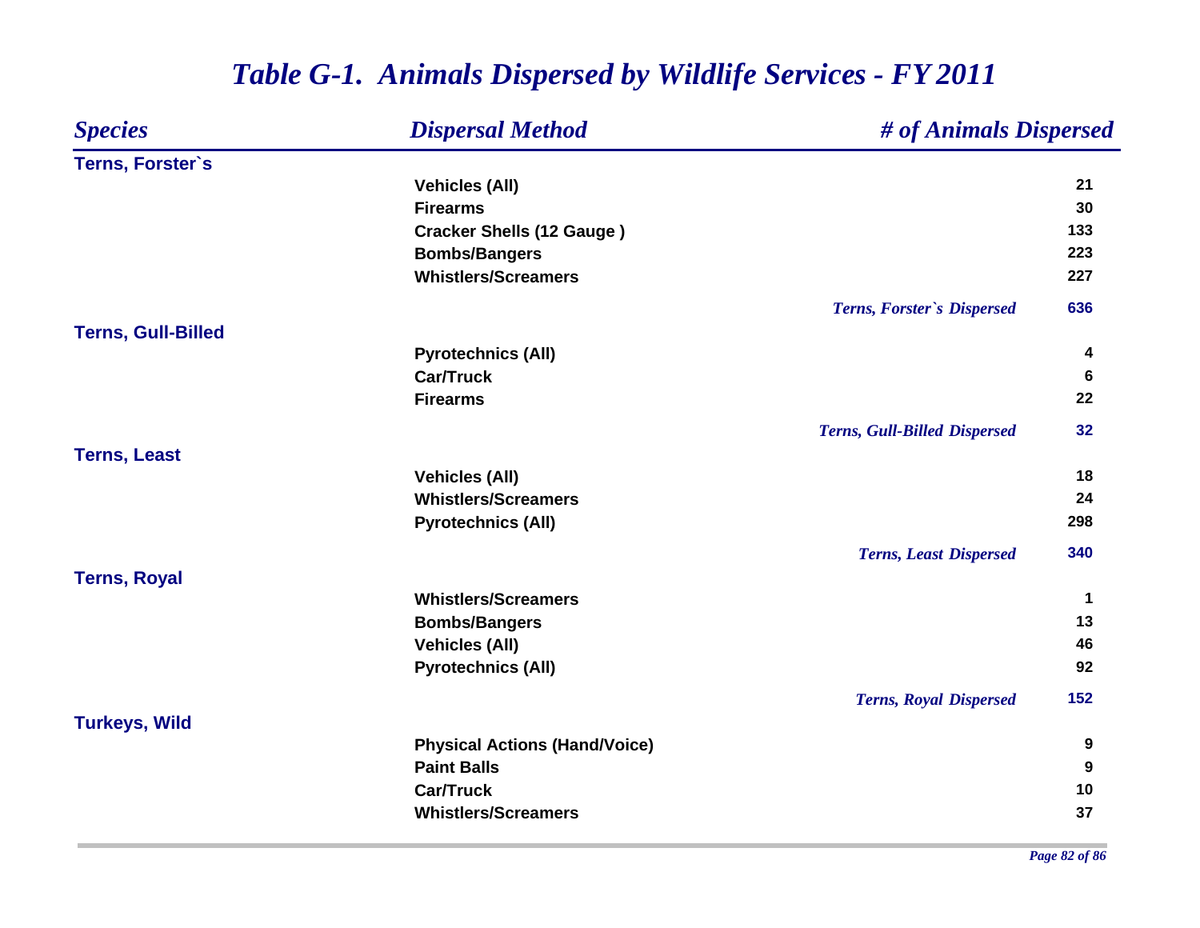# *Table G-1. Animals Dispersed by Wildlife Services - FY 2011*

| *Species* | *Dispersal Method* | *# of Animals Dispersed* |
|---|---|---|
| **Terns, Forster`s** | | |
| | **Vehicles (All)** | **21** |
| | **Firearms** | **30** |
| | **Cracker Shells (12 Gauge )** | **133** |
| | **Bombs/Bangers** | **223** |
| | **Whistlers/Screamers** | **227** |
| | *Terns, Forster`s Dispersed* | **636** |
| **Terns, Gull-Billed** | | |
| | **Pyrotechnics (All)** | **4** |
| | **Car/Truck** | **6** |
| | **Firearms** | **22** |
| | *Terns, Gull-Billed Dispersed* | **32** |
| **Terns, Least** | | |
| | **Vehicles (All)** | **18** |
| | **Whistlers/Screamers** | **24** |
| | **Pyrotechnics (All)** | **298** |
| | *Terns, Least Dispersed* | **340** |
| **Terns, Royal** | | |
| | **Whistlers/Screamers** | **1** |
| | **Bombs/Bangers** | **13** |
| | **Vehicles (All)** | **46** |
| | **Pyrotechnics (All)** | **92** |
| | *Terns, Royal Dispersed* | **152** |
| **Turkeys, Wild** | | |
| | **Physical Actions (Hand/Voice)** | **9** |
| | **Paint Balls** | **9** |
| | **Car/Truck** | **10** |
| | **Whistlers/Screamers** | **37** |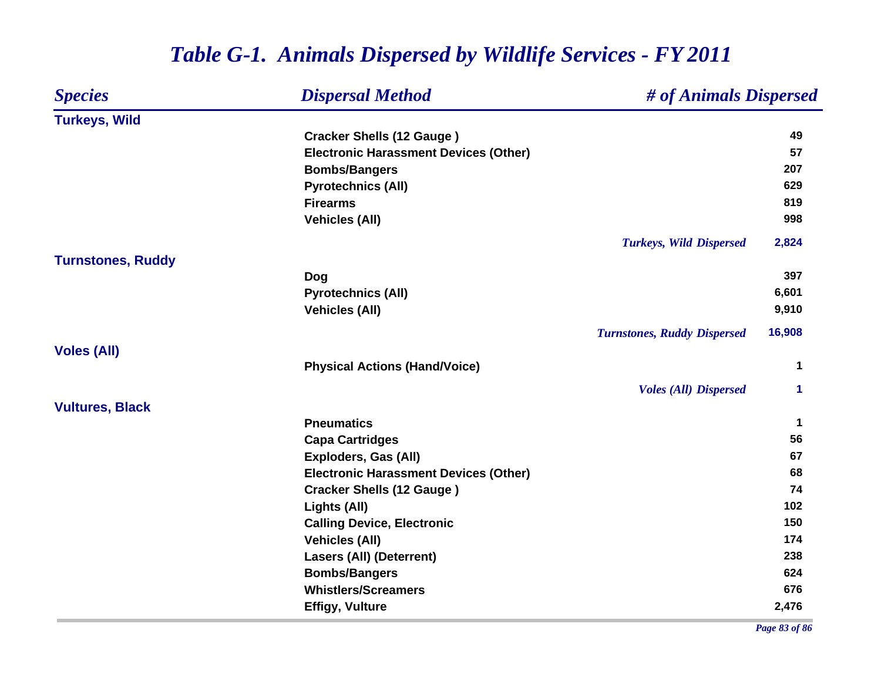# *Table G-1. Animals Dispersed by Wildlife Services - FY 2011*

| *Species* | *Dispersal Method* | *# of Animals Dispersed* |
|---|---|---|
| **Turkeys, Wild** | | |
| | Cracker Shells (12 Gauge ) | 49 |
| | Electronic Harassment Devices (Other) | 57 |
| | Bombs/Bangers | 207 |
| | Pyrotechnics (All) | 629 |
| | Firearms | 819 |
| | Vehicles (All) | 998 |
| | *Turkeys, Wild Dispersed* | **2,824** |
| **Turnstones, Ruddy** | | |
| | Dog | 397 |
| | Pyrotechnics (All) | 6,601 |
| | Vehicles (All) | 9,910 |
| | *Turnstones, Ruddy Dispersed* | **16,908** |
| **Voles (All)** | | |
| | Physical Actions (Hand/Voice) | 1 |
| | *Voles (All) Dispersed* | **1** |
| **Vultures, Black** | | |
| | Pneumatics | 1 |
| | Capa Cartridges | 56 |
| | Exploders, Gas (All) | 67 |
| | Electronic Harassment Devices (Other) | 68 |
| | Cracker Shells (12 Gauge ) | 74 |
| | Lights (All) | 102 |
| | Calling Device, Electronic | 150 |
| | Vehicles (All) | 174 |
| | Lasers (All) (Deterrent) | 238 |
| | Bombs/Bangers | 624 |
| | Whistlers/Screamers | 676 |
| | Effigy, Vulture | 2,476 |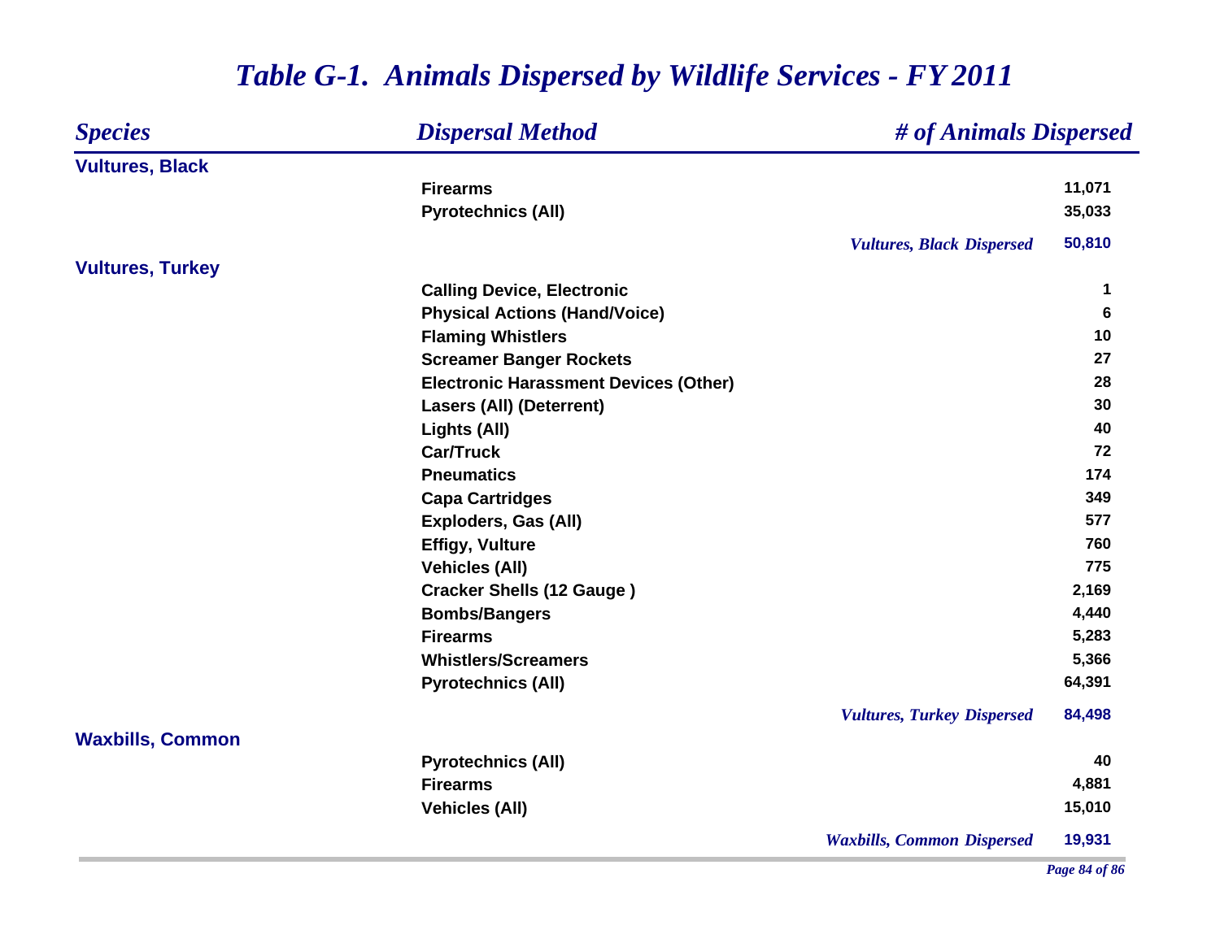# *Table G-1. Animals Dispersed by Wildlife Services - FY 2011*

| *Species* | *Dispersal Method* | *# of Animals Dispersed* |
|---|---|---|
| **Vultures, Black** | | |
| | **Firearms** | **11,071** |
| | **Pyrotechnics (All)** | **35,033** |
| | *Vultures, Black Dispersed* | **50,810** |
| **Vultures, Turkey** | | |
| | **Calling Device, Electronic** | **1** |
| | **Physical Actions (Hand/Voice)** | **6** |
| | **Flaming Whistlers** | **10** |
| | **Screamer Banger Rockets** | **27** |
| | **Electronic Harassment Devices (Other)** | **28** |
| | **Lasers (All) (Deterrent)** | **30** |
| | **Lights (All)** | **40** |
| | **Car/Truck** | **72** |
| | **Pneumatics** | **174** |
| | **Capa Cartridges** | **349** |
| | **Exploders, Gas (All)** | **577** |
| | **Effigy, Vulture** | **760** |
| | **Vehicles (All)** | **775** |
| | **Cracker Shells (12 Gauge )** | **2,169** |
| | **Bombs/Bangers** | **4,440** |
| | **Firearms** | **5,283** |
| | **Whistlers/Screamers** | **5,366** |
| | **Pyrotechnics (All)** | **64,391** |
| | *Vultures, Turkey Dispersed* | **84,498** |
| **Waxbills, Common** | | |
| | **Pyrotechnics (All)** | **40** |
| | **Firearms** | **4,881** |
| | **Vehicles (All)** | **15,010** |
| | *Waxbills, Common Dispersed* | **19,931** |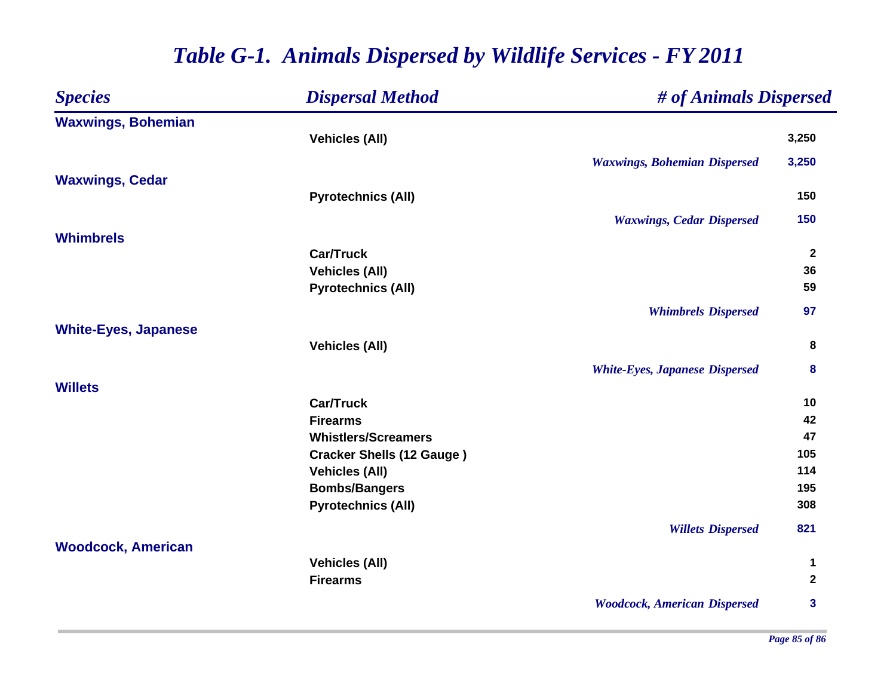# *Table G-1. Animals Dispersed by Wildlife Services - FY 2011*

| *Species* | *Dispersal Method* | *# of Animals Dispersed* |
|---|---|---|
| **Waxwings, Bohemian** | | |
| | **Vehicles (All)** | **3,250** |
| | *Waxwings, Bohemian Dispersed* | **3,250** |
| **Waxwings, Cedar** | | |
| | **Pyrotechnics (All)** | **150** |
| | *Waxwings, Cedar Dispersed* | **150** |
| **Whimbrels** | | |
| | **Car/Truck** | **2** |
| | **Vehicles (All)** | **36** |
| | **Pyrotechnics (All)** | **59** |
| | *Whimbrels Dispersed* | **97** |
| **White-Eyes, Japanese** | | |
| | **Vehicles (All)** | **8** |
| | *White-Eyes, Japanese Dispersed* | **8** |
| **Willets** | | |
| | **Car/Truck** | **10** |
| | **Firearms** | **42** |
| | **Whistlers/Screamers** | **47** |
| | **Cracker Shells (12 Gauge )** | **105** |
| | **Vehicles (All)** | **114** |
| | **Bombs/Bangers** | **195** |
| | **Pyrotechnics (All)** | **308** |
| | *Willets Dispersed* | **821** |
| **Woodcock, American** | | |
| | **Vehicles (All)** | **1** |
| | **Firearms** | **2** |
| | *Woodcock, American Dispersed* | **3** |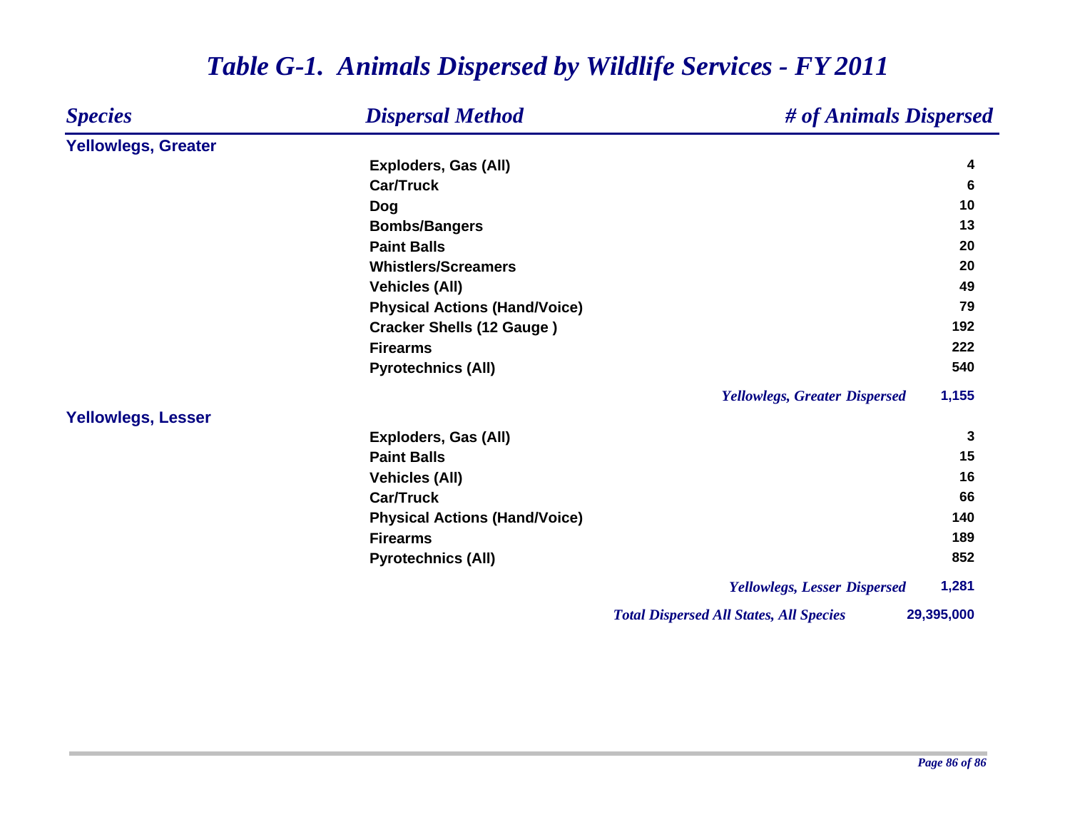# *Table G-1. Animals Dispersed by Wildlife Services - FY 2011*

| *Species* | *Dispersal Method* | *# of Animals Dispersed* |
|---|---|---|
| **Yellowlegs, Greater** | | |
| | **Exploders, Gas (All)** | **4** |
| | **Car/Truck** | **6** |
| | **Dog** | **10** |
| | **Bombs/Bangers** | **13** |
| | **Paint Balls** | **20** |
| | **Whistlers/Screamers** | **20** |
| | **Vehicles (All)** | **49** |
| | **Physical Actions (Hand/Voice)** | **79** |
| | **Cracker Shells (12 Gauge )** | **192** |
| | **Firearms** | **222** |
| | **Pyrotechnics (All)** | **540** |
| | *Yellowlegs, Greater Dispersed* | **1,155** |
| **Yellowlegs, Lesser** | | |
| | **Exploders, Gas (All)** | **3** |
| | **Paint Balls** | **15** |
| | **Vehicles (All)** | **16** |
| | **Car/Truck** | **66** |
| | **Physical Actions (Hand/Voice)** | **140** |
| | **Firearms** | **189** |
| | **Pyrotechnics (All)** | **852** |
| | *Yellowlegs, Lesser Dispersed* | **1,281** |
| | *Total Dispersed All States, All Species* | **29,395,000** |